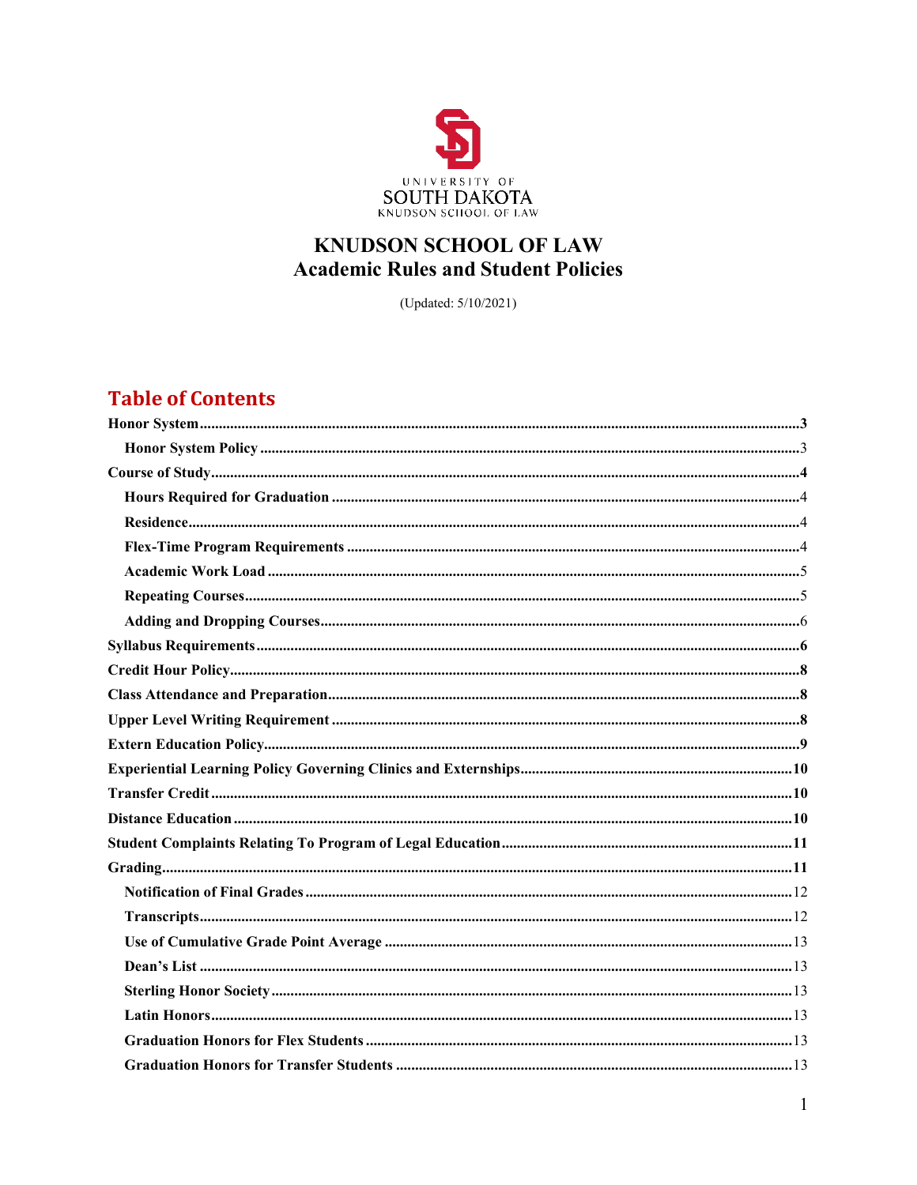UNIVERSITY OF
SOUTH DAKOTA
KNUDSON SCHOOL OF LAW

# KNUDSON SCHOOL OF LAW
# Academic Rules and Student Policies

(Updated: 5/10/2021)

## Table of Contents

**Honor System** ..... 3

- **Honor System Policy** ..... 3

**Course of Study** ..... 4

- **Hours Required for Graduation** ..... 4
- **Residence** ..... 4
- **Flex-Time Program Requirements** ..... 4
- **Academic Work Load** ..... 5
- **Repeating Courses** ..... 5
- **Adding and Dropping Courses** ..... 6

**Syllabus Requirements** ..... 6

**Credit Hour Policy** ..... 8

**Class Attendance and Preparation** ..... 8

**Upper Level Writing Requirement** ..... 8

**Extern Education Policy** ..... 9

**Experiential Learning Policy Governing Clinics and Externships** ..... 10

**Transfer Credit** ..... 10

**Distance Education** ..... 10

**Student Complaints Relating To Program of Legal Education** ..... 11

**Grading** ..... 11

- **Notification of Final Grades** ..... 12
- **Transcripts** ..... 12
- **Use of Cumulative Grade Point Average** ..... 13
- **Dean's List** ..... 13
- **Sterling Honor Society** ..... 13
- **Latin Honors** ..... 13
- **Graduation Honors for Flex Students** ..... 13
- **Graduation Honors for Transfer Students** ..... 13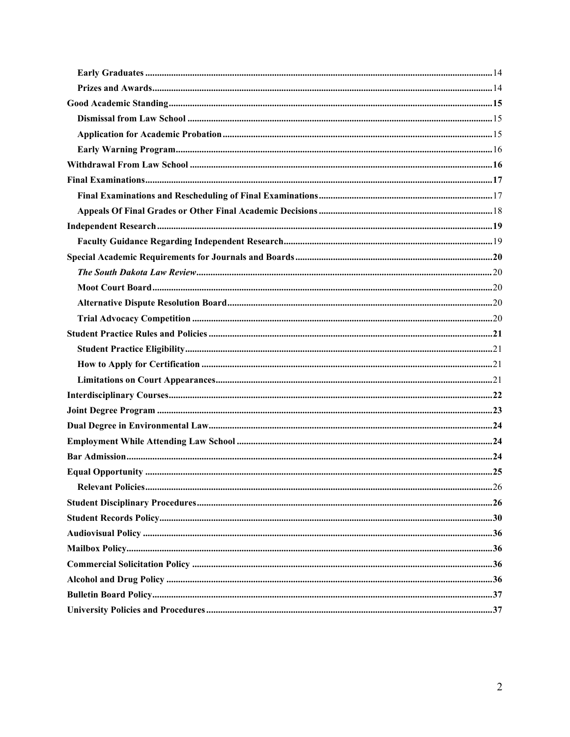- **Early Graduates** ........ 14
- **Prizes and Awards** ........ 14

**Good Academic Standing** ........ **15**

- **Dismissal from Law School** ........ 15
- **Application for Academic Probation** ........ 15
- **Early Warning Program** ........ 16

**Withdrawal From Law School** ........ **16**

**Final Examinations** ........ **17**

- **Final Examinations and Rescheduling of Final Examinations** ........ 17
- **Appeals Of Final Grades or Other Final Academic Decisions** ........ 18

**Independent Research** ........ **19**

- **Faculty Guidance Regarding Independent Research** ........ 19

**Special Academic Requirements for Journals and Boards** ........ **20**

- ***The South Dakota Law Review*** ........ 20
- **Moot Court Board** ........ 20
- **Alternative Dispute Resolution Board** ........ 20
- **Trial Advocacy Competition** ........ 20

**Student Practice Rules and Policies** ........ **21**

- **Student Practice Eligibility** ........ 21
- **How to Apply for Certification** ........ 21
- **Limitations on Court Appearances** ........ 21

**Interdisciplinary Courses** ........ **22**

**Joint Degree Program** ........ **23**

**Dual Degree in Environmental Law** ........ **24**

**Employment While Attending Law School** ........ **24**

**Bar Admission** ........ **24**

**Equal Opportunity** ........ **25**

- **Relevant Policies** ........ 26

**Student Disciplinary Procedures** ........ **26**

**Student Records Policy** ........ **30**

**Audiovisual Policy** ........ **36**

**Mailbox Policy** ........ **36**

**Commercial Solicitation Policy** ........ **36**

**Alcohol and Drug Policy** ........ **36**

**Bulletin Board Policy** ........ **37**

**University Policies and Procedures** ........ **37**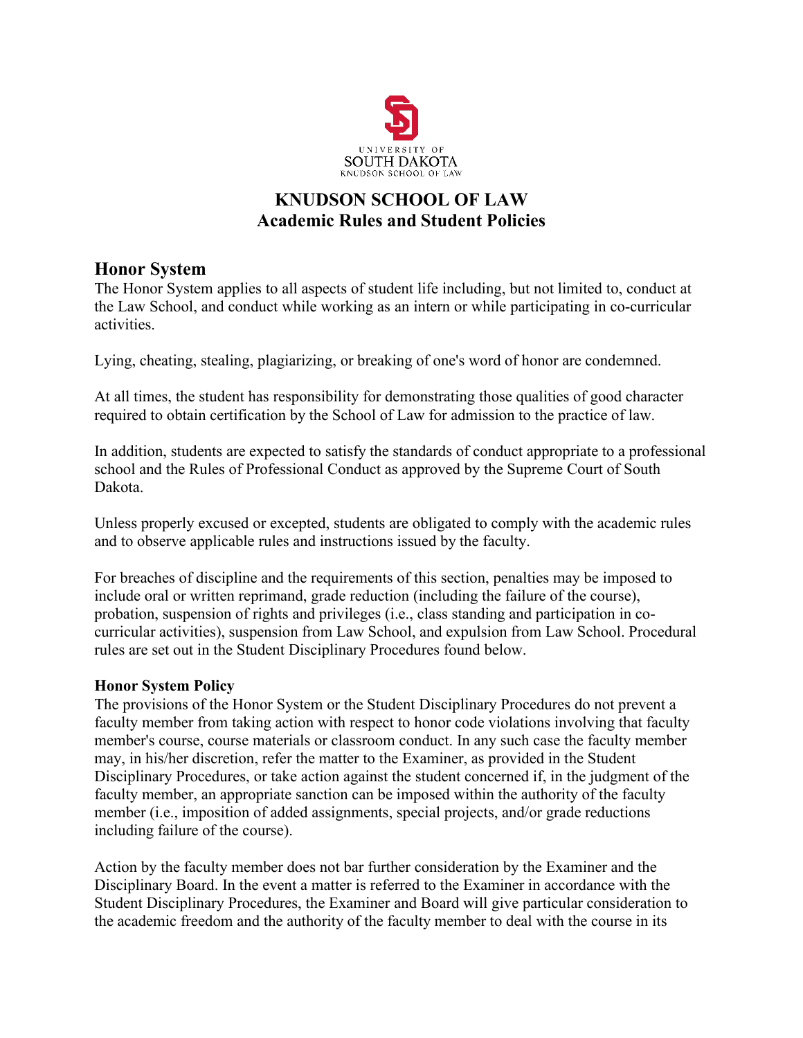# KNUDSON SCHOOL OF LAW
# Academic Rules and Student Policies

## Honor System

The Honor System applies to all aspects of student life including, but not limited to, conduct at the Law School, and conduct while working as an intern or while participating in co-curricular activities.

Lying, cheating, stealing, plagiarizing, or breaking of one's word of honor are condemned.

At all times, the student has responsibility for demonstrating those qualities of good character required to obtain certification by the School of Law for admission to the practice of law.

In addition, students are expected to satisfy the standards of conduct appropriate to a professional school and the Rules of Professional Conduct as approved by the Supreme Court of South Dakota.

Unless properly excused or excepted, students are obligated to comply with the academic rules and to observe applicable rules and instructions issued by the faculty.

For breaches of discipline and the requirements of this section, penalties may be imposed to include oral or written reprimand, grade reduction (including the failure of the course), probation, suspension of rights and privileges (i.e., class standing and participation in co-curricular activities), suspension from Law School, and expulsion from Law School. Procedural rules are set out in the Student Disciplinary Procedures found below.

### Honor System Policy

The provisions of the Honor System or the Student Disciplinary Procedures do not prevent a faculty member from taking action with respect to honor code violations involving that faculty member's course, course materials or classroom conduct. In any such case the faculty member may, in his/her discretion, refer the matter to the Examiner, as provided in the Student Disciplinary Procedures, or take action against the student concerned if, in the judgment of the faculty member, an appropriate sanction can be imposed within the authority of the faculty member (i.e., imposition of added assignments, special projects, and/or grade reductions including failure of the course).

Action by the faculty member does not bar further consideration by the Examiner and the Disciplinary Board. In the event a matter is referred to the Examiner in accordance with the Student Disciplinary Procedures, the Examiner and Board will give particular consideration to the academic freedom and the authority of the faculty member to deal with the course in its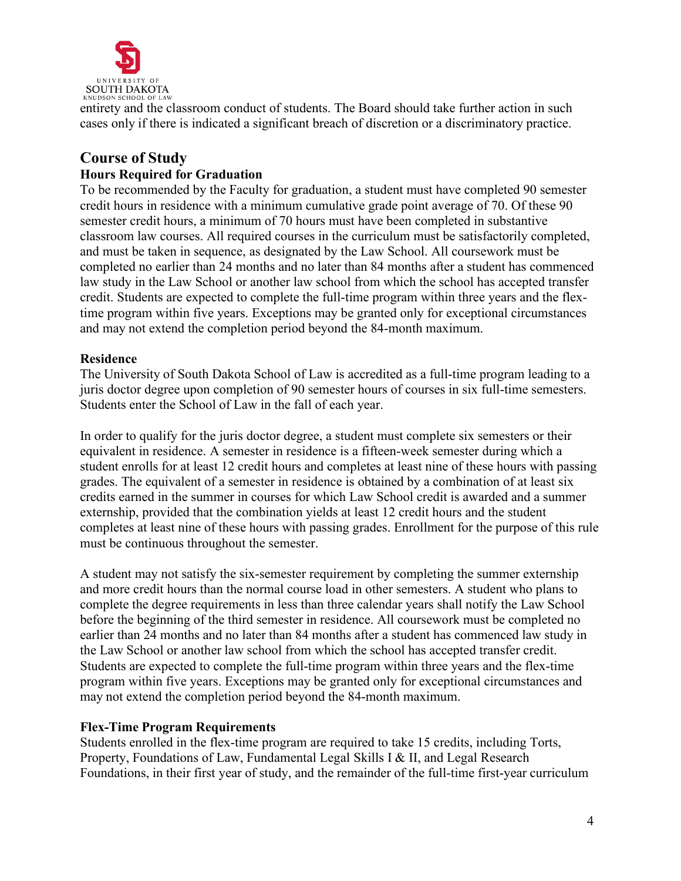entirety and the classroom conduct of students. The Board should take further action in such cases only if there is indicated a significant breach of discretion or a discriminatory practice.

## Course of Study

### Hours Required for Graduation

To be recommended by the Faculty for graduation, a student must have completed 90 semester credit hours in residence with a minimum cumulative grade point average of 70. Of these 90 semester credit hours, a minimum of 70 hours must have been completed in substantive classroom law courses. All required courses in the curriculum must be satisfactorily completed, and must be taken in sequence, as designated by the Law School. All coursework must be completed no earlier than 24 months and no later than 84 months after a student has commenced law study in the Law School or another law school from which the school has accepted transfer credit. Students are expected to complete the full-time program within three years and the flex-time program within five years. Exceptions may be granted only for exceptional circumstances and may not extend the completion period beyond the 84-month maximum.

### Residence

The University of South Dakota School of Law is accredited as a full-time program leading to a juris doctor degree upon completion of 90 semester hours of courses in six full-time semesters. Students enter the School of Law in the fall of each year.

In order to qualify for the juris doctor degree, a student must complete six semesters or their equivalent in residence. A semester in residence is a fifteen-week semester during which a student enrolls for at least 12 credit hours and completes at least nine of these hours with passing grades. The equivalent of a semester in residence is obtained by a combination of at least six credits earned in the summer in courses for which Law School credit is awarded and a summer externship, provided that the combination yields at least 12 credit hours and the student completes at least nine of these hours with passing grades. Enrollment for the purpose of this rule must be continuous throughout the semester.

A student may not satisfy the six-semester requirement by completing the summer externship and more credit hours than the normal course load in other semesters. A student who plans to complete the degree requirements in less than three calendar years shall notify the Law School before the beginning of the third semester in residence. All coursework must be completed no earlier than 24 months and no later than 84 months after a student has commenced law study in the Law School or another law school from which the school has accepted transfer credit. Students are expected to complete the full-time program within three years and the flex-time program within five years. Exceptions may be granted only for exceptional circumstances and may not extend the completion period beyond the 84-month maximum.

### Flex-Time Program Requirements

Students enrolled in the flex-time program are required to take 15 credits, including Torts, Property, Foundations of Law, Fundamental Legal Skills I & II, and Legal Research Foundations, in their first year of study, and the remainder of the full-time first-year curriculum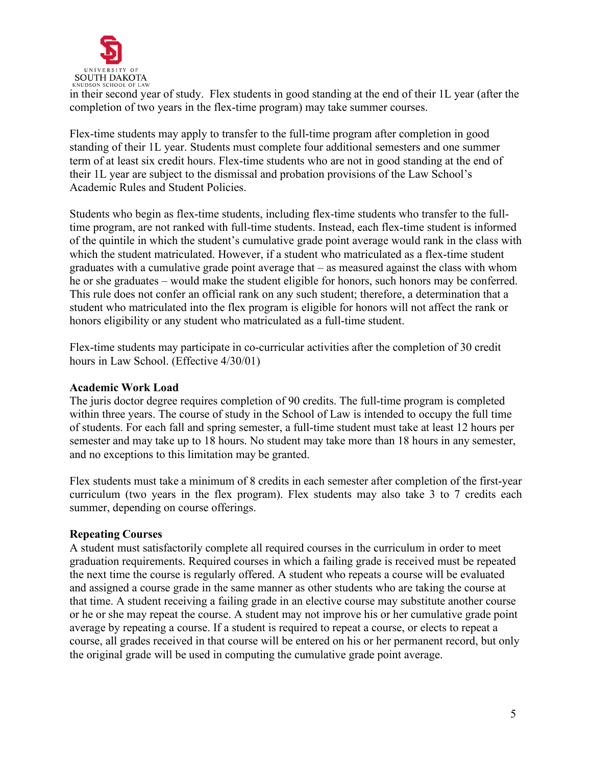in their second year of study. Flex students in good standing at the end of their 1L year (after the completion of two years in the flex-time program) may take summer courses.

Flex-time students may apply to transfer to the full-time program after completion in good standing of their 1L year. Students must complete four additional semesters and one summer term of at least six credit hours. Flex-time students who are not in good standing at the end of their 1L year are subject to the dismissal and probation provisions of the Law School's Academic Rules and Student Policies.

Students who begin as flex-time students, including flex-time students who transfer to the full-time program, are not ranked with full-time students. Instead, each flex-time student is informed of the quintile in which the student's cumulative grade point average would rank in the class with which the student matriculated. However, if a student who matriculated as a flex-time student graduates with a cumulative grade point average that – as measured against the class with whom he or she graduates – would make the student eligible for honors, such honors may be conferred. This rule does not confer an official rank on any such student; therefore, a determination that a student who matriculated into the flex program is eligible for honors will not affect the rank or honors eligibility or any student who matriculated as a full-time student.

Flex-time students may participate in co-curricular activities after the completion of 30 credit hours in Law School. (Effective 4/30/01)

**Academic Work Load**

The juris doctor degree requires completion of 90 credits. The full-time program is completed within three years. The course of study in the School of Law is intended to occupy the full time of students. For each fall and spring semester, a full-time student must take at least 12 hours per semester and may take up to 18 hours. No student may take more than 18 hours in any semester, and no exceptions to this limitation may be granted.

Flex students must take a minimum of 8 credits in each semester after completion of the first-year curriculum (two years in the flex program). Flex students may also take 3 to 7 credits each summer, depending on course offerings.

**Repeating Courses**

A student must satisfactorily complete all required courses in the curriculum in order to meet graduation requirements. Required courses in which a failing grade is received must be repeated the next time the course is regularly offered. A student who repeats a course will be evaluated and assigned a course grade in the same manner as other students who are taking the course at that time. A student receiving a failing grade in an elective course may substitute another course or he or she may repeat the course. A student may not improve his or her cumulative grade point average by repeating a course. If a student is required to repeat a course, or elects to repeat a course, all grades received in that course will be entered on his or her permanent record, but only the original grade will be used in computing the cumulative grade point average.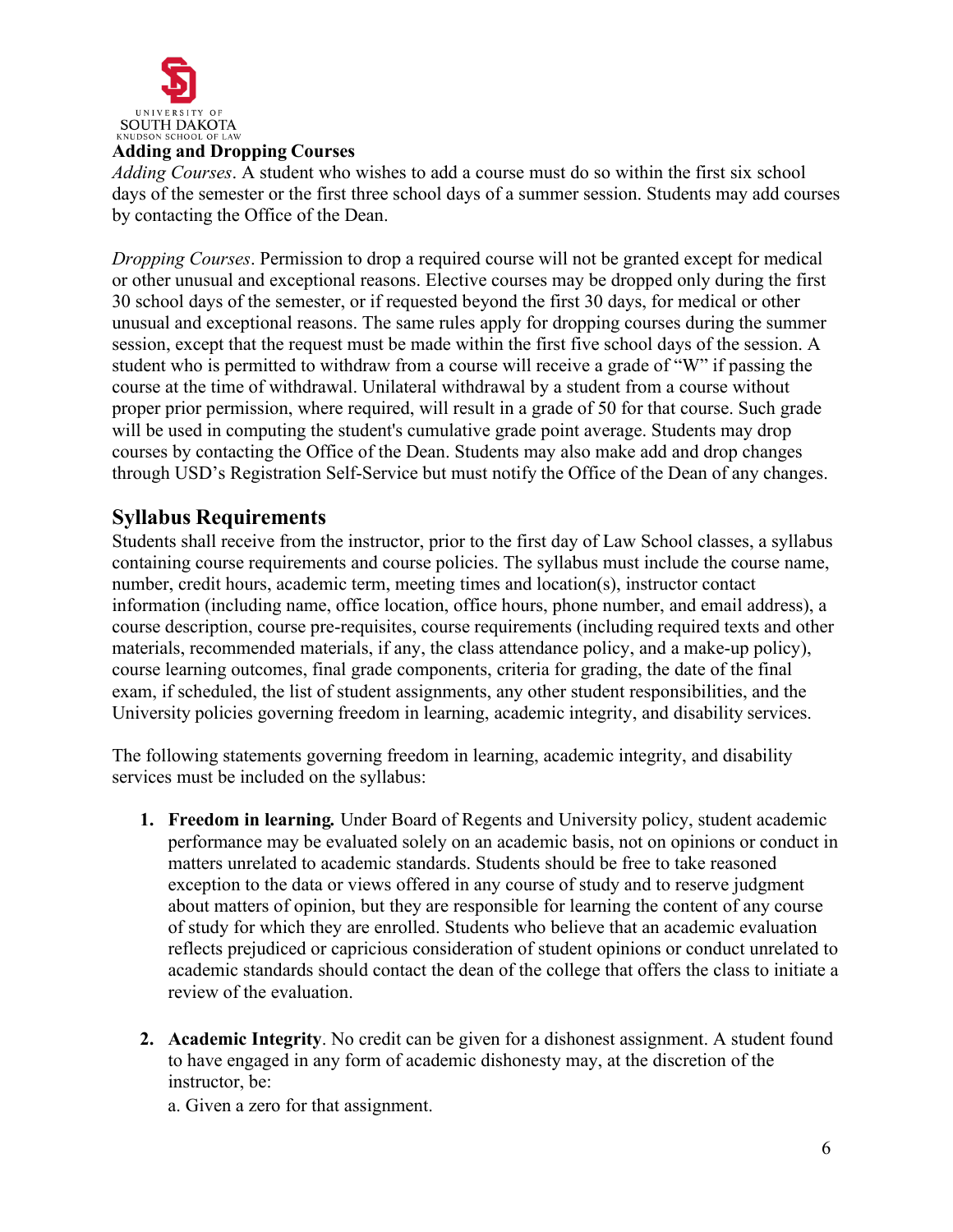**Adding and Dropping Courses**

*Adding Courses*. A student who wishes to add a course must do so within the first six school days of the semester or the first three school days of a summer session. Students may add courses by contacting the Office of the Dean.

*Dropping Courses*. Permission to drop a required course will not be granted except for medical or other unusual and exceptional reasons. Elective courses may be dropped only during the first 30 school days of the semester, or if requested beyond the first 30 days, for medical or other unusual and exceptional reasons. The same rules apply for dropping courses during the summer session, except that the request must be made within the first five school days of the session. A student who is permitted to withdraw from a course will receive a grade of "W" if passing the course at the time of withdrawal. Unilateral withdrawal by a student from a course without proper prior permission, where required, will result in a grade of 50 for that course. Such grade will be used in computing the student's cumulative grade point average. Students may drop courses by contacting the Office of the Dean. Students may also make add and drop changes through USD's Registration Self-Service but must notify the Office of the Dean of any changes.

## Syllabus Requirements

Students shall receive from the instructor, prior to the first day of Law School classes, a syllabus containing course requirements and course policies. The syllabus must include the course name, number, credit hours, academic term, meeting times and location(s), instructor contact information (including name, office location, office hours, phone number, and email address), a course description, course pre-requisites, course requirements (including required texts and other materials, recommended materials, if any, the class attendance policy, and a make-up policy), course learning outcomes, final grade components, criteria for grading, the date of the final exam, if scheduled, the list of student assignments, any other student responsibilities, and the University policies governing freedom in learning, academic integrity, and disability services.

The following statements governing freedom in learning, academic integrity, and disability services must be included on the syllabus:

1. **Freedom in learning.** Under Board of Regents and University policy, student academic performance may be evaluated solely on an academic basis, not on opinions or conduct in matters unrelated to academic standards. Students should be free to take reasoned exception to the data or views offered in any course of study and to reserve judgment about matters of opinion, but they are responsible for learning the content of any course of study for which they are enrolled. Students who believe that an academic evaluation reflects prejudiced or capricious consideration of student opinions or conduct unrelated to academic standards should contact the dean of the college that offers the class to initiate a review of the evaluation.

2. **Academic Integrity**. No credit can be given for a dishonest assignment. A student found to have engaged in any form of academic dishonesty may, at the discretion of the instructor, be:

   a. Given a zero for that assignment.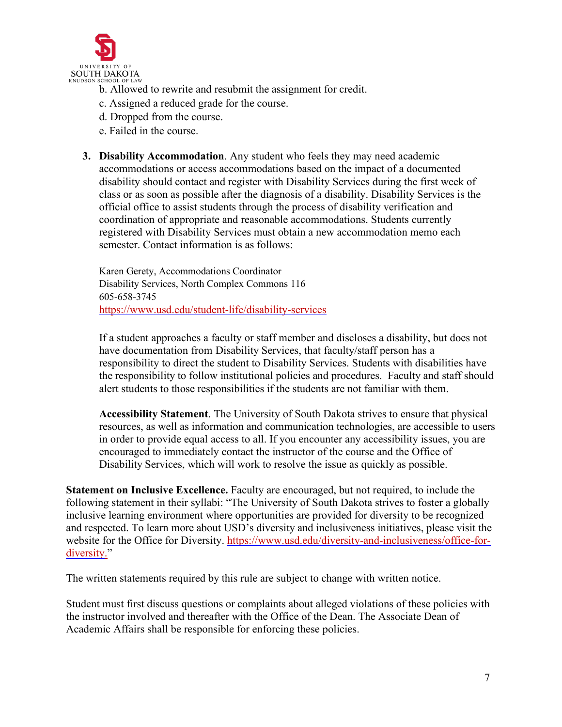b. Allowed to rewrite and resubmit the assignment for credit.
c. Assigned a reduced grade for the course.
d. Dropped from the course.
e. Failed in the course.

3. **Disability Accommodation**. Any student who feels they may need academic accommodations or access accommodations based on the impact of a documented disability should contact and register with Disability Services during the first week of class or as soon as possible after the diagnosis of a disability. Disability Services is the official office to assist students through the process of disability verification and coordination of appropriate and reasonable accommodations. Students currently registered with Disability Services must obtain a new accommodation memo each semester. Contact information is as follows:

   Karen Gerety, Accommodations Coordinator
   Disability Services, North Complex Commons 116
   605-658-3745
   https://www.usd.edu/student-life/disability-services

   If a student approaches a faculty or staff member and discloses a disability, but does not have documentation from Disability Services, that faculty/staff person has a responsibility to direct the student to Disability Services. Students with disabilities have the responsibility to follow institutional policies and procedures. Faculty and staff should alert students to those responsibilities if the students are not familiar with them.

   **Accessibility Statement**. The University of South Dakota strives to ensure that physical resources, as well as information and communication technologies, are accessible to users in order to provide equal access to all. If you encounter any accessibility issues, you are encouraged to immediately contact the instructor of the course and the Office of Disability Services, which will work to resolve the issue as quickly as possible.

**Statement on Inclusive Excellence.** Faculty are encouraged, but not required, to include the following statement in their syllabi: "The University of South Dakota strives to foster a globally inclusive learning environment where opportunities are provided for diversity to be recognized and respected. To learn more about USD's diversity and inclusiveness initiatives, please visit the website for the Office for Diversity. https://www.usd.edu/diversity-and-inclusiveness/office-for-diversity."

The written statements required by this rule are subject to change with written notice.

Student must first discuss questions or complaints about alleged violations of these policies with the instructor involved and thereafter with the Office of the Dean. The Associate Dean of Academic Affairs shall be responsible for enforcing these policies.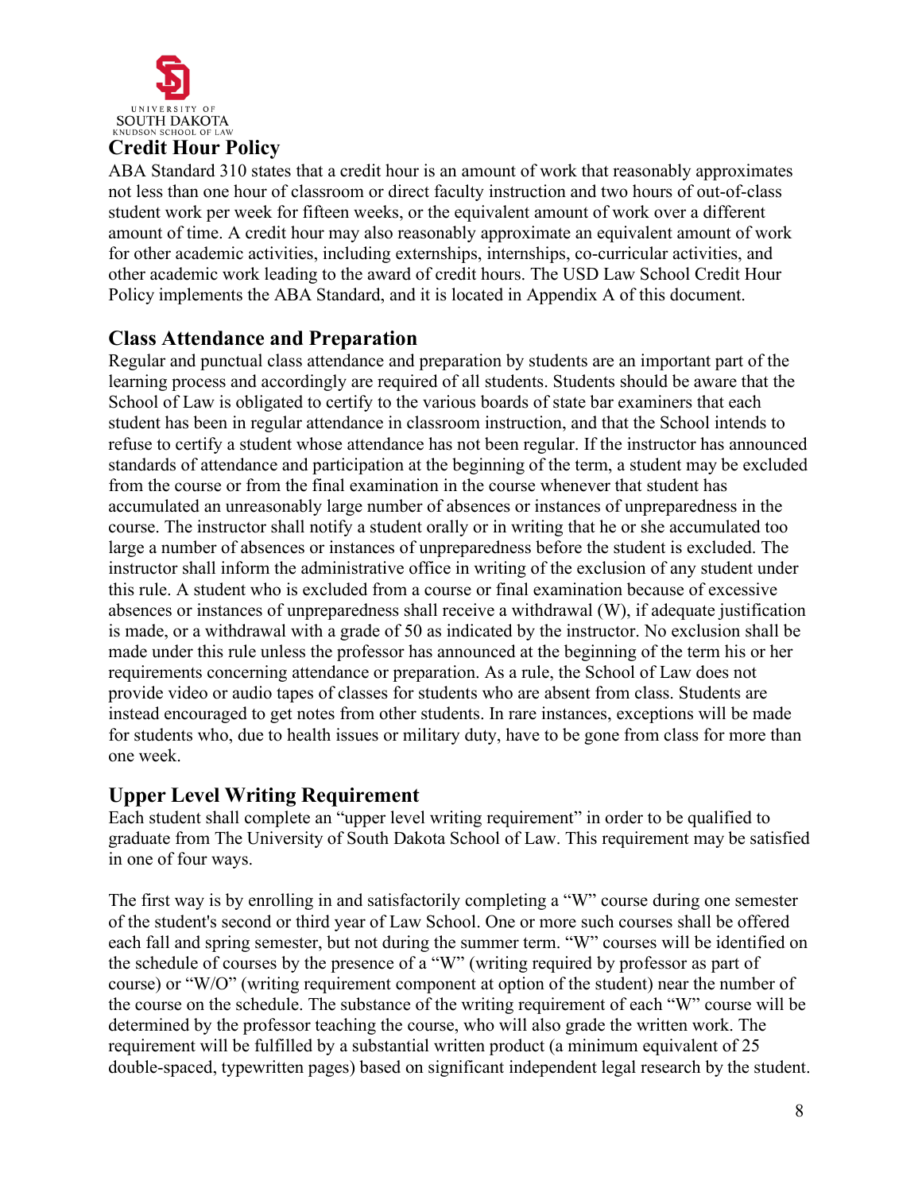## Credit Hour Policy

ABA Standard 310 states that a credit hour is an amount of work that reasonably approximates not less than one hour of classroom or direct faculty instruction and two hours of out-of-class student work per week for fifteen weeks, or the equivalent amount of work over a different amount of time. A credit hour may also reasonably approximate an equivalent amount of work for other academic activities, including externships, internships, co-curricular activities, and other academic work leading to the award of credit hours. The USD Law School Credit Hour Policy implements the ABA Standard, and it is located in Appendix A of this document.

## Class Attendance and Preparation

Regular and punctual class attendance and preparation by students are an important part of the learning process and accordingly are required of all students. Students should be aware that the School of Law is obligated to certify to the various boards of state bar examiners that each student has been in regular attendance in classroom instruction, and that the School intends to refuse to certify a student whose attendance has not been regular. If the instructor has announced standards of attendance and participation at the beginning of the term, a student may be excluded from the course or from the final examination in the course whenever that student has accumulated an unreasonably large number of absences or instances of unpreparedness in the course. The instructor shall notify a student orally or in writing that he or she accumulated too large a number of absences or instances of unpreparedness before the student is excluded. The instructor shall inform the administrative office in writing of the exclusion of any student under this rule. A student who is excluded from a course or final examination because of excessive absences or instances of unpreparedness shall receive a withdrawal (W), if adequate justification is made, or a withdrawal with a grade of 50 as indicated by the instructor. No exclusion shall be made under this rule unless the professor has announced at the beginning of the term his or her requirements concerning attendance or preparation. As a rule, the School of Law does not provide video or audio tapes of classes for students who are absent from class. Students are instead encouraged to get notes from other students. In rare instances, exceptions will be made for students who, due to health issues or military duty, have to be gone from class for more than one week.

## Upper Level Writing Requirement

Each student shall complete an "upper level writing requirement" in order to be qualified to graduate from The University of South Dakota School of Law. This requirement may be satisfied in one of four ways.

The first way is by enrolling in and satisfactorily completing a "W" course during one semester of the student's second or third year of Law School. One or more such courses shall be offered each fall and spring semester, but not during the summer term. "W" courses will be identified on the schedule of courses by the presence of a "W" (writing required by professor as part of course) or "W/O" (writing requirement component at option of the student) near the number of the course on the schedule. The substance of the writing requirement of each "W" course will be determined by the professor teaching the course, who will also grade the written work. The requirement will be fulfilled by a substantial written product (a minimum equivalent of 25 double-spaced, typewritten pages) based on significant independent legal research by the student.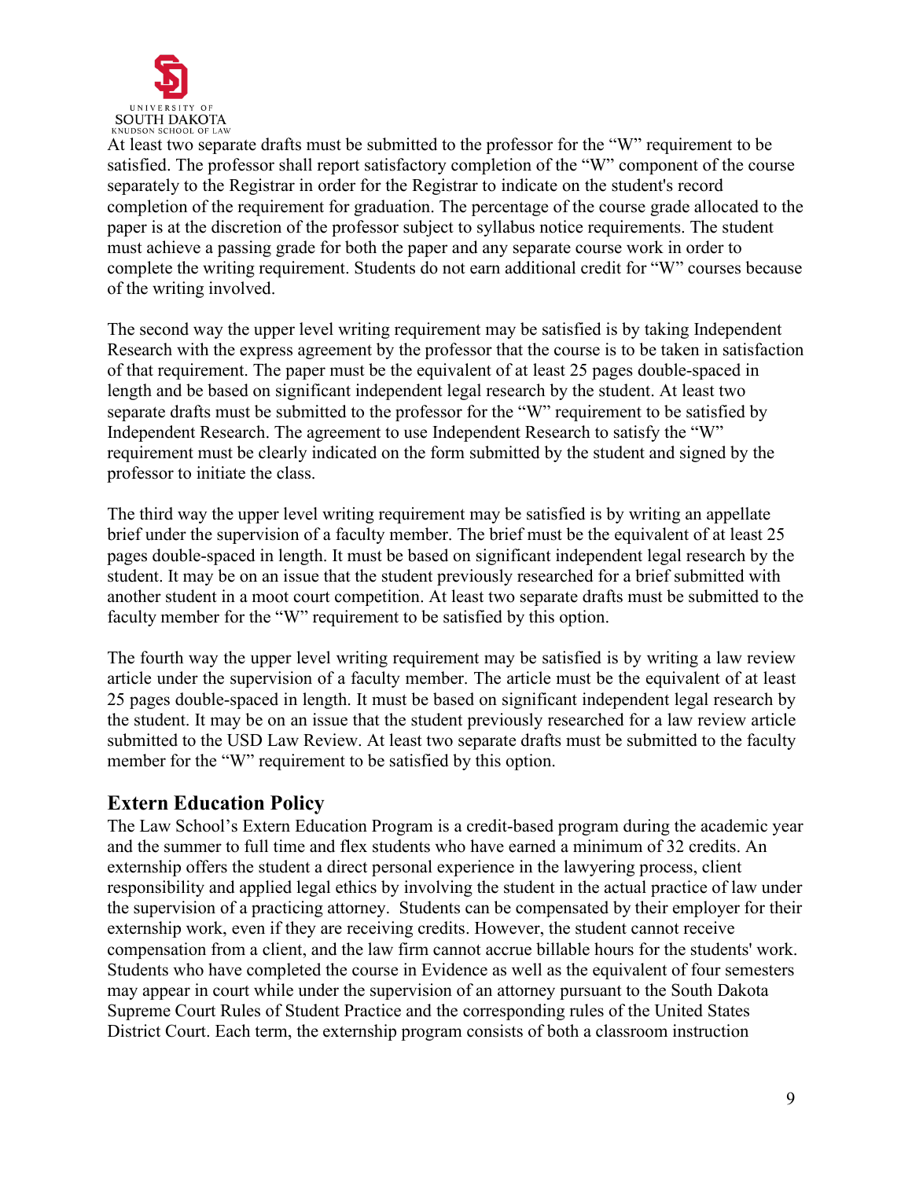At least two separate drafts must be submitted to the professor for the "W" requirement to be satisfied. The professor shall report satisfactory completion of the "W" component of the course separately to the Registrar in order for the Registrar to indicate on the student's record completion of the requirement for graduation. The percentage of the course grade allocated to the paper is at the discretion of the professor subject to syllabus notice requirements. The student must achieve a passing grade for both the paper and any separate course work in order to complete the writing requirement. Students do not earn additional credit for "W" courses because of the writing involved.

The second way the upper level writing requirement may be satisfied is by taking Independent Research with the express agreement by the professor that the course is to be taken in satisfaction of that requirement. The paper must be the equivalent of at least 25 pages double-spaced in length and be based on significant independent legal research by the student. At least two separate drafts must be submitted to the professor for the "W" requirement to be satisfied by Independent Research. The agreement to use Independent Research to satisfy the "W" requirement must be clearly indicated on the form submitted by the student and signed by the professor to initiate the class.

The third way the upper level writing requirement may be satisfied is by writing an appellate brief under the supervision of a faculty member. The brief must be the equivalent of at least 25 pages double-spaced in length. It must be based on significant independent legal research by the student. It may be on an issue that the student previously researched for a brief submitted with another student in a moot court competition. At least two separate drafts must be submitted to the faculty member for the "W" requirement to be satisfied by this option.

The fourth way the upper level writing requirement may be satisfied is by writing a law review article under the supervision of a faculty member. The article must be the equivalent of at least 25 pages double-spaced in length. It must be based on significant independent legal research by the student. It may be on an issue that the student previously researched for a law review article submitted to the USD Law Review. At least two separate drafts must be submitted to the faculty member for the "W" requirement to be satisfied by this option.

## Extern Education Policy

The Law School's Extern Education Program is a credit-based program during the academic year and the summer to full time and flex students who have earned a minimum of 32 credits. An externship offers the student a direct personal experience in the lawyering process, client responsibility and applied legal ethics by involving the student in the actual practice of law under the supervision of a practicing attorney. Students can be compensated by their employer for their externship work, even if they are receiving credits. However, the student cannot receive compensation from a client, and the law firm cannot accrue billable hours for the students' work. Students who have completed the course in Evidence as well as the equivalent of four semesters may appear in court while under the supervision of an attorney pursuant to the South Dakota Supreme Court Rules of Student Practice and the corresponding rules of the United States District Court. Each term, the externship program consists of both a classroom instruction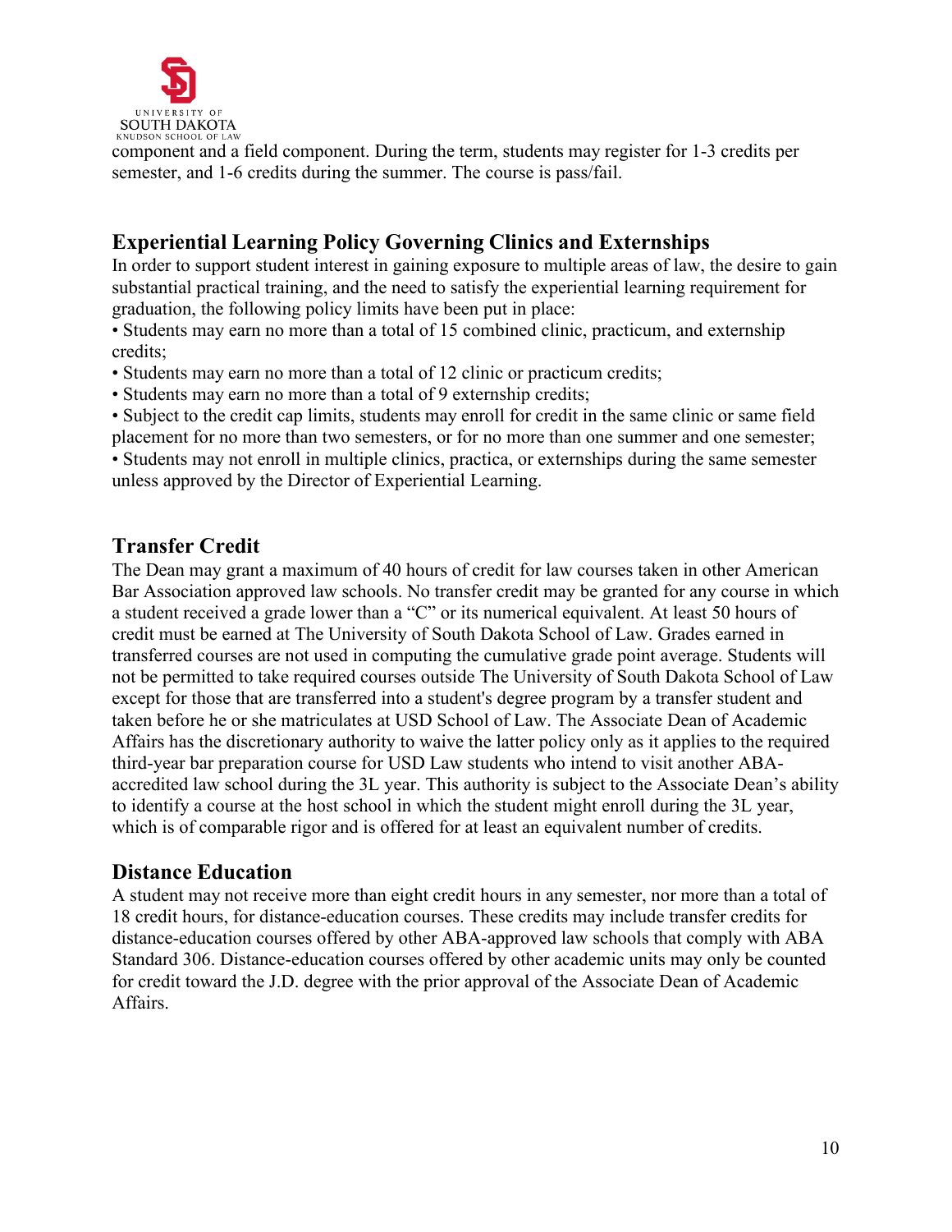component and a field component. During the term, students may register for 1-3 credits per semester, and 1-6 credits during the summer. The course is pass/fail.

## Experiential Learning Policy Governing Clinics and Externships

In order to support student interest in gaining exposure to multiple areas of law, the desire to gain substantial practical training, and the need to satisfy the experiential learning requirement for graduation, the following policy limits have been put in place:

- Students may earn no more than a total of 15 combined clinic, practicum, and externship credits;
- Students may earn no more than a total of 12 clinic or practicum credits;
- Students may earn no more than a total of 9 externship credits;
- Subject to the credit cap limits, students may enroll for credit in the same clinic or same field placement for no more than two semesters, or for no more than one summer and one semester;
- Students may not enroll in multiple clinics, practica, or externships during the same semester unless approved by the Director of Experiential Learning.

## Transfer Credit

The Dean may grant a maximum of 40 hours of credit for law courses taken in other American Bar Association approved law schools. No transfer credit may be granted for any course in which a student received a grade lower than a "C" or its numerical equivalent. At least 50 hours of credit must be earned at The University of South Dakota School of Law. Grades earned in transferred courses are not used in computing the cumulative grade point average. Students will not be permitted to take required courses outside The University of South Dakota School of Law except for those that are transferred into a student's degree program by a transfer student and taken before he or she matriculates at USD School of Law. The Associate Dean of Academic Affairs has the discretionary authority to waive the latter policy only as it applies to the required third-year bar preparation course for USD Law students who intend to visit another ABA-accredited law school during the 3L year. This authority is subject to the Associate Dean's ability to identify a course at the host school in which the student might enroll during the 3L year, which is of comparable rigor and is offered for at least an equivalent number of credits.

## Distance Education

A student may not receive more than eight credit hours in any semester, nor more than a total of 18 credit hours, for distance-education courses. These credits may include transfer credits for distance-education courses offered by other ABA-approved law schools that comply with ABA Standard 306. Distance-education courses offered by other academic units may only be counted for credit toward the J.D. degree with the prior approval of the Associate Dean of Academic Affairs.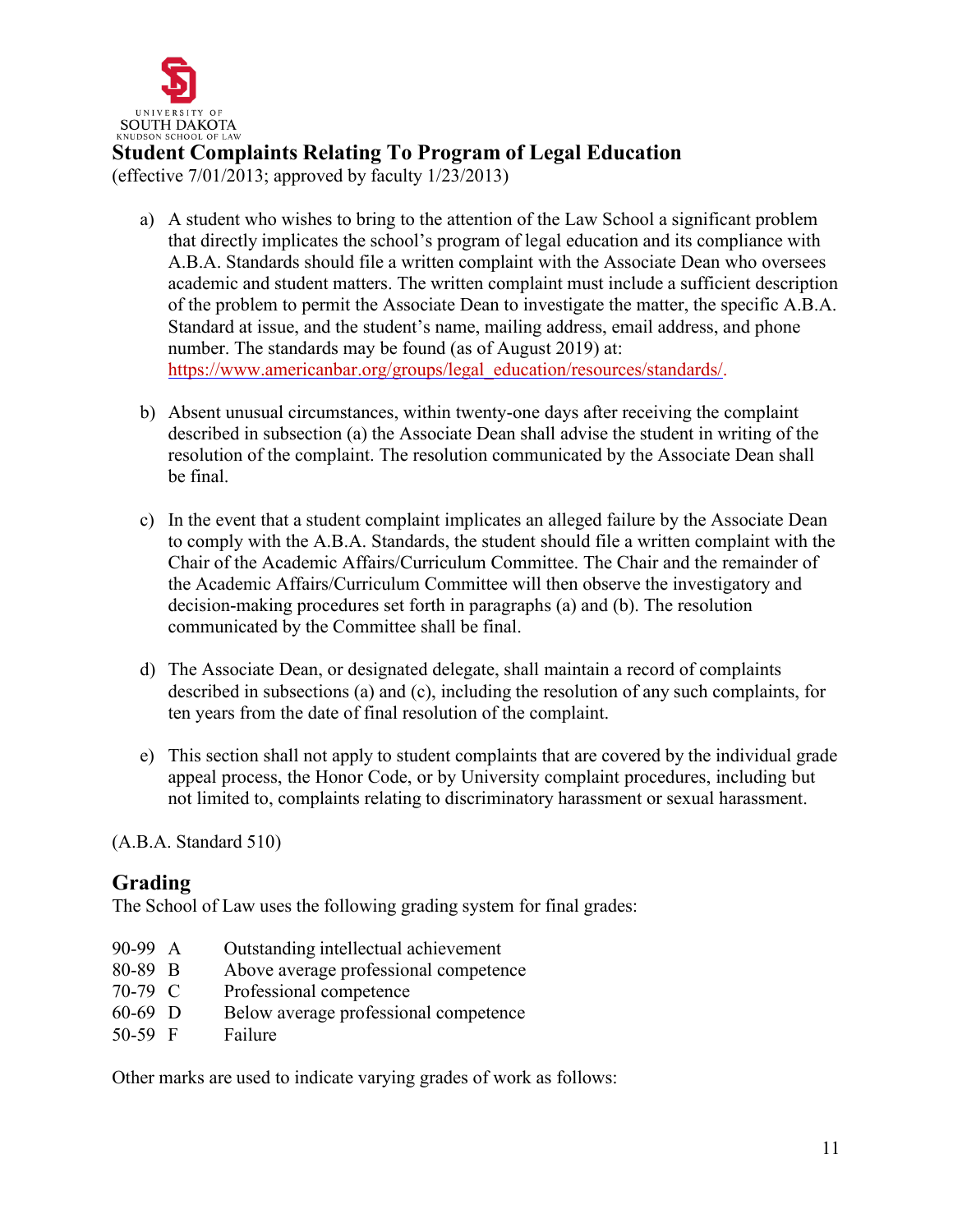## Student Complaints Relating To Program of Legal Education

(effective 7/01/2013; approved by faculty 1/23/2013)

a) A student who wishes to bring to the attention of the Law School a significant problem that directly implicates the school's program of legal education and its compliance with A.B.A. Standards should file a written complaint with the Associate Dean who oversees academic and student matters. The written complaint must include a sufficient description of the problem to permit the Associate Dean to investigate the matter, the specific A.B.A. Standard at issue, and the student's name, mailing address, email address, and phone number. The standards may be found (as of August 2019) at: https://www.americanbar.org/groups/legal_education/resources/standards/.

b) Absent unusual circumstances, within twenty-one days after receiving the complaint described in subsection (a) the Associate Dean shall advise the student in writing of the resolution of the complaint. The resolution communicated by the Associate Dean shall be final.

c) In the event that a student complaint implicates an alleged failure by the Associate Dean to comply with the A.B.A. Standards, the student should file a written complaint with the Chair of the Academic Affairs/Curriculum Committee. The Chair and the remainder of the Academic Affairs/Curriculum Committee will then observe the investigatory and decision-making procedures set forth in paragraphs (a) and (b). The resolution communicated by the Committee shall be final.

d) The Associate Dean, or designated delegate, shall maintain a record of complaints described in subsections (a) and (c), including the resolution of any such complaints, for ten years from the date of final resolution of the complaint.

e) This section shall not apply to student complaints that are covered by the individual grade appeal process, the Honor Code, or by University complaint procedures, including but not limited to, complaints relating to discriminatory harassment or sexual harassment.

(A.B.A. Standard 510)

## Grading

The School of Law uses the following grading system for final grades:

| | | |
|---|---|---|
| 90-99 | A | Outstanding intellectual achievement |
| 80-89 | B | Above average professional competence |
| 70-79 | C | Professional competence |
| 60-69 | D | Below average professional competence |
| 50-59 | F | Failure |

Other marks are used to indicate varying grades of work as follows: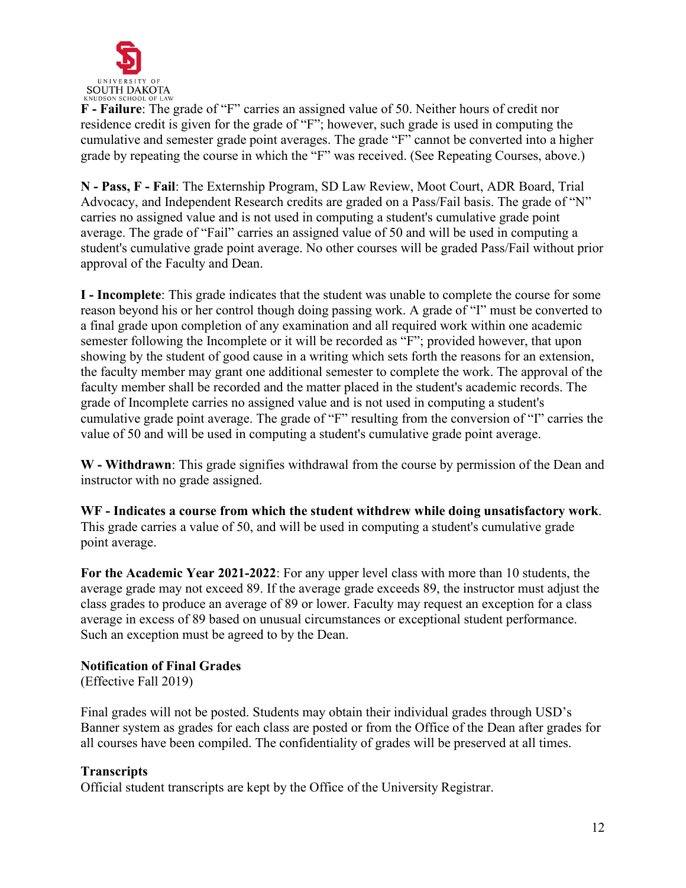**F - Failure**: The grade of "F" carries an assigned value of 50. Neither hours of credit nor residence credit is given for the grade of "F"; however, such grade is used in computing the cumulative and semester grade point averages. The grade "F" cannot be converted into a higher grade by repeating the course in which the "F" was received. (See Repeating Courses, above.)

**N - Pass, F - Fail**: The Externship Program, SD Law Review, Moot Court, ADR Board, Trial Advocacy, and Independent Research credits are graded on a Pass/Fail basis. The grade of "N" carries no assigned value and is not used in computing a student's cumulative grade point average. The grade of "Fail" carries an assigned value of 50 and will be used in computing a student's cumulative grade point average. No other courses will be graded Pass/Fail without prior approval of the Faculty and Dean.

**I - Incomplete**: This grade indicates that the student was unable to complete the course for some reason beyond his or her control though doing passing work. A grade of "I" must be converted to a final grade upon completion of any examination and all required work within one academic semester following the Incomplete or it will be recorded as "F"; provided however, that upon showing by the student of good cause in a writing which sets forth the reasons for an extension, the faculty member may grant one additional semester to complete the work. The approval of the faculty member shall be recorded and the matter placed in the student's academic records. The grade of Incomplete carries no assigned value and is not used in computing a student's cumulative grade point average. The grade of "F" resulting from the conversion of "I" carries the value of 50 and will be used in computing a student's cumulative grade point average.

**W - Withdrawn**: This grade signifies withdrawal from the course by permission of the Dean and instructor with no grade assigned.

**WF - Indicates a course from which the student withdrew while doing unsatisfactory work**. This grade carries a value of 50, and will be used in computing a student's cumulative grade point average.

**For the Academic Year 2021-2022**: For any upper level class with more than 10 students, the average grade may not exceed 89. If the average grade exceeds 89, the instructor must adjust the class grades to produce an average of 89 or lower. Faculty may request an exception for a class average in excess of 89 based on unusual circumstances or exceptional student performance. Such an exception must be agreed to by the Dean.

### Notification of Final Grades

(Effective Fall 2019)

Final grades will not be posted. Students may obtain their individual grades through USD's Banner system as grades for each class are posted or from the Office of the Dean after grades for all courses have been compiled. The confidentiality of grades will be preserved at all times.

### Transcripts

Official student transcripts are kept by the Office of the University Registrar.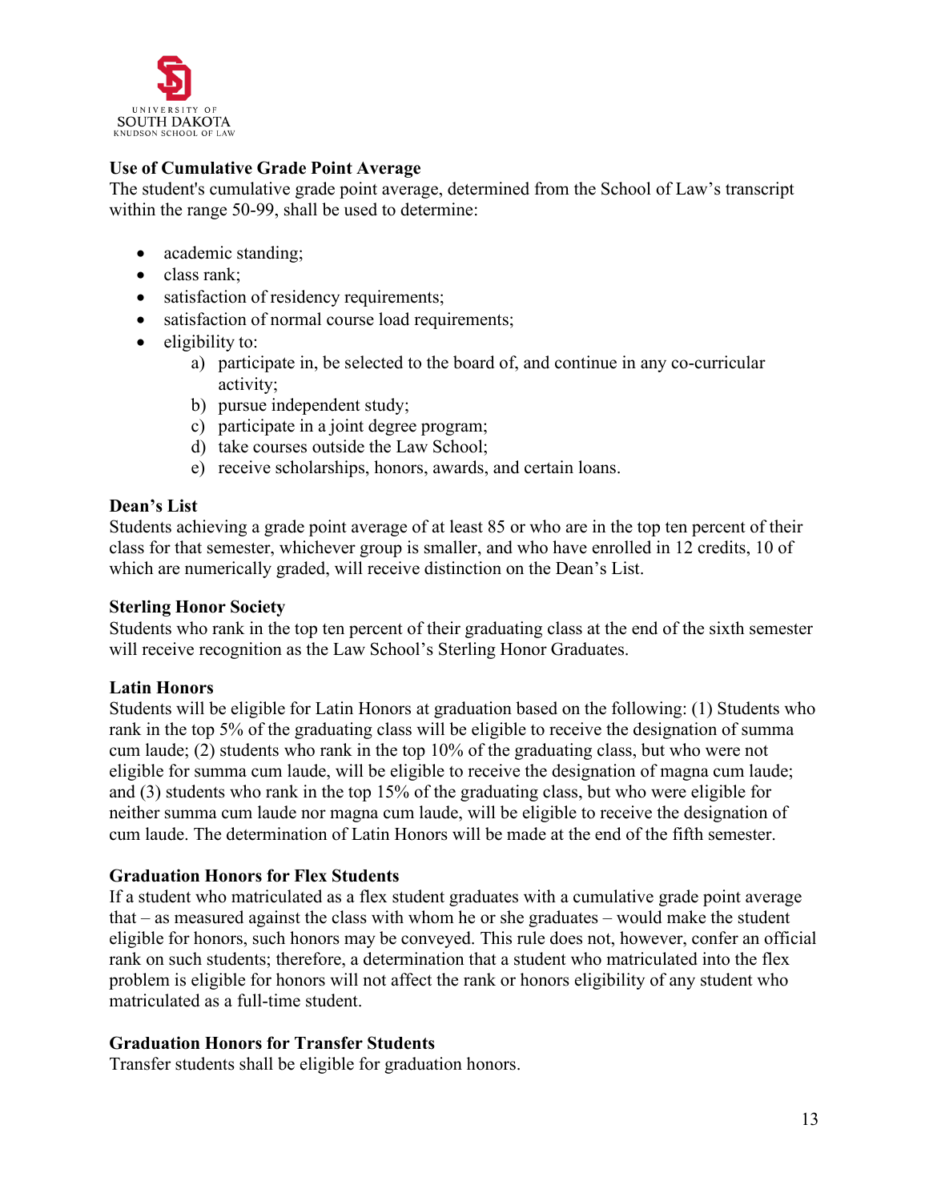### Use of Cumulative Grade Point Average

The student's cumulative grade point average, determined from the School of Law's transcript within the range 50-99, shall be used to determine:

- academic standing;
- class rank;
- satisfaction of residency requirements;
- satisfaction of normal course load requirements;
- eligibility to:
  - a) participate in, be selected to the board of, and continue in any co-curricular activity;
  - b) pursue independent study;
  - c) participate in a joint degree program;
  - d) take courses outside the Law School;
  - e) receive scholarships, honors, awards, and certain loans.

### Dean's List

Students achieving a grade point average of at least 85 or who are in the top ten percent of their class for that semester, whichever group is smaller, and who have enrolled in 12 credits, 10 of which are numerically graded, will receive distinction on the Dean's List.

### Sterling Honor Society

Students who rank in the top ten percent of their graduating class at the end of the sixth semester will receive recognition as the Law School's Sterling Honor Graduates.

### Latin Honors

Students will be eligible for Latin Honors at graduation based on the following: (1) Students who rank in the top 5% of the graduating class will be eligible to receive the designation of summa cum laude; (2) students who rank in the top 10% of the graduating class, but who were not eligible for summa cum laude, will be eligible to receive the designation of magna cum laude; and (3) students who rank in the top 15% of the graduating class, but who were eligible for neither summa cum laude nor magna cum laude, will be eligible to receive the designation of cum laude. The determination of Latin Honors will be made at the end of the fifth semester.

### Graduation Honors for Flex Students

If a student who matriculated as a flex student graduates with a cumulative grade point average that – as measured against the class with whom he or she graduates – would make the student eligible for honors, such honors may be conveyed. This rule does not, however, confer an official rank on such students; therefore, a determination that a student who matriculated into the flex problem is eligible for honors will not affect the rank or honors eligibility of any student who matriculated as a full-time student.

### Graduation Honors for Transfer Students

Transfer students shall be eligible for graduation honors.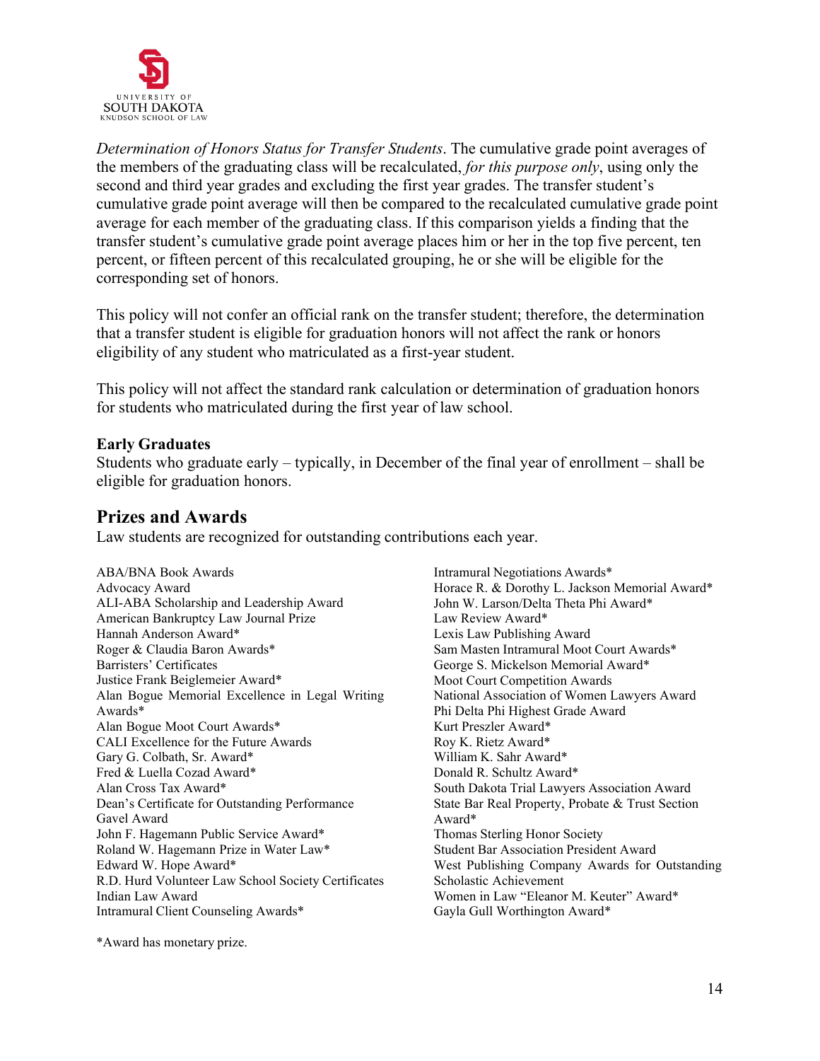*Determination of Honors Status for Transfer Students*. The cumulative grade point averages of the members of the graduating class will be recalculated, *for this purpose only*, using only the second and third year grades and excluding the first year grades. The transfer student's cumulative grade point average will then be compared to the recalculated cumulative grade point average for each member of the graduating class. If this comparison yields a finding that the transfer student's cumulative grade point average places him or her in the top five percent, ten percent, or fifteen percent of this recalculated grouping, he or she will be eligible for the corresponding set of honors.

This policy will not confer an official rank on the transfer student; therefore, the determination that a transfer student is eligible for graduation honors will not affect the rank or honors eligibility of any student who matriculated as a first-year student.

This policy will not affect the standard rank calculation or determination of graduation honors for students who matriculated during the first year of law school.

**Early Graduates**
Students who graduate early – typically, in December of the final year of enrollment – shall be eligible for graduation honors.

## Prizes and Awards

Law students are recognized for outstanding contributions each year.

ABA/BNA Book Awards
Advocacy Award
ALI-ABA Scholarship and Leadership Award
American Bankruptcy Law Journal Prize
Hannah Anderson Award*
Roger & Claudia Baron Awards*
Barristers' Certificates
Justice Frank Beiglemeier Award*
Alan Bogue Memorial Excellence in Legal Writing Awards*
Alan Bogue Moot Court Awards*
CALI Excellence for the Future Awards
Gary G. Colbath, Sr. Award*
Fred & Luella Cozad Award*
Alan Cross Tax Award*
Dean's Certificate for Outstanding Performance
Gavel Award
John F. Hagemann Public Service Award*
Roland W. Hagemann Prize in Water Law*
Edward W. Hope Award*
R.D. Hurd Volunteer Law School Society Certificates
Indian Law Award
Intramural Client Counseling Awards*
Intramural Negotiations Awards*
Horace R. & Dorothy L. Jackson Memorial Award*
John W. Larson/Delta Theta Phi Award*
Law Review Award*
Lexis Law Publishing Award
Sam Masten Intramural Moot Court Awards*
George S. Mickelson Memorial Award*
Moot Court Competition Awards
National Association of Women Lawyers Award
Phi Delta Phi Highest Grade Award
Kurt Preszler Award*
Roy K. Rietz Award*
William K. Sahr Award*
Donald R. Schultz Award*
South Dakota Trial Lawyers Association Award
State Bar Real Property, Probate & Trust Section Award*
Thomas Sterling Honor Society
Student Bar Association President Award
West Publishing Company Awards for Outstanding Scholastic Achievement
Women in Law "Eleanor M. Keuter" Award*
Gayla Gull Worthington Award*

*Award has monetary prize.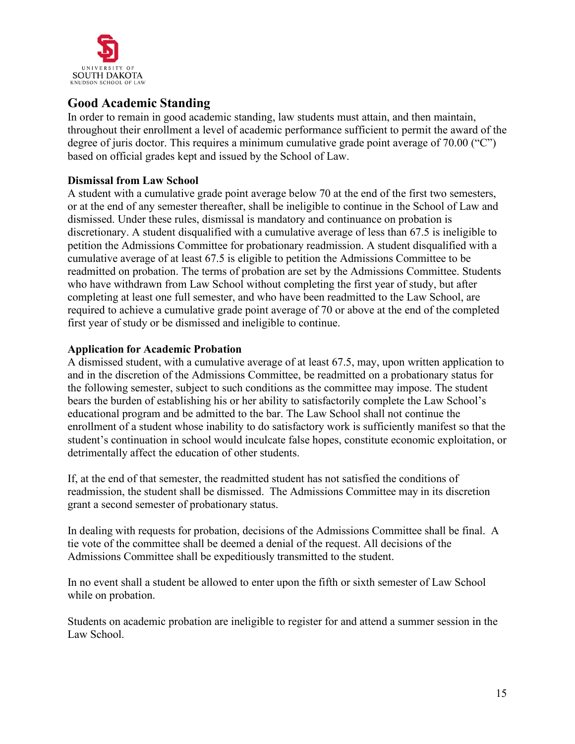## Good Academic Standing

In order to remain in good academic standing, law students must attain, and then maintain, throughout their enrollment a level of academic performance sufficient to permit the award of the degree of juris doctor. This requires a minimum cumulative grade point average of 70.00 ("C") based on official grades kept and issued by the School of Law.

### Dismissal from Law School

A student with a cumulative grade point average below 70 at the end of the first two semesters, or at the end of any semester thereafter, shall be ineligible to continue in the School of Law and dismissed. Under these rules, dismissal is mandatory and continuance on probation is discretionary. A student disqualified with a cumulative average of less than 67.5 is ineligible to petition the Admissions Committee for probationary readmission. A student disqualified with a cumulative average of at least 67.5 is eligible to petition the Admissions Committee to be readmitted on probation. The terms of probation are set by the Admissions Committee. Students who have withdrawn from Law School without completing the first year of study, but after completing at least one full semester, and who have been readmitted to the Law School, are required to achieve a cumulative grade point average of 70 or above at the end of the completed first year of study or be dismissed and ineligible to continue.

### Application for Academic Probation

A dismissed student, with a cumulative average of at least 67.5, may, upon written application to and in the discretion of the Admissions Committee, be readmitted on a probationary status for the following semester, subject to such conditions as the committee may impose. The student bears the burden of establishing his or her ability to satisfactorily complete the Law School's educational program and be admitted to the bar. The Law School shall not continue the enrollment of a student whose inability to do satisfactory work is sufficiently manifest so that the student's continuation in school would inculcate false hopes, constitute economic exploitation, or detrimentally affect the education of other students.

If, at the end of that semester, the readmitted student has not satisfied the conditions of readmission, the student shall be dismissed. The Admissions Committee may in its discretion grant a second semester of probationary status.

In dealing with requests for probation, decisions of the Admissions Committee shall be final. A tie vote of the committee shall be deemed a denial of the request. All decisions of the Admissions Committee shall be expeditiously transmitted to the student.

In no event shall a student be allowed to enter upon the fifth or sixth semester of Law School while on probation.

Students on academic probation are ineligible to register for and attend a summer session in the Law School.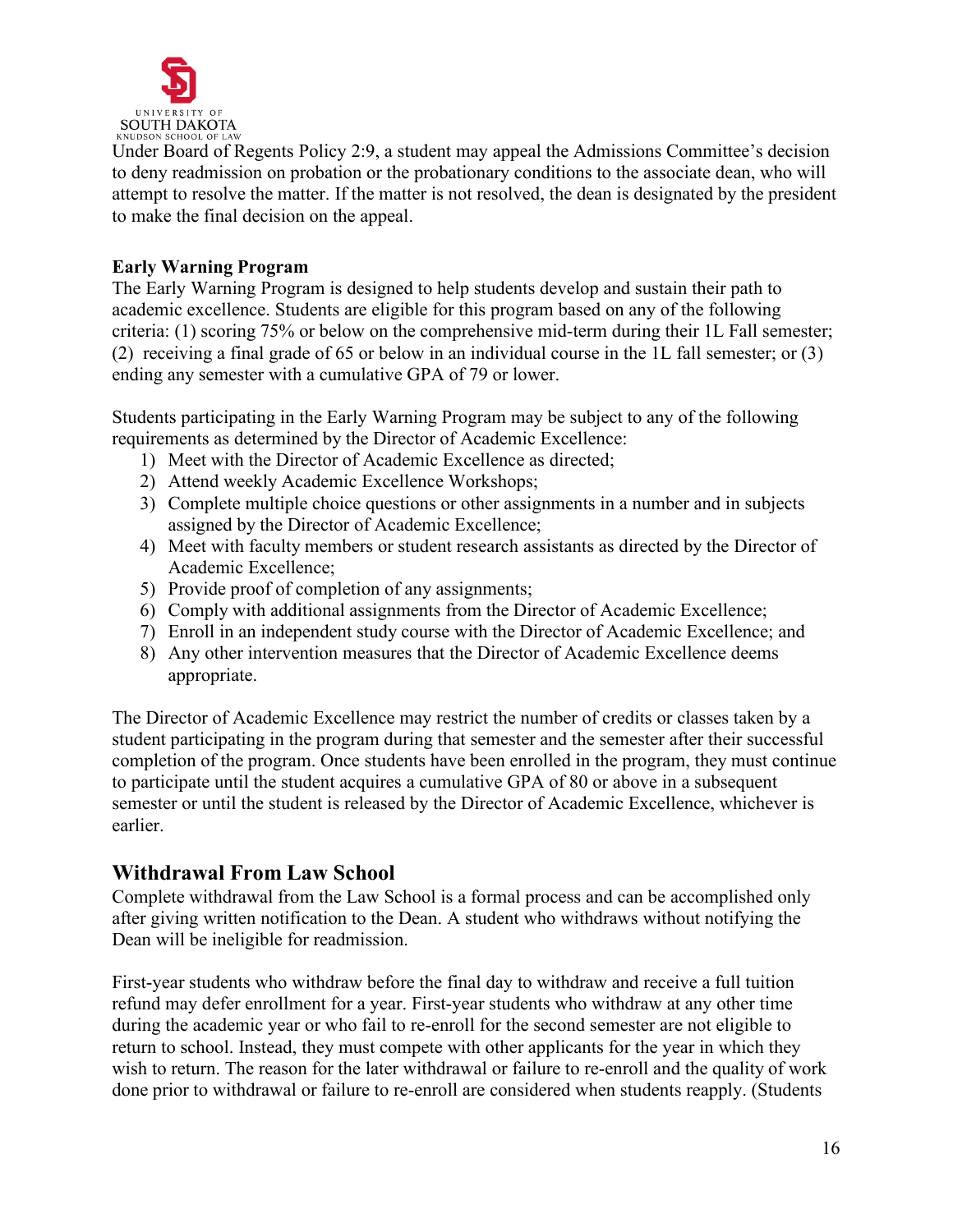Under Board of Regents Policy 2:9, a student may appeal the Admissions Committee's decision to deny readmission on probation or the probationary conditions to the associate dean, who will attempt to resolve the matter. If the matter is not resolved, the dean is designated by the president to make the final decision on the appeal.

**Early Warning Program**

The Early Warning Program is designed to help students develop and sustain their path to academic excellence. Students are eligible for this program based on any of the following criteria: (1) scoring 75% or below on the comprehensive mid-term during their 1L Fall semester; (2) receiving a final grade of 65 or below in an individual course in the 1L fall semester; or (3) ending any semester with a cumulative GPA of 79 or lower.

Students participating in the Early Warning Program may be subject to any of the following requirements as determined by the Director of Academic Excellence:

1) Meet with the Director of Academic Excellence as directed;
2) Attend weekly Academic Excellence Workshops;
3) Complete multiple choice questions or other assignments in a number and in subjects assigned by the Director of Academic Excellence;
4) Meet with faculty members or student research assistants as directed by the Director of Academic Excellence;
5) Provide proof of completion of any assignments;
6) Comply with additional assignments from the Director of Academic Excellence;
7) Enroll in an independent study course with the Director of Academic Excellence; and
8) Any other intervention measures that the Director of Academic Excellence deems appropriate.

The Director of Academic Excellence may restrict the number of credits or classes taken by a student participating in the program during that semester and the semester after their successful completion of the program. Once students have been enrolled in the program, they must continue to participate until the student acquires a cumulative GPA of 80 or above in a subsequent semester or until the student is released by the Director of Academic Excellence, whichever is earlier.

## Withdrawal From Law School

Complete withdrawal from the Law School is a formal process and can be accomplished only after giving written notification to the Dean. A student who withdraws without notifying the Dean will be ineligible for readmission.

First-year students who withdraw before the final day to withdraw and receive a full tuition refund may defer enrollment for a year. First-year students who withdraw at any other time during the academic year or who fail to re-enroll for the second semester are not eligible to return to school. Instead, they must compete with other applicants for the year in which they wish to return. The reason for the later withdrawal or failure to re-enroll and the quality of work done prior to withdrawal or failure to re-enroll are considered when students reapply. (Students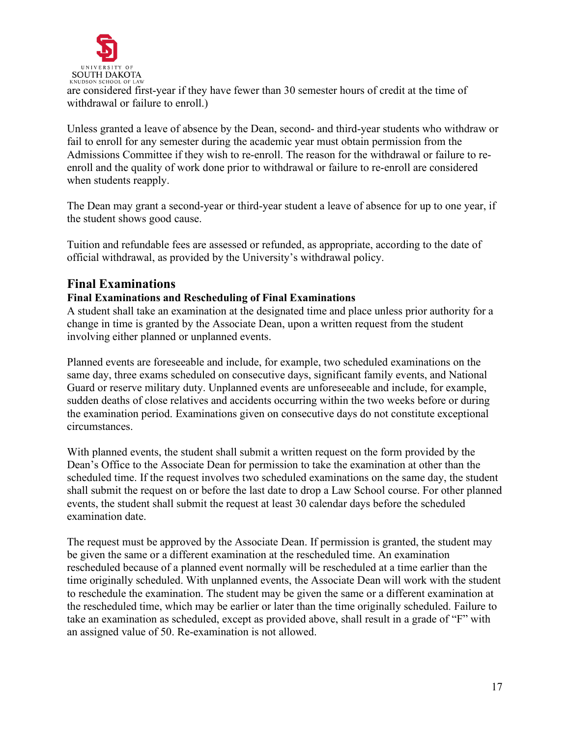are considered first-year if they have fewer than 30 semester hours of credit at the time of withdrawal or failure to enroll.)

Unless granted a leave of absence by the Dean, second- and third-year students who withdraw or fail to enroll for any semester during the academic year must obtain permission from the Admissions Committee if they wish to re-enroll. The reason for the withdrawal or failure to re-enroll and the quality of work done prior to withdrawal or failure to re-enroll are considered when students reapply.

The Dean may grant a second-year or third-year student a leave of absence for up to one year, if the student shows good cause.

Tuition and refundable fees are assessed or refunded, as appropriate, according to the date of official withdrawal, as provided by the University's withdrawal policy.

## Final Examinations

### Final Examinations and Rescheduling of Final Examinations

A student shall take an examination at the designated time and place unless prior authority for a change in time is granted by the Associate Dean, upon a written request from the student involving either planned or unplanned events.

Planned events are foreseeable and include, for example, two scheduled examinations on the same day, three exams scheduled on consecutive days, significant family events, and National Guard or reserve military duty. Unplanned events are unforeseeable and include, for example, sudden deaths of close relatives and accidents occurring within the two weeks before or during the examination period. Examinations given on consecutive days do not constitute exceptional circumstances.

With planned events, the student shall submit a written request on the form provided by the Dean's Office to the Associate Dean for permission to take the examination at other than the scheduled time. If the request involves two scheduled examinations on the same day, the student shall submit the request on or before the last date to drop a Law School course. For other planned events, the student shall submit the request at least 30 calendar days before the scheduled examination date.

The request must be approved by the Associate Dean. If permission is granted, the student may be given the same or a different examination at the rescheduled time. An examination rescheduled because of a planned event normally will be rescheduled at a time earlier than the time originally scheduled. With unplanned events, the Associate Dean will work with the student to reschedule the examination. The student may be given the same or a different examination at the rescheduled time, which may be earlier or later than the time originally scheduled. Failure to take an examination as scheduled, except as provided above, shall result in a grade of "F" with an assigned value of 50. Re-examination is not allowed.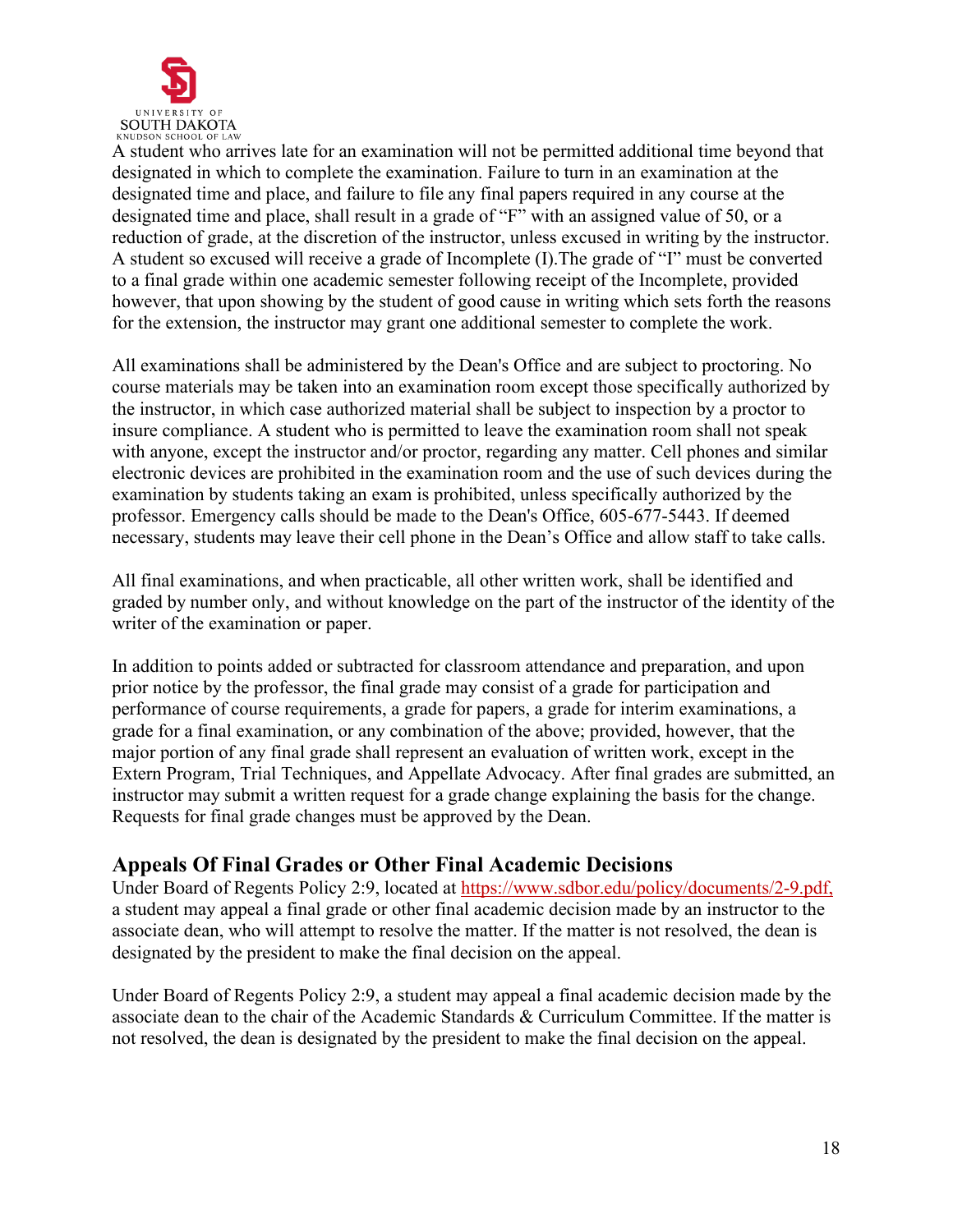A student who arrives late for an examination will not be permitted additional time beyond that designated in which to complete the examination. Failure to turn in an examination at the designated time and place, and failure to file any final papers required in any course at the designated time and place, shall result in a grade of "F" with an assigned value of 50, or a reduction of grade, at the discretion of the instructor, unless excused in writing by the instructor. A student so excused will receive a grade of Incomplete (I).The grade of "I" must be converted to a final grade within one academic semester following receipt of the Incomplete, provided however, that upon showing by the student of good cause in writing which sets forth the reasons for the extension, the instructor may grant one additional semester to complete the work.

All examinations shall be administered by the Dean's Office and are subject to proctoring. No course materials may be taken into an examination room except those specifically authorized by the instructor, in which case authorized material shall be subject to inspection by a proctor to insure compliance. A student who is permitted to leave the examination room shall not speak with anyone, except the instructor and/or proctor, regarding any matter. Cell phones and similar electronic devices are prohibited in the examination room and the use of such devices during the examination by students taking an exam is prohibited, unless specifically authorized by the professor. Emergency calls should be made to the Dean's Office, 605-677-5443. If deemed necessary, students may leave their cell phone in the Dean's Office and allow staff to take calls.

All final examinations, and when practicable, all other written work, shall be identified and graded by number only, and without knowledge on the part of the instructor of the identity of the writer of the examination or paper.

In addition to points added or subtracted for classroom attendance and preparation, and upon prior notice by the professor, the final grade may consist of a grade for participation and performance of course requirements, a grade for papers, a grade for interim examinations, a grade for a final examination, or any combination of the above; provided, however, that the major portion of any final grade shall represent an evaluation of written work, except in the Extern Program, Trial Techniques, and Appellate Advocacy. After final grades are submitted, an instructor may submit a written request for a grade change explaining the basis for the change. Requests for final grade changes must be approved by the Dean.

## Appeals Of Final Grades or Other Final Academic Decisions

Under Board of Regents Policy 2:9, located at https://www.sdbor.edu/policy/documents/2-9.pdf, a student may appeal a final grade or other final academic decision made by an instructor to the associate dean, who will attempt to resolve the matter. If the matter is not resolved, the dean is designated by the president to make the final decision on the appeal.

Under Board of Regents Policy 2:9, a student may appeal a final academic decision made by the associate dean to the chair of the Academic Standards & Curriculum Committee. If the matter is not resolved, the dean is designated by the president to make the final decision on the appeal.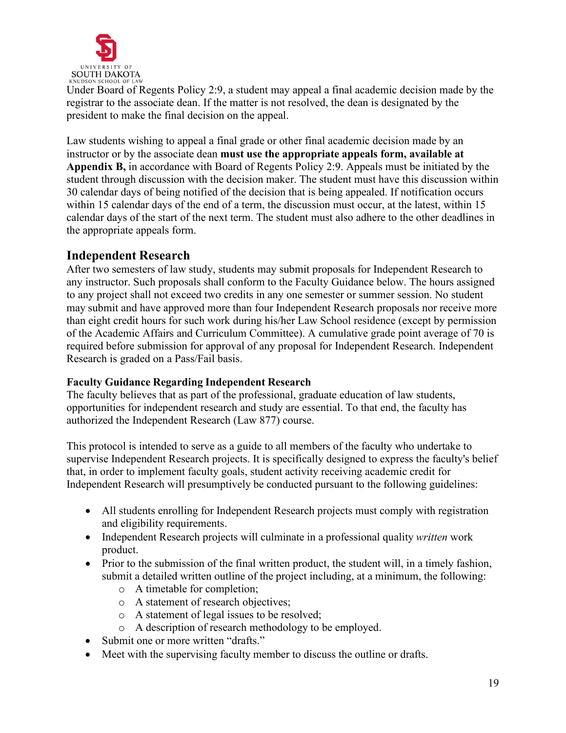Under Board of Regents Policy 2:9, a student may appeal a final academic decision made by the registrar to the associate dean. If the matter is not resolved, the dean is designated by the president to make the final decision on the appeal.

Law students wishing to appeal a final grade or other final academic decision made by an instructor or by the associate dean **must use the appropriate appeals form, available at Appendix B,** in accordance with Board of Regents Policy 2:9. Appeals must be initiated by the student through discussion with the decision maker. The student must have this discussion within 30 calendar days of being notified of the decision that is being appealed. If notification occurs within 15 calendar days of the end of a term, the discussion must occur, at the latest, within 15 calendar days of the start of the next term. The student must also adhere to the other deadlines in the appropriate appeals form.

## Independent Research

After two semesters of law study, students may submit proposals for Independent Research to any instructor. Such proposals shall conform to the Faculty Guidance below. The hours assigned to any project shall not exceed two credits in any one semester or summer session. No student may submit and have approved more than four Independent Research proposals nor receive more than eight credit hours for such work during his/her Law School residence (except by permission of the Academic Affairs and Curriculum Committee). A cumulative grade point average of 70 is required before submission for approval of any proposal for Independent Research. Independent Research is graded on a Pass/Fail basis.

### Faculty Guidance Regarding Independent Research

The faculty believes that as part of the professional, graduate education of law students, opportunities for independent research and study are essential. To that end, the faculty has authorized the Independent Research (Law 877) course.

This protocol is intended to serve as a guide to all members of the faculty who undertake to supervise Independent Research projects. It is specifically designed to express the faculty's belief that, in order to implement faculty goals, student activity receiving academic credit for Independent Research will presumptively be conducted pursuant to the following guidelines:

- All students enrolling for Independent Research projects must comply with registration and eligibility requirements.
- Independent Research projects will culminate in a professional quality *written* work product.
- Prior to the submission of the final written product, the student will, in a timely fashion, submit a detailed written outline of the project including, at a minimum, the following:
  - A timetable for completion;
  - A statement of research objectives;
  - A statement of legal issues to be resolved;
  - A description of research methodology to be employed.
- Submit one or more written "drafts."
- Meet with the supervising faculty member to discuss the outline or drafts.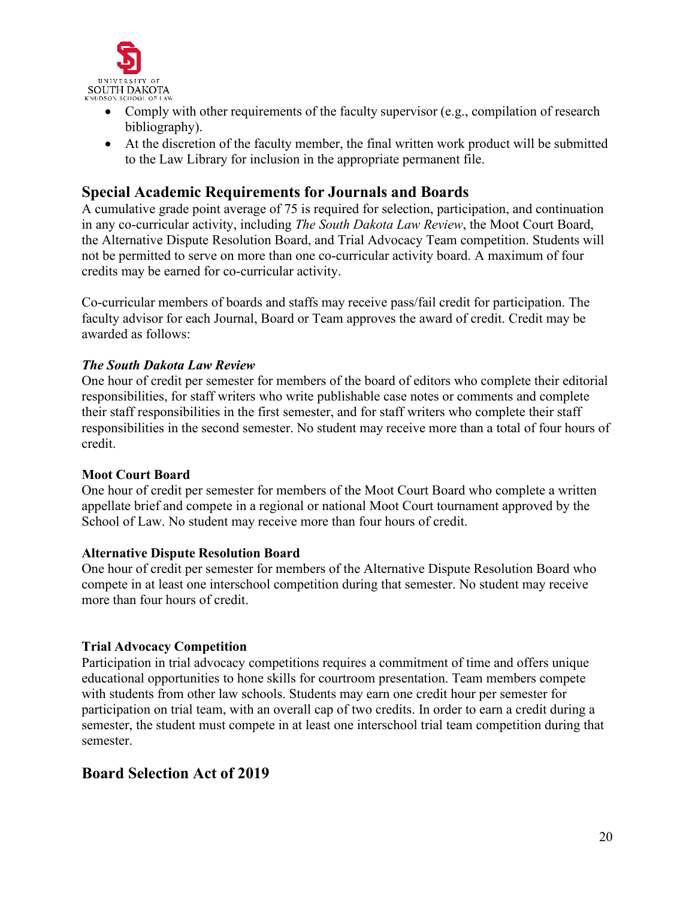- Comply with other requirements of the faculty supervisor (e.g., compilation of research bibliography).
- At the discretion of the faculty member, the final written work product will be submitted to the Law Library for inclusion in the appropriate permanent file.

## Special Academic Requirements for Journals and Boards

A cumulative grade point average of 75 is required for selection, participation, and continuation in any co-curricular activity, including *The South Dakota Law Review*, the Moot Court Board, the Alternative Dispute Resolution Board, and Trial Advocacy Team competition. Students will not be permitted to serve on more than one co-curricular activity board. A maximum of four credits may be earned for co-curricular activity.

Co-curricular members of boards and staffs may receive pass/fail credit for participation. The faculty advisor for each Journal, Board or Team approves the award of credit. Credit may be awarded as follows:

#### *The South Dakota Law Review*

One hour of credit per semester for members of the board of editors who complete their editorial responsibilities, for staff writers who write publishable case notes or comments and complete their staff responsibilities in the first semester, and for staff writers who complete their staff responsibilities in the second semester. No student may receive more than a total of four hours of credit.

#### Moot Court Board

One hour of credit per semester for members of the Moot Court Board who complete a written appellate brief and compete in a regional or national Moot Court tournament approved by the School of Law. No student may receive more than four hours of credit.

#### Alternative Dispute Resolution Board

One hour of credit per semester for members of the Alternative Dispute Resolution Board who compete in at least one interschool competition during that semester. No student may receive more than four hours of credit.

#### Trial Advocacy Competition

Participation in trial advocacy competitions requires a commitment of time and offers unique educational opportunities to hone skills for courtroom presentation. Team members compete with students from other law schools. Students may earn one credit hour per semester for participation on trial team, with an overall cap of two credits. In order to earn a credit during a semester, the student must compete in at least one interschool trial team competition during that semester.

## Board Selection Act of 2019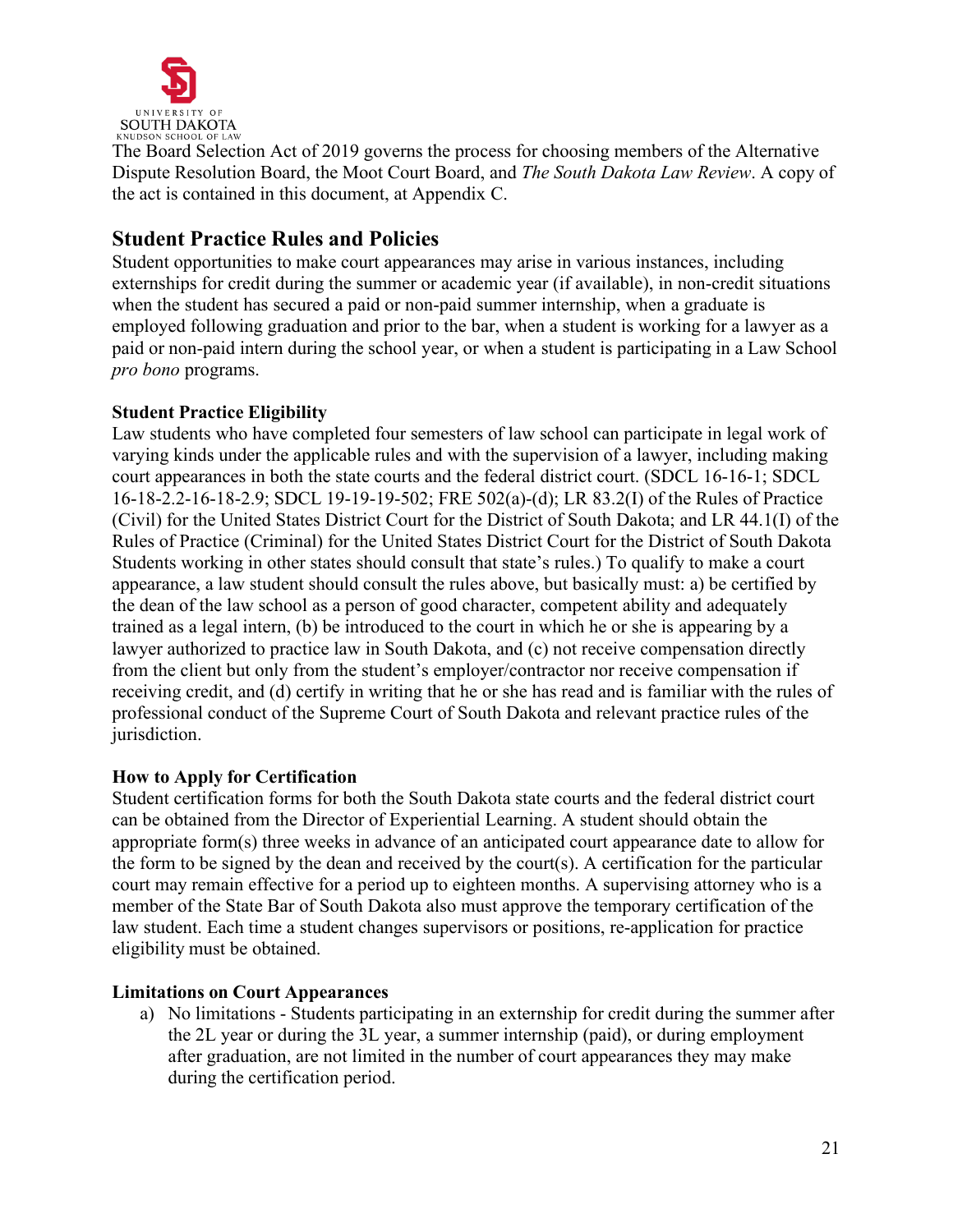The Board Selection Act of 2019 governs the process for choosing members of the Alternative Dispute Resolution Board, the Moot Court Board, and *The South Dakota Law Review*. A copy of the act is contained in this document, at Appendix C.

## Student Practice Rules and Policies

Student opportunities to make court appearances may arise in various instances, including externships for credit during the summer or academic year (if available), in non-credit situations when the student has secured a paid or non-paid summer internship, when a graduate is employed following graduation and prior to the bar, when a student is working for a lawyer as a paid or non-paid intern during the school year, or when a student is participating in a Law School *pro bono* programs.

### Student Practice Eligibility

Law students who have completed four semesters of law school can participate in legal work of varying kinds under the applicable rules and with the supervision of a lawyer, including making court appearances in both the state courts and the federal district court. (SDCL 16-16-1; SDCL 16-18-2.2-16-18-2.9; SDCL 19-19-19-502; FRE 502(a)-(d); LR 83.2(I) of the Rules of Practice (Civil) for the United States District Court for the District of South Dakota; and LR 44.1(I) of the Rules of Practice (Criminal) for the United States District Court for the District of South Dakota Students working in other states should consult that state's rules.) To qualify to make a court appearance, a law student should consult the rules above, but basically must: a) be certified by the dean of the law school as a person of good character, competent ability and adequately trained as a legal intern, (b) be introduced to the court in which he or she is appearing by a lawyer authorized to practice law in South Dakota, and (c) not receive compensation directly from the client but only from the student's employer/contractor nor receive compensation if receiving credit, and (d) certify in writing that he or she has read and is familiar with the rules of professional conduct of the Supreme Court of South Dakota and relevant practice rules of the jurisdiction.

### How to Apply for Certification

Student certification forms for both the South Dakota state courts and the federal district court can be obtained from the Director of Experiential Learning. A student should obtain the appropriate form(s) three weeks in advance of an anticipated court appearance date to allow for the form to be signed by the dean and received by the court(s). A certification for the particular court may remain effective for a period up to eighteen months. A supervising attorney who is a member of the State Bar of South Dakota also must approve the temporary certification of the law student. Each time a student changes supervisors or positions, re-application for practice eligibility must be obtained.

### Limitations on Court Appearances

a) No limitations - Students participating in an externship for credit during the summer after the 2L year or during the 3L year, a summer internship (paid), or during employment after graduation, are not limited in the number of court appearances they may make during the certification period.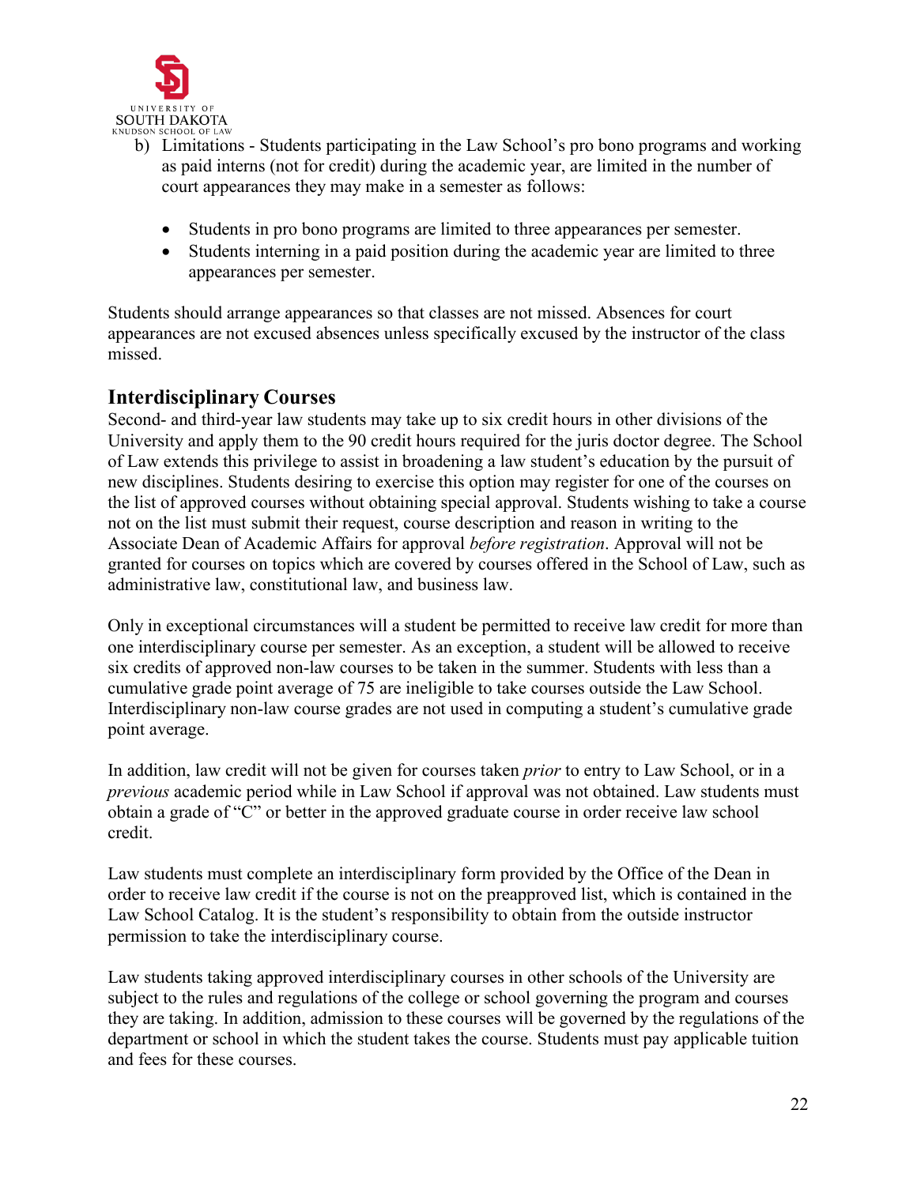b) Limitations - Students participating in the Law School's pro bono programs and working as paid interns (not for credit) during the academic year, are limited in the number of court appearances they may make in a semester as follows:

- Students in pro bono programs are limited to three appearances per semester.
- Students interning in a paid position during the academic year are limited to three appearances per semester.

Students should arrange appearances so that classes are not missed. Absences for court appearances are not excused absences unless specifically excused by the instructor of the class missed.

## Interdisciplinary Courses

Second- and third-year law students may take up to six credit hours in other divisions of the University and apply them to the 90 credit hours required for the juris doctor degree. The School of Law extends this privilege to assist in broadening a law student's education by the pursuit of new disciplines. Students desiring to exercise this option may register for one of the courses on the list of approved courses without obtaining special approval. Students wishing to take a course not on the list must submit their request, course description and reason in writing to the Associate Dean of Academic Affairs for approval *before registration*. Approval will not be granted for courses on topics which are covered by courses offered in the School of Law, such as administrative law, constitutional law, and business law.

Only in exceptional circumstances will a student be permitted to receive law credit for more than one interdisciplinary course per semester. As an exception, a student will be allowed to receive six credits of approved non-law courses to be taken in the summer. Students with less than a cumulative grade point average of 75 are ineligible to take courses outside the Law School. Interdisciplinary non-law course grades are not used in computing a student's cumulative grade point average.

In addition, law credit will not be given for courses taken *prior* to entry to Law School, or in a *previous* academic period while in Law School if approval was not obtained. Law students must obtain a grade of "C" or better in the approved graduate course in order receive law school credit.

Law students must complete an interdisciplinary form provided by the Office of the Dean in order to receive law credit if the course is not on the preapproved list, which is contained in the Law School Catalog. It is the student's responsibility to obtain from the outside instructor permission to take the interdisciplinary course.

Law students taking approved interdisciplinary courses in other schools of the University are subject to the rules and regulations of the college or school governing the program and courses they are taking. In addition, admission to these courses will be governed by the regulations of the department or school in which the student takes the course. Students must pay applicable tuition and fees for these courses.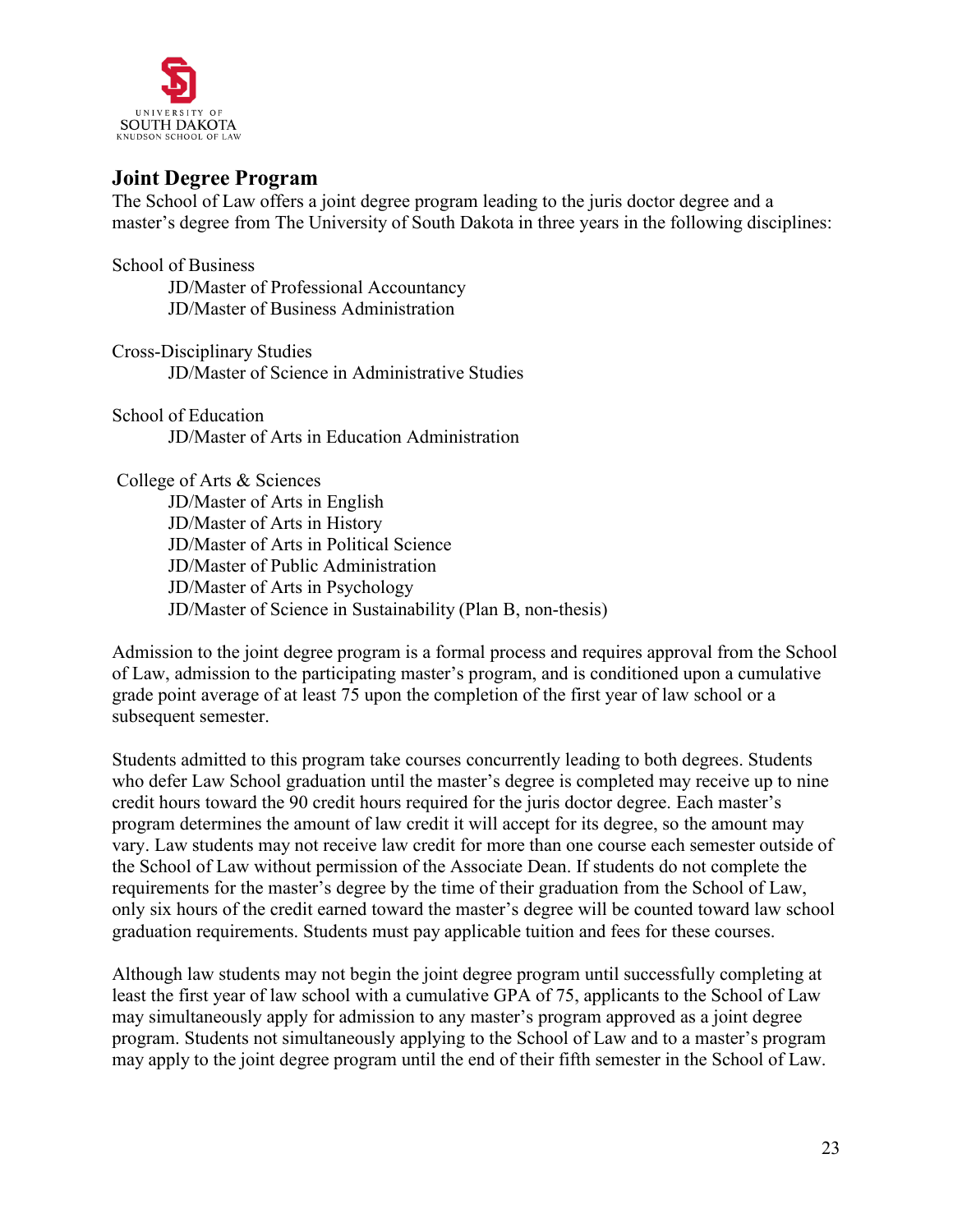## Joint Degree Program

The School of Law offers a joint degree program leading to the juris doctor degree and a master's degree from The University of South Dakota in three years in the following disciplines:

School of Business

- JD/Master of Professional Accountancy
- JD/Master of Business Administration

Cross-Disciplinary Studies

- JD/Master of Science in Administrative Studies

School of Education

- JD/Master of Arts in Education Administration

College of Arts & Sciences

- JD/Master of Arts in English
- JD/Master of Arts in History
- JD/Master of Arts in Political Science
- JD/Master of Public Administration
- JD/Master of Arts in Psychology
- JD/Master of Science in Sustainability (Plan B, non-thesis)

Admission to the joint degree program is a formal process and requires approval from the School of Law, admission to the participating master's program, and is conditioned upon a cumulative grade point average of at least 75 upon the completion of the first year of law school or a subsequent semester.

Students admitted to this program take courses concurrently leading to both degrees. Students who defer Law School graduation until the master's degree is completed may receive up to nine credit hours toward the 90 credit hours required for the juris doctor degree. Each master's program determines the amount of law credit it will accept for its degree, so the amount may vary. Law students may not receive law credit for more than one course each semester outside of the School of Law without permission of the Associate Dean. If students do not complete the requirements for the master's degree by the time of their graduation from the School of Law, only six hours of the credit earned toward the master's degree will be counted toward law school graduation requirements. Students must pay applicable tuition and fees for these courses.

Although law students may not begin the joint degree program until successfully completing at least the first year of law school with a cumulative GPA of 75, applicants to the School of Law may simultaneously apply for admission to any master's program approved as a joint degree program. Students not simultaneously applying to the School of Law and to a master's program may apply to the joint degree program until the end of their fifth semester in the School of Law.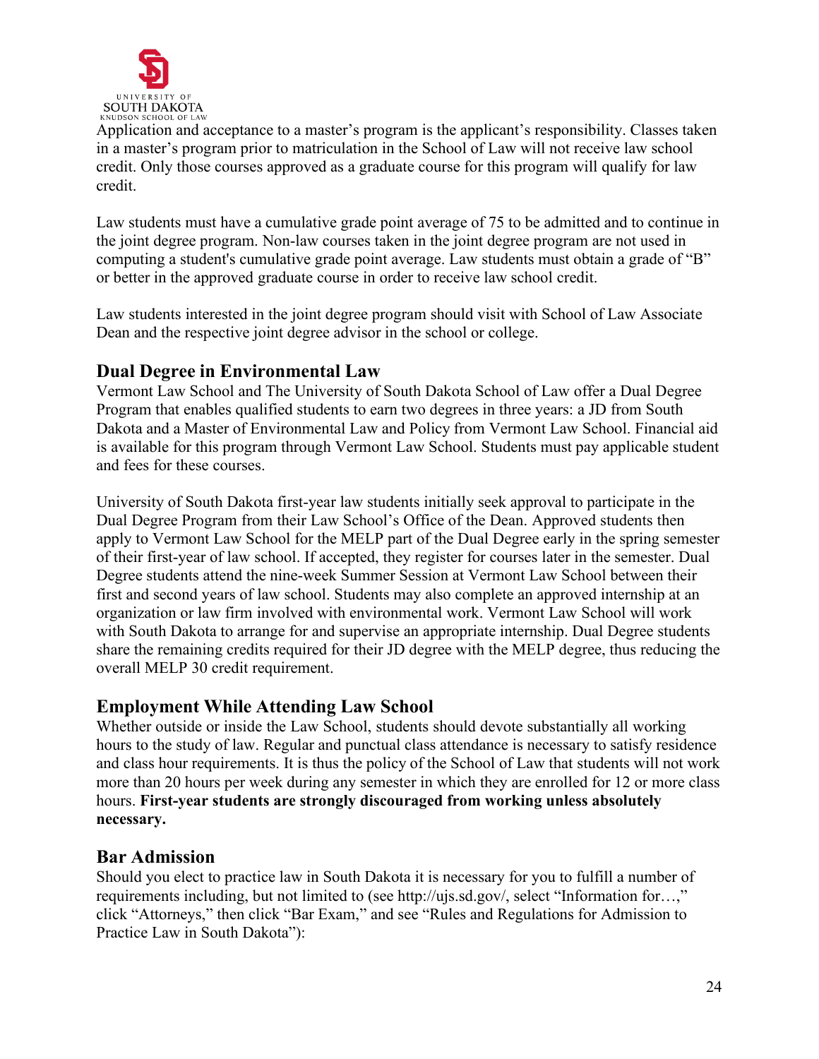Application and acceptance to a master's program is the applicant's responsibility. Classes taken in a master's program prior to matriculation in the School of Law will not receive law school credit. Only those courses approved as a graduate course for this program will qualify for law credit.

Law students must have a cumulative grade point average of 75 to be admitted and to continue in the joint degree program. Non-law courses taken in the joint degree program are not used in computing a student's cumulative grade point average. Law students must obtain a grade of "B" or better in the approved graduate course in order to receive law school credit.

Law students interested in the joint degree program should visit with School of Law Associate Dean and the respective joint degree advisor in the school or college.

## Dual Degree in Environmental Law

Vermont Law School and The University of South Dakota School of Law offer a Dual Degree Program that enables qualified students to earn two degrees in three years: a JD from South Dakota and a Master of Environmental Law and Policy from Vermont Law School. Financial aid is available for this program through Vermont Law School. Students must pay applicable student and fees for these courses.

University of South Dakota first-year law students initially seek approval to participate in the Dual Degree Program from their Law School's Office of the Dean. Approved students then apply to Vermont Law School for the MELP part of the Dual Degree early in the spring semester of their first-year of law school. If accepted, they register for courses later in the semester. Dual Degree students attend the nine-week Summer Session at Vermont Law School between their first and second years of law school. Students may also complete an approved internship at an organization or law firm involved with environmental work. Vermont Law School will work with South Dakota to arrange for and supervise an appropriate internship. Dual Degree students share the remaining credits required for their JD degree with the MELP degree, thus reducing the overall MELP 30 credit requirement.

## Employment While Attending Law School

Whether outside or inside the Law School, students should devote substantially all working hours to the study of law. Regular and punctual class attendance is necessary to satisfy residence and class hour requirements. It is thus the policy of the School of Law that students will not work more than 20 hours per week during any semester in which they are enrolled for 12 or more class hours. **First-year students are strongly discouraged from working unless absolutely necessary.**

## Bar Admission

Should you elect to practice law in South Dakota it is necessary for you to fulfill a number of requirements including, but not limited to (see http://ujs.sd.gov/, select "Information for…," click "Attorneys," then click "Bar Exam," and see "Rules and Regulations for Admission to Practice Law in South Dakota"):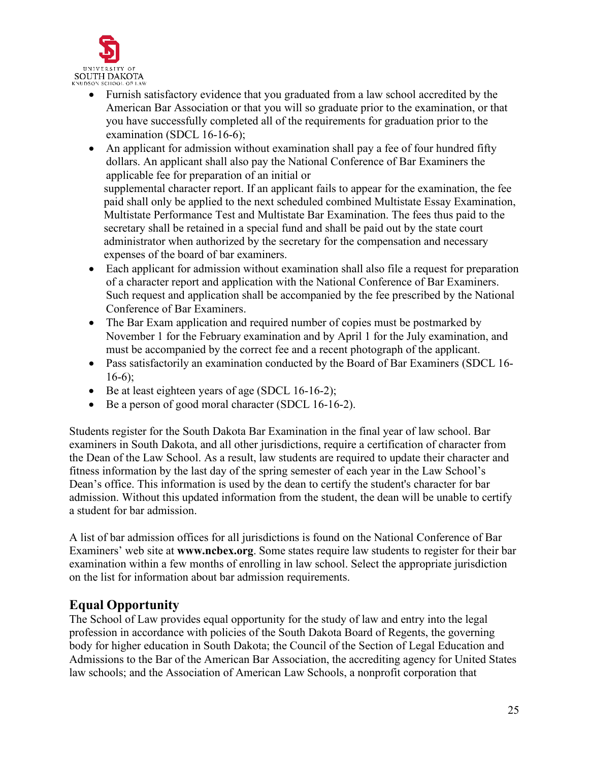- Furnish satisfactory evidence that you graduated from a law school accredited by the American Bar Association or that you will so graduate prior to the examination, or that you have successfully completed all of the requirements for graduation prior to the examination (SDCL 16-16-6);
- An applicant for admission without examination shall pay a fee of four hundred fifty dollars. An applicant shall also pay the National Conference of Bar Examiners the applicable fee for preparation of an initial or supplemental character report. If an applicant fails to appear for the examination, the fee paid shall only be applied to the next scheduled combined Multistate Essay Examination, Multistate Performance Test and Multistate Bar Examination. The fees thus paid to the secretary shall be retained in a special fund and shall be paid out by the state court administrator when authorized by the secretary for the compensation and necessary expenses of the board of bar examiners.
- Each applicant for admission without examination shall also file a request for preparation of a character report and application with the National Conference of Bar Examiners. Such request and application shall be accompanied by the fee prescribed by the National Conference of Bar Examiners.
- The Bar Exam application and required number of copies must be postmarked by November 1 for the February examination and by April 1 for the July examination, and must be accompanied by the correct fee and a recent photograph of the applicant.
- Pass satisfactorily an examination conducted by the Board of Bar Examiners (SDCL 16-16-6);
- Be at least eighteen years of age (SDCL 16-16-2);
- Be a person of good moral character (SDCL 16-16-2).

Students register for the South Dakota Bar Examination in the final year of law school. Bar examiners in South Dakota, and all other jurisdictions, require a certification of character from the Dean of the Law School. As a result, law students are required to update their character and fitness information by the last day of the spring semester of each year in the Law School's Dean's office. This information is used by the dean to certify the student's character for bar admission. Without this updated information from the student, the dean will be unable to certify a student for bar admission.

A list of bar admission offices for all jurisdictions is found on the National Conference of Bar Examiners' web site at **www.ncbex.org**. Some states require law students to register for their bar examination within a few months of enrolling in law school. Select the appropriate jurisdiction on the list for information about bar admission requirements.

## Equal Opportunity

The School of Law provides equal opportunity for the study of law and entry into the legal profession in accordance with policies of the South Dakota Board of Regents, the governing body for higher education in South Dakota; the Council of the Section of Legal Education and Admissions to the Bar of the American Bar Association, the accrediting agency for United States law schools; and the Association of American Law Schools, a nonprofit corporation that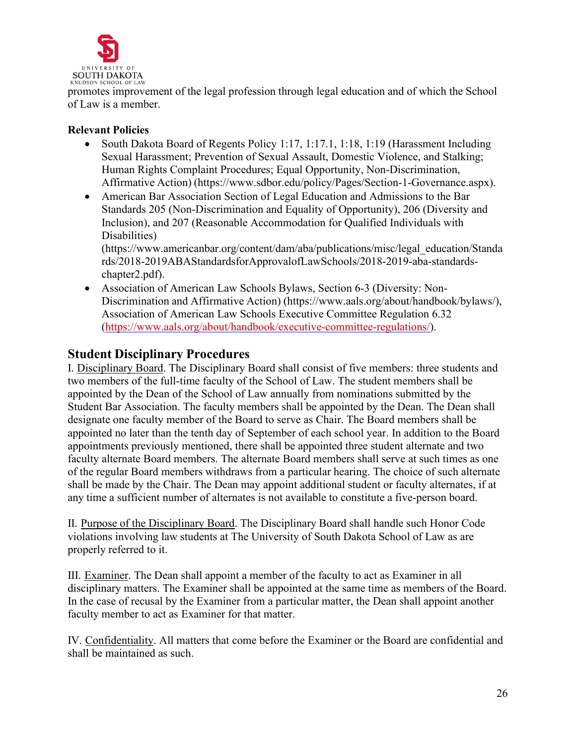promotes improvement of the legal profession through legal education and of which the School of Law is a member.

**Relevant Policies**

- South Dakota Board of Regents Policy 1:17, 1:17.1, 1:18, 1:19 (Harassment Including Sexual Harassment; Prevention of Sexual Assault, Domestic Violence, and Stalking; Human Rights Complaint Procedures; Equal Opportunity, Non-Discrimination, Affirmative Action) (https://www.sdbor.edu/policy/Pages/Section-1-Governance.aspx).
- American Bar Association Section of Legal Education and Admissions to the Bar Standards 205 (Non-Discrimination and Equality of Opportunity), 206 (Diversity and Inclusion), and 207 (Reasonable Accommodation for Qualified Individuals with Disabilities) (https://www.americanbar.org/content/dam/aba/publications/misc/legal_education/Standards/2018-2019ABAStandardsforApprovalofLawSchools/2018-2019-aba-standards-chapter2.pdf).
- Association of American Law Schools Bylaws, Section 6-3 (Diversity: Non-Discrimination and Affirmative Action) (https://www.aals.org/about/handbook/bylaws/), Association of American Law Schools Executive Committee Regulation 6.32 (https://www.aals.org/about/handbook/executive-committee-regulations/).

## Student Disciplinary Procedures

I. Disciplinary Board. The Disciplinary Board shall consist of five members: three students and two members of the full-time faculty of the School of Law. The student members shall be appointed by the Dean of the School of Law annually from nominations submitted by the Student Bar Association. The faculty members shall be appointed by the Dean. The Dean shall designate one faculty member of the Board to serve as Chair. The Board members shall be appointed no later than the tenth day of September of each school year. In addition to the Board appointments previously mentioned, there shall be appointed three student alternate and two faculty alternate Board members. The alternate Board members shall serve at such times as one of the regular Board members withdraws from a particular hearing. The choice of such alternate shall be made by the Chair. The Dean may appoint additional student or faculty alternates, if at any time a sufficient number of alternates is not available to constitute a five-person board.

II. Purpose of the Disciplinary Board. The Disciplinary Board shall handle such Honor Code violations involving law students at The University of South Dakota School of Law as are properly referred to it.

III. Examiner. The Dean shall appoint a member of the faculty to act as Examiner in all disciplinary matters. The Examiner shall be appointed at the same time as members of the Board. In the case of recusal by the Examiner from a particular matter, the Dean shall appoint another faculty member to act as Examiner for that matter.

IV. Confidentiality. All matters that come before the Examiner or the Board are confidential and shall be maintained as such.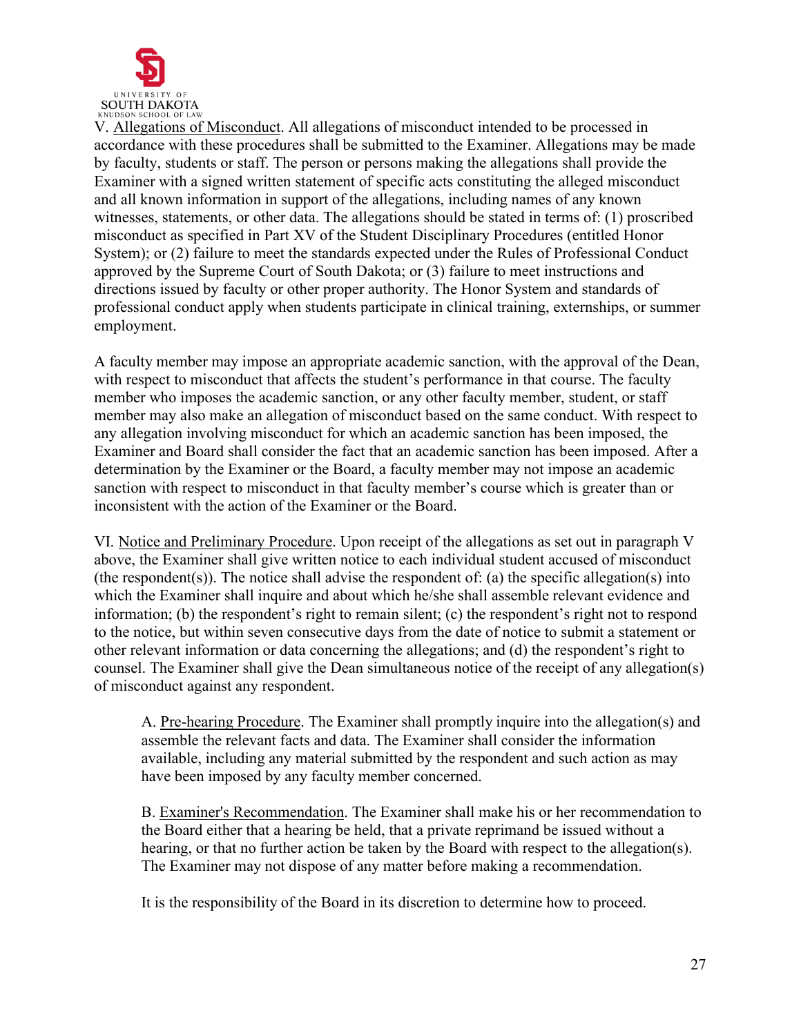V. Allegations of Misconduct. All allegations of misconduct intended to be processed in accordance with these procedures shall be submitted to the Examiner. Allegations may be made by faculty, students or staff. The person or persons making the allegations shall provide the Examiner with a signed written statement of specific acts constituting the alleged misconduct and all known information in support of the allegations, including names of any known witnesses, statements, or other data. The allegations should be stated in terms of: (1) proscribed misconduct as specified in Part XV of the Student Disciplinary Procedures (entitled Honor System); or (2) failure to meet the standards expected under the Rules of Professional Conduct approved by the Supreme Court of South Dakota; or (3) failure to meet instructions and directions issued by faculty or other proper authority. The Honor System and standards of professional conduct apply when students participate in clinical training, externships, or summer employment.

A faculty member may impose an appropriate academic sanction, with the approval of the Dean, with respect to misconduct that affects the student's performance in that course. The faculty member who imposes the academic sanction, or any other faculty member, student, or staff member may also make an allegation of misconduct based on the same conduct. With respect to any allegation involving misconduct for which an academic sanction has been imposed, the Examiner and Board shall consider the fact that an academic sanction has been imposed. After a determination by the Examiner or the Board, a faculty member may not impose an academic sanction with respect to misconduct in that faculty member's course which is greater than or inconsistent with the action of the Examiner or the Board.

VI. Notice and Preliminary Procedure. Upon receipt of the allegations as set out in paragraph V above, the Examiner shall give written notice to each individual student accused of misconduct (the respondent(s)). The notice shall advise the respondent of: (a) the specific allegation(s) into which the Examiner shall inquire and about which he/she shall assemble relevant evidence and information; (b) the respondent's right to remain silent; (c) the respondent's right not to respond to the notice, but within seven consecutive days from the date of notice to submit a statement or other relevant information or data concerning the allegations; and (d) the respondent's right to counsel. The Examiner shall give the Dean simultaneous notice of the receipt of any allegation(s) of misconduct against any respondent.

A. Pre-hearing Procedure. The Examiner shall promptly inquire into the allegation(s) and assemble the relevant facts and data. The Examiner shall consider the information available, including any material submitted by the respondent and such action as may have been imposed by any faculty member concerned.

B. Examiner's Recommendation. The Examiner shall make his or her recommendation to the Board either that a hearing be held, that a private reprimand be issued without a hearing, or that no further action be taken by the Board with respect to the allegation(s). The Examiner may not dispose of any matter before making a recommendation.

It is the responsibility of the Board in its discretion to determine how to proceed.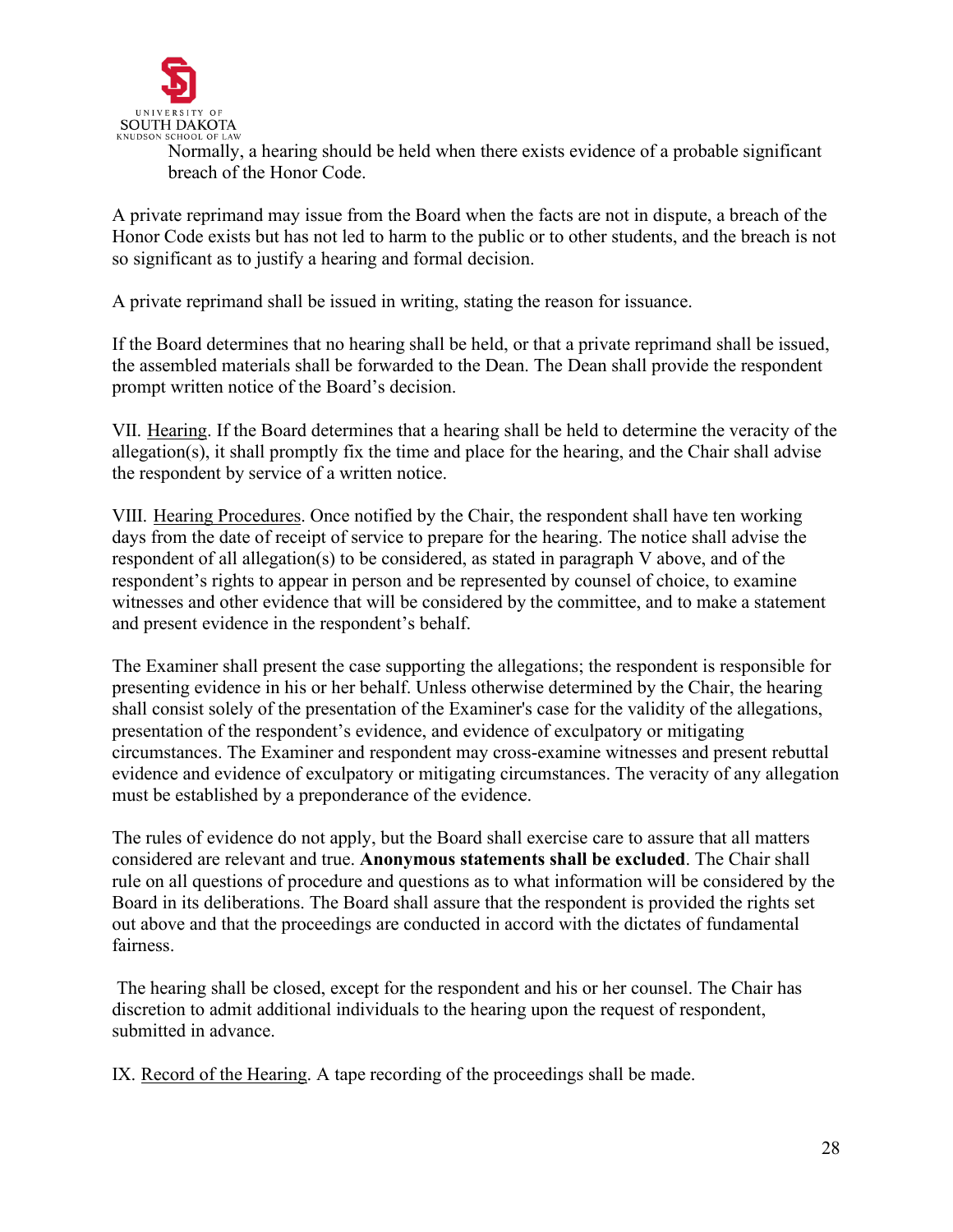Normally, a hearing should be held when there exists evidence of a probable significant breach of the Honor Code.

A private reprimand may issue from the Board when the facts are not in dispute, a breach of the Honor Code exists but has not led to harm to the public or to other students, and the breach is not so significant as to justify a hearing and formal decision.

A private reprimand shall be issued in writing, stating the reason for issuance.

If the Board determines that no hearing shall be held, or that a private reprimand shall be issued, the assembled materials shall be forwarded to the Dean. The Dean shall provide the respondent prompt written notice of the Board's decision.

VII. Hearing. If the Board determines that a hearing shall be held to determine the veracity of the allegation(s), it shall promptly fix the time and place for the hearing, and the Chair shall advise the respondent by service of a written notice.

VIII. Hearing Procedures. Once notified by the Chair, the respondent shall have ten working days from the date of receipt of service to prepare for the hearing. The notice shall advise the respondent of all allegation(s) to be considered, as stated in paragraph V above, and of the respondent's rights to appear in person and be represented by counsel of choice, to examine witnesses and other evidence that will be considered by the committee, and to make a statement and present evidence in the respondent's behalf.

The Examiner shall present the case supporting the allegations; the respondent is responsible for presenting evidence in his or her behalf. Unless otherwise determined by the Chair, the hearing shall consist solely of the presentation of the Examiner's case for the validity of the allegations, presentation of the respondent's evidence, and evidence of exculpatory or mitigating circumstances. The Examiner and respondent may cross-examine witnesses and present rebuttal evidence and evidence of exculpatory or mitigating circumstances. The veracity of any allegation must be established by a preponderance of the evidence.

The rules of evidence do not apply, but the Board shall exercise care to assure that all matters considered are relevant and true. **Anonymous statements shall be excluded**. The Chair shall rule on all questions of procedure and questions as to what information will be considered by the Board in its deliberations. The Board shall assure that the respondent is provided the rights set out above and that the proceedings are conducted in accord with the dictates of fundamental fairness.

The hearing shall be closed, except for the respondent and his or her counsel. The Chair has discretion to admit additional individuals to the hearing upon the request of respondent, submitted in advance.

IX. Record of the Hearing. A tape recording of the proceedings shall be made.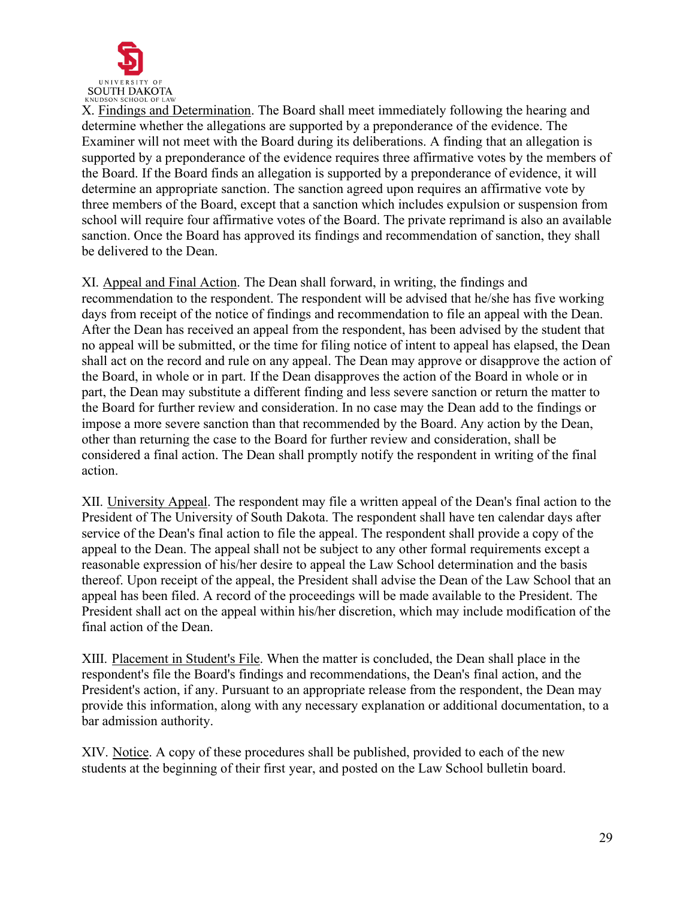X. Findings and Determination. The Board shall meet immediately following the hearing and determine whether the allegations are supported by a preponderance of the evidence. The Examiner will not meet with the Board during its deliberations. A finding that an allegation is supported by a preponderance of the evidence requires three affirmative votes by the members of the Board. If the Board finds an allegation is supported by a preponderance of evidence, it will determine an appropriate sanction. The sanction agreed upon requires an affirmative vote by three members of the Board, except that a sanction which includes expulsion or suspension from school will require four affirmative votes of the Board. The private reprimand is also an available sanction. Once the Board has approved its findings and recommendation of sanction, they shall be delivered to the Dean.

XI. Appeal and Final Action. The Dean shall forward, in writing, the findings and recommendation to the respondent. The respondent will be advised that he/she has five working days from receipt of the notice of findings and recommendation to file an appeal with the Dean. After the Dean has received an appeal from the respondent, has been advised by the student that no appeal will be submitted, or the time for filing notice of intent to appeal has elapsed, the Dean shall act on the record and rule on any appeal. The Dean may approve or disapprove the action of the Board, in whole or in part. If the Dean disapproves the action of the Board in whole or in part, the Dean may substitute a different finding and less severe sanction or return the matter to the Board for further review and consideration. In no case may the Dean add to the findings or impose a more severe sanction than that recommended by the Board. Any action by the Dean, other than returning the case to the Board for further review and consideration, shall be considered a final action. The Dean shall promptly notify the respondent in writing of the final action.

XII. University Appeal. The respondent may file a written appeal of the Dean's final action to the President of The University of South Dakota. The respondent shall have ten calendar days after service of the Dean's final action to file the appeal. The respondent shall provide a copy of the appeal to the Dean. The appeal shall not be subject to any other formal requirements except a reasonable expression of his/her desire to appeal the Law School determination and the basis thereof. Upon receipt of the appeal, the President shall advise the Dean of the Law School that an appeal has been filed. A record of the proceedings will be made available to the President. The President shall act on the appeal within his/her discretion, which may include modification of the final action of the Dean.

XIII. Placement in Student's File. When the matter is concluded, the Dean shall place in the respondent's file the Board's findings and recommendations, the Dean's final action, and the President's action, if any. Pursuant to an appropriate release from the respondent, the Dean may provide this information, along with any necessary explanation or additional documentation, to a bar admission authority.

XIV. Notice. A copy of these procedures shall be published, provided to each of the new students at the beginning of their first year, and posted on the Law School bulletin board.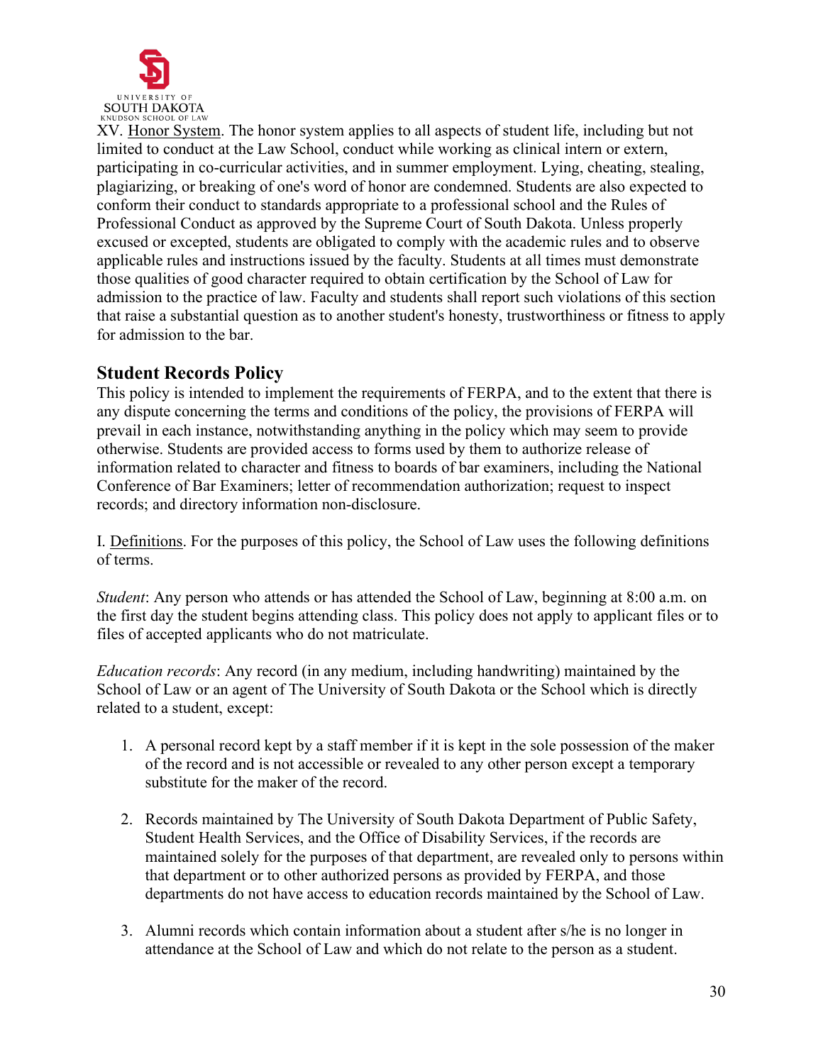XV. Honor System. The honor system applies to all aspects of student life, including but not limited to conduct at the Law School, conduct while working as clinical intern or extern, participating in co-curricular activities, and in summer employment. Lying, cheating, stealing, plagiarizing, or breaking of one's word of honor are condemned. Students are also expected to conform their conduct to standards appropriate to a professional school and the Rules of Professional Conduct as approved by the Supreme Court of South Dakota. Unless properly excused or excepted, students are obligated to comply with the academic rules and to observe applicable rules and instructions issued by the faculty. Students at all times must demonstrate those qualities of good character required to obtain certification by the School of Law for admission to the practice of law. Faculty and students shall report such violations of this section that raise a substantial question as to another student's honesty, trustworthiness or fitness to apply for admission to the bar.

## Student Records Policy

This policy is intended to implement the requirements of FERPA, and to the extent that there is any dispute concerning the terms and conditions of the policy, the provisions of FERPA will prevail in each instance, notwithstanding anything in the policy which may seem to provide otherwise. Students are provided access to forms used by them to authorize release of information related to character and fitness to boards of bar examiners, including the National Conference of Bar Examiners; letter of recommendation authorization; request to inspect records; and directory information non-disclosure.

I. Definitions. For the purposes of this policy, the School of Law uses the following definitions of terms.

*Student*: Any person who attends or has attended the School of Law, beginning at 8:00 a.m. on the first day the student begins attending class. This policy does not apply to applicant files or to files of accepted applicants who do not matriculate.

*Education records*: Any record (in any medium, including handwriting) maintained by the School of Law or an agent of The University of South Dakota or the School which is directly related to a student, except:

1. A personal record kept by a staff member if it is kept in the sole possession of the maker of the record and is not accessible or revealed to any other person except a temporary substitute for the maker of the record.

2. Records maintained by The University of South Dakota Department of Public Safety, Student Health Services, and the Office of Disability Services, if the records are maintained solely for the purposes of that department, are revealed only to persons within that department or to other authorized persons as provided by FERPA, and those departments do not have access to education records maintained by the School of Law.

3. Alumni records which contain information about a student after s/he is no longer in attendance at the School of Law and which do not relate to the person as a student.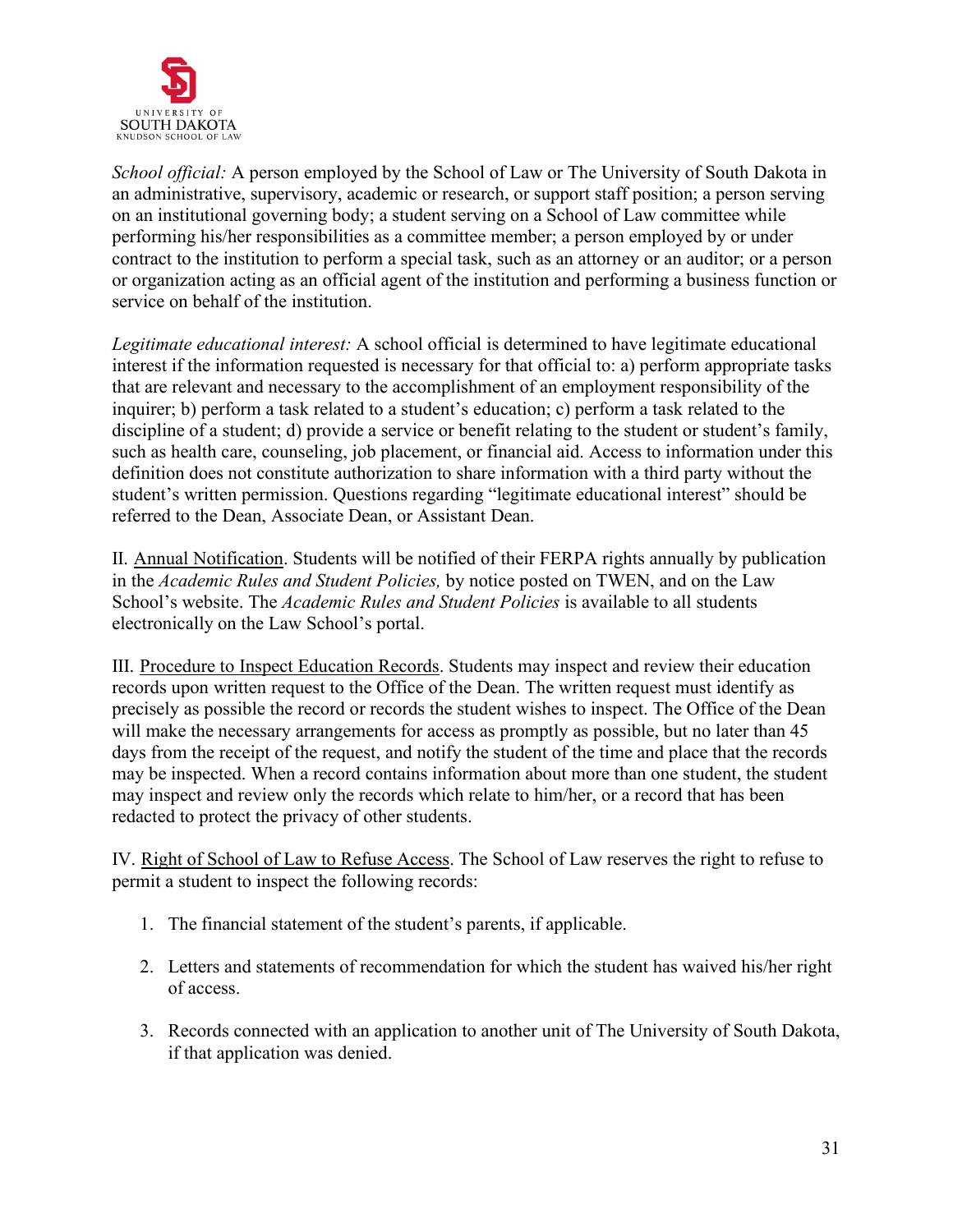*School official:* A person employed by the School of Law or The University of South Dakota in an administrative, supervisory, academic or research, or support staff position; a person serving on an institutional governing body; a student serving on a School of Law committee while performing his/her responsibilities as a committee member; a person employed by or under contract to the institution to perform a special task, such as an attorney or an auditor; or a person or organization acting as an official agent of the institution and performing a business function or service on behalf of the institution.

*Legitimate educational interest:* A school official is determined to have legitimate educational interest if the information requested is necessary for that official to: a) perform appropriate tasks that are relevant and necessary to the accomplishment of an employment responsibility of the inquirer; b) perform a task related to a student's education; c) perform a task related to the discipline of a student; d) provide a service or benefit relating to the student or student's family, such as health care, counseling, job placement, or financial aid. Access to information under this definition does not constitute authorization to share information with a third party without the student's written permission. Questions regarding "legitimate educational interest" should be referred to the Dean, Associate Dean, or Assistant Dean.

II. <u>Annual Notification</u>. Students will be notified of their FERPA rights annually by publication in the *Academic Rules and Student Policies,* by notice posted on TWEN, and on the Law School's website. The *Academic Rules and Student Policies* is available to all students electronically on the Law School's portal.

III. <u>Procedure to Inspect Education Records</u>. Students may inspect and review their education records upon written request to the Office of the Dean. The written request must identify as precisely as possible the record or records the student wishes to inspect. The Office of the Dean will make the necessary arrangements for access as promptly as possible, but no later than 45 days from the receipt of the request, and notify the student of the time and place that the records may be inspected. When a record contains information about more than one student, the student may inspect and review only the records which relate to him/her, or a record that has been redacted to protect the privacy of other students.

IV. <u>Right of School of Law to Refuse Access</u>. The School of Law reserves the right to refuse to permit a student to inspect the following records:

1. The financial statement of the student's parents, if applicable.

2. Letters and statements of recommendation for which the student has waived his/her right of access.

3. Records connected with an application to another unit of The University of South Dakota, if that application was denied.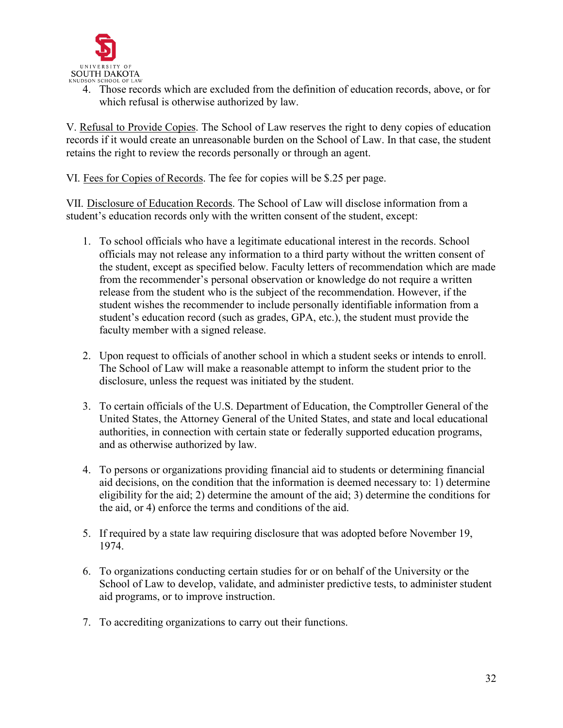4. Those records which are excluded from the definition of education records, above, or for which refusal is otherwise authorized by law.

V. <u>Refusal to Provide Copies</u>. The School of Law reserves the right to deny copies of education records if it would create an unreasonable burden on the School of Law. In that case, the student retains the right to review the records personally or through an agent.

VI. <u>Fees for Copies of Records</u>. The fee for copies will be $.25 per page.

VII. <u>Disclosure of Education Records</u>. The School of Law will disclose information from a student's education records only with the written consent of the student, except:

1. To school officials who have a legitimate educational interest in the records. School officials may not release any information to a third party without the written consent of the student, except as specified below. Faculty letters of recommendation which are made from the recommender's personal observation or knowledge do not require a written release from the student who is the subject of the recommendation. However, if the student wishes the recommender to include personally identifiable information from a student's education record (such as grades, GPA, etc.), the student must provide the faculty member with a signed release.

2. Upon request to officials of another school in which a student seeks or intends to enroll. The School of Law will make a reasonable attempt to inform the student prior to the disclosure, unless the request was initiated by the student.

3. To certain officials of the U.S. Department of Education, the Comptroller General of the United States, the Attorney General of the United States, and state and local educational authorities, in connection with certain state or federally supported education programs, and as otherwise authorized by law.

4. To persons or organizations providing financial aid to students or determining financial aid decisions, on the condition that the information is deemed necessary to: 1) determine eligibility for the aid; 2) determine the amount of the aid; 3) determine the conditions for the aid, or 4) enforce the terms and conditions of the aid.

5. If required by a state law requiring disclosure that was adopted before November 19, 1974.

6. To organizations conducting certain studies for or on behalf of the University or the School of Law to develop, validate, and administer predictive tests, to administer student aid programs, or to improve instruction.

7. To accrediting organizations to carry out their functions.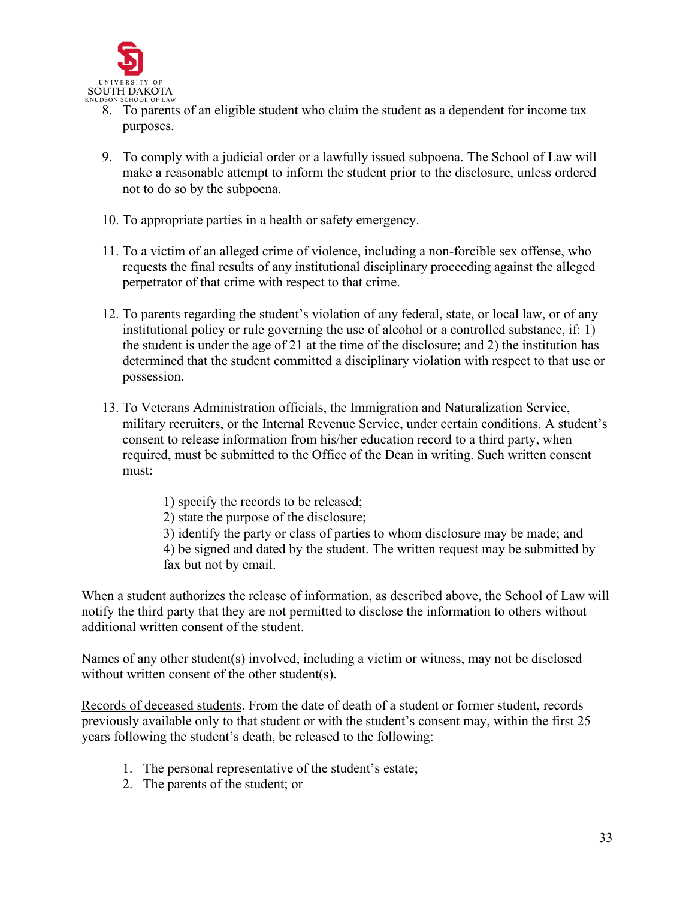8. To parents of an eligible student who claim the student as a dependent for income tax purposes.

9. To comply with a judicial order or a lawfully issued subpoena. The School of Law will make a reasonable attempt to inform the student prior to the disclosure, unless ordered not to do so by the subpoena.

10. To appropriate parties in a health or safety emergency.

11. To a victim of an alleged crime of violence, including a non-forcible sex offense, who requests the final results of any institutional disciplinary proceeding against the alleged perpetrator of that crime with respect to that crime.

12. To parents regarding the student's violation of any federal, state, or local law, or of any institutional policy or rule governing the use of alcohol or a controlled substance, if: 1) the student is under the age of 21 at the time of the disclosure; and 2) the institution has determined that the student committed a disciplinary violation with respect to that use or possession.

13. To Veterans Administration officials, the Immigration and Naturalization Service, military recruiters, or the Internal Revenue Service, under certain conditions. A student's consent to release information from his/her education record to a third party, when required, must be submitted to the Office of the Dean in writing. Such written consent must:

    1) specify the records to be released;
    2) state the purpose of the disclosure;
    3) identify the party or class of parties to whom disclosure may be made; and
    4) be signed and dated by the student. The written request may be submitted by fax but not by email.

When a student authorizes the release of information, as described above, the School of Law will notify the third party that they are not permitted to disclose the information to others without additional written consent of the student.

Names of any other student(s) involved, including a victim or witness, may not be disclosed without written consent of the other student(s).

<u>Records of deceased students</u>. From the date of death of a student or former student, records previously available only to that student or with the student's consent may, within the first 25 years following the student's death, be released to the following:

1. The personal representative of the student's estate;
2. The parents of the student; or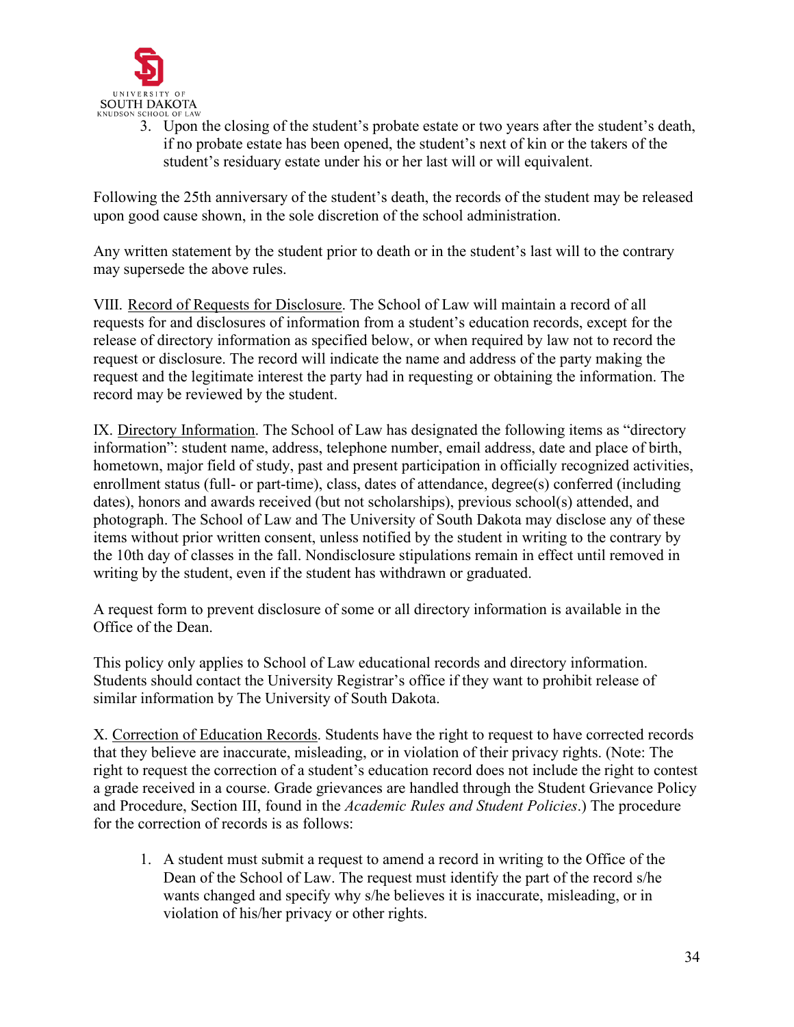3. Upon the closing of the student's probate estate or two years after the student's death, if no probate estate has been opened, the student's next of kin or the takers of the student's residuary estate under his or her last will or will equivalent.

Following the 25th anniversary of the student's death, the records of the student may be released upon good cause shown, in the sole discretion of the school administration.

Any written statement by the student prior to death or in the student's last will to the contrary may supersede the above rules.

VIII. Record of Requests for Disclosure. The School of Law will maintain a record of all requests for and disclosures of information from a student's education records, except for the release of directory information as specified below, or when required by law not to record the request or disclosure. The record will indicate the name and address of the party making the request and the legitimate interest the party had in requesting or obtaining the information. The record may be reviewed by the student.

IX. Directory Information. The School of Law has designated the following items as "directory information": student name, address, telephone number, email address, date and place of birth, hometown, major field of study, past and present participation in officially recognized activities, enrollment status (full- or part-time), class, dates of attendance, degree(s) conferred (including dates), honors and awards received (but not scholarships), previous school(s) attended, and photograph. The School of Law and The University of South Dakota may disclose any of these items without prior written consent, unless notified by the student in writing to the contrary by the 10th day of classes in the fall. Nondisclosure stipulations remain in effect until removed in writing by the student, even if the student has withdrawn or graduated.

A request form to prevent disclosure of some or all directory information is available in the Office of the Dean.

This policy only applies to School of Law educational records and directory information. Students should contact the University Registrar's office if they want to prohibit release of similar information by The University of South Dakota.

X. Correction of Education Records. Students have the right to request to have corrected records that they believe are inaccurate, misleading, or in violation of their privacy rights. (Note: The right to request the correction of a student's education record does not include the right to contest a grade received in a course. Grade grievances are handled through the Student Grievance Policy and Procedure, Section III, found in the *Academic Rules and Student Policies*.) The procedure for the correction of records is as follows:

1. A student must submit a request to amend a record in writing to the Office of the Dean of the School of Law. The request must identify the part of the record s/he wants changed and specify why s/he believes it is inaccurate, misleading, or in violation of his/her privacy or other rights.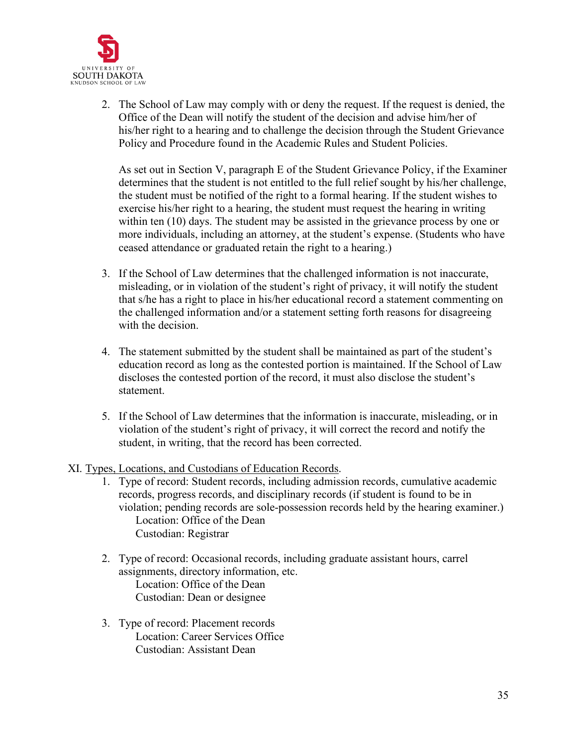2. The School of Law may comply with or deny the request. If the request is denied, the Office of the Dean will notify the student of the decision and advise him/her of his/her right to a hearing and to challenge the decision through the Student Grievance Policy and Procedure found in the Academic Rules and Student Policies.

   As set out in Section V, paragraph E of the Student Grievance Policy, if the Examiner determines that the student is not entitled to the full relief sought by his/her challenge, the student must be notified of the right to a formal hearing. If the student wishes to exercise his/her right to a hearing, the student must request the hearing in writing within ten (10) days. The student may be assisted in the grievance process by one or more individuals, including an attorney, at the student's expense. (Students who have ceased attendance or graduated retain the right to a hearing.)

3. If the School of Law determines that the challenged information is not inaccurate, misleading, or in violation of the student's right of privacy, it will notify the student that s/he has a right to place in his/her educational record a statement commenting on the challenged information and/or a statement setting forth reasons for disagreeing with the decision.

4. The statement submitted by the student shall be maintained as part of the student's education record as long as the contested portion is maintained. If the School of Law discloses the contested portion of the record, it must also disclose the student's statement.

5. If the School of Law determines that the information is inaccurate, misleading, or in violation of the student's right of privacy, it will correct the record and notify the student, in writing, that the record has been corrected.

XI. Types, Locations, and Custodians of Education Records.

1. Type of record: Student records, including admission records, cumulative academic records, progress records, and disciplinary records (if student is found to be in violation; pending records are sole-possession records held by the hearing examiner.)
   Location: Office of the Dean
   Custodian: Registrar

2. Type of record: Occasional records, including graduate assistant hours, carrel assignments, directory information, etc.
   Location: Office of the Dean
   Custodian: Dean or designee

3. Type of record: Placement records
   Location: Career Services Office
   Custodian: Assistant Dean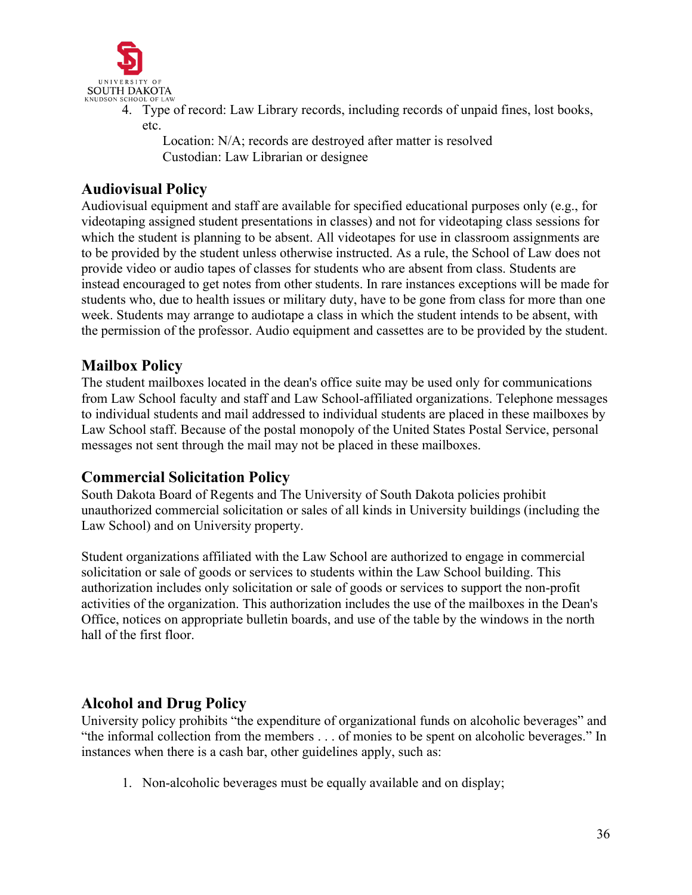4. Type of record: Law Library records, including records of unpaid fines, lost books, etc.

   Location: N/A; records are destroyed after matter is resolved
   Custodian: Law Librarian or designee

## Audiovisual Policy

Audiovisual equipment and staff are available for specified educational purposes only (e.g., for videotaping assigned student presentations in classes) and not for videotaping class sessions for which the student is planning to be absent. All videotapes for use in classroom assignments are to be provided by the student unless otherwise instructed. As a rule, the School of Law does not provide video or audio tapes of classes for students who are absent from class. Students are instead encouraged to get notes from other students. In rare instances exceptions will be made for students who, due to health issues or military duty, have to be gone from class for more than one week. Students may arrange to audiotape a class in which the student intends to be absent, with the permission of the professor. Audio equipment and cassettes are to be provided by the student.

## Mailbox Policy

The student mailboxes located in the dean's office suite may be used only for communications from Law School faculty and staff and Law School-affiliated organizations. Telephone messages to individual students and mail addressed to individual students are placed in these mailboxes by Law School staff. Because of the postal monopoly of the United States Postal Service, personal messages not sent through the mail may not be placed in these mailboxes.

## Commercial Solicitation Policy

South Dakota Board of Regents and The University of South Dakota policies prohibit unauthorized commercial solicitation or sales of all kinds in University buildings (including the Law School) and on University property.

Student organizations affiliated with the Law School are authorized to engage in commercial solicitation or sale of goods or services to students within the Law School building. This authorization includes only solicitation or sale of goods or services to support the non-profit activities of the organization. This authorization includes the use of the mailboxes in the Dean's Office, notices on appropriate bulletin boards, and use of the table by the windows in the north hall of the first floor.

## Alcohol and Drug Policy

University policy prohibits "the expenditure of organizational funds on alcoholic beverages" and "the informal collection from the members . . . of monies to be spent on alcoholic beverages." In instances when there is a cash bar, other guidelines apply, such as:

1. Non-alcoholic beverages must be equally available and on display;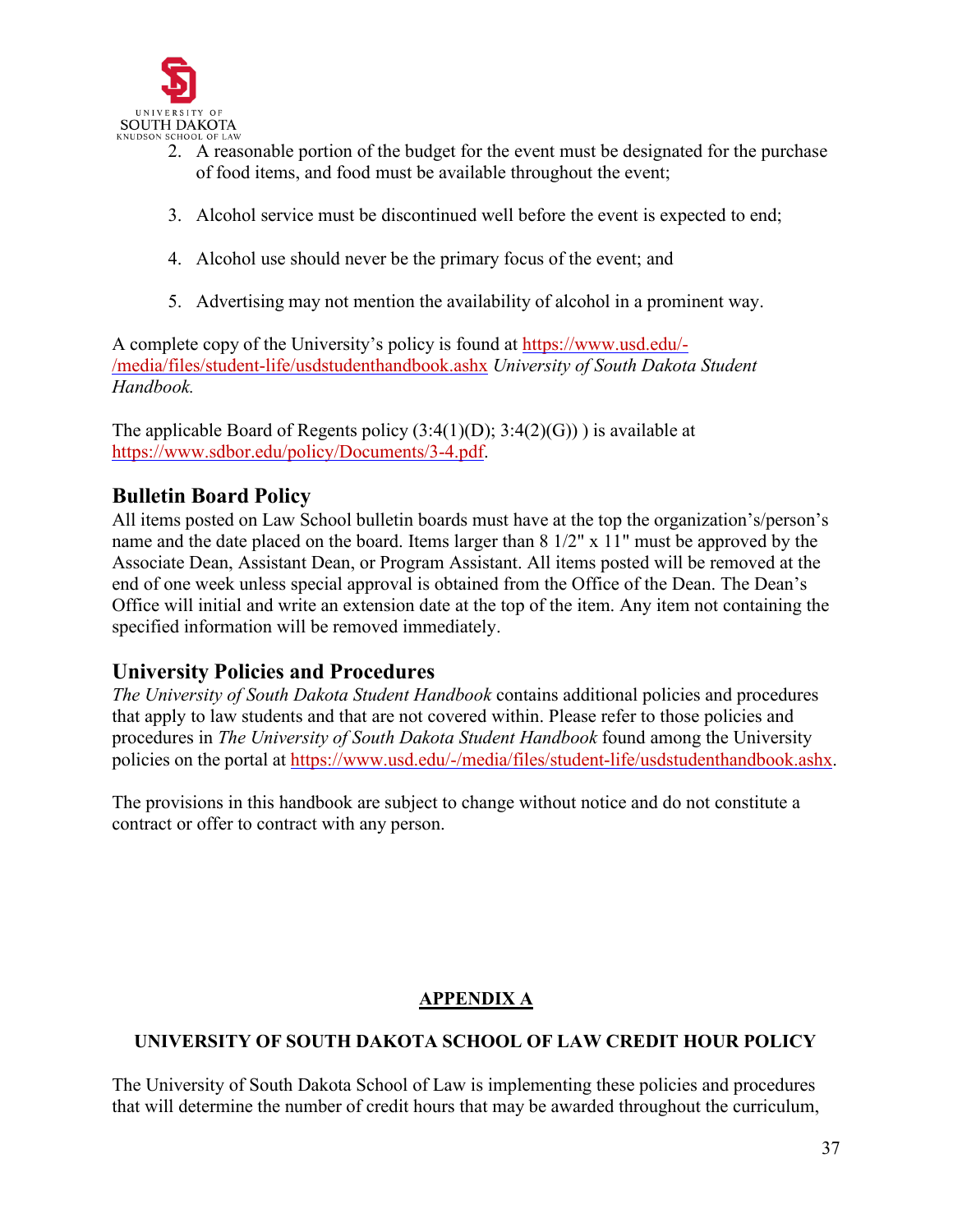2. A reasonable portion of the budget for the event must be designated for the purchase of food items, and food must be available throughout the event;

3. Alcohol service must be discontinued well before the event is expected to end;

4. Alcohol use should never be the primary focus of the event; and

5. Advertising may not mention the availability of alcohol in a prominent way.

A complete copy of the University's policy is found at https://www.usd.edu/-/media/files/student-life/usdstudenthandbook.ashx *University of South Dakota Student Handbook.*

The applicable Board of Regents policy (3:4(1)(D); 3:4(2)(G)) ) is available at https://www.sdbor.edu/policy/Documents/3-4.pdf.

## Bulletin Board Policy

All items posted on Law School bulletin boards must have at the top the organization's/person's name and the date placed on the board. Items larger than 8 1/2" x 11" must be approved by the Associate Dean, Assistant Dean, or Program Assistant. All items posted will be removed at the end of one week unless special approval is obtained from the Office of the Dean. The Dean's Office will initial and write an extension date at the top of the item. Any item not containing the specified information will be removed immediately.

## University Policies and Procedures

*The University of South Dakota Student Handbook* contains additional policies and procedures that apply to law students and that are not covered within. Please refer to those policies and procedures in *The University of South Dakota Student Handbook* found among the University policies on the portal at https://www.usd.edu/-/media/files/student-life/usdstudenthandbook.ashx.

The provisions in this handbook are subject to change without notice and do not constitute a contract or offer to contract with any person.

# APPENDIX A

## UNIVERSITY OF SOUTH DAKOTA SCHOOL OF LAW CREDIT HOUR POLICY

The University of South Dakota School of Law is implementing these policies and procedures that will determine the number of credit hours that may be awarded throughout the curriculum,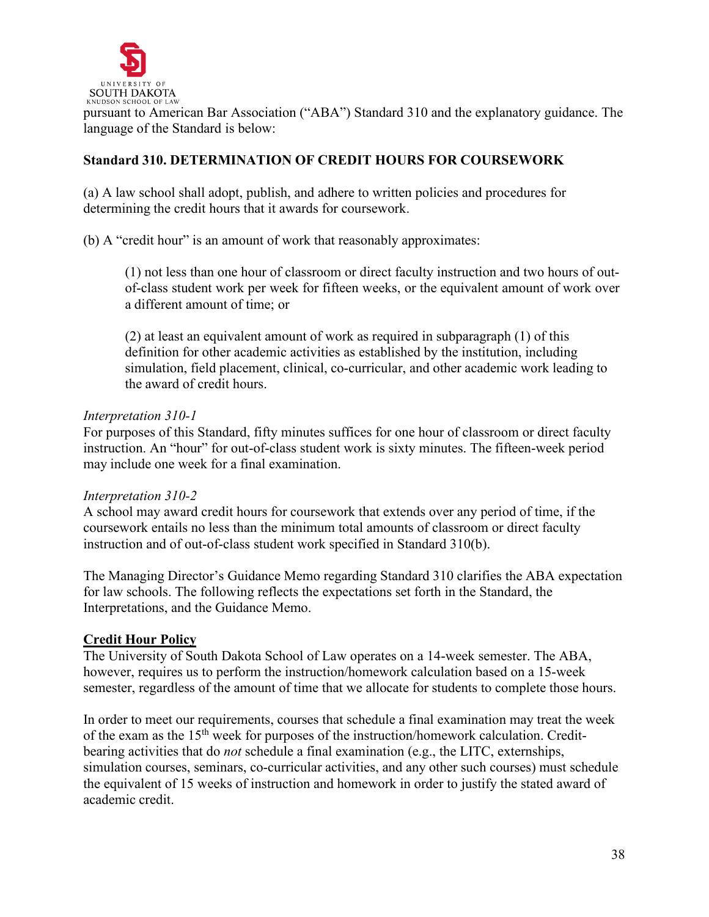pursuant to American Bar Association ("ABA") Standard 310 and the explanatory guidance. The language of the Standard is below:

**Standard 310. DETERMINATION OF CREDIT HOURS FOR COURSEWORK**

(a) A law school shall adopt, publish, and adhere to written policies and procedures for determining the credit hours that it awards for coursework.

(b) A "credit hour" is an amount of work that reasonably approximates:

> (1) not less than one hour of classroom or direct faculty instruction and two hours of out-of-class student work per week for fifteen weeks, or the equivalent amount of work over a different amount of time; or
>
> (2) at least an equivalent amount of work as required in subparagraph (1) of this definition for other academic activities as established by the institution, including simulation, field placement, clinical, co-curricular, and other academic work leading to the award of credit hours.

*Interpretation 310-1*
For purposes of this Standard, fifty minutes suffices for one hour of classroom or direct faculty instruction. An "hour" for out-of-class student work is sixty minutes. The fifteen-week period may include one week for a final examination.

*Interpretation 310-2*
A school may award credit hours for coursework that extends over any period of time, if the coursework entails no less than the minimum total amounts of classroom or direct faculty instruction and of out-of-class student work specified in Standard 310(b).

The Managing Director's Guidance Memo regarding Standard 310 clarifies the ABA expectation for law schools. The following reflects the expectations set forth in the Standard, the Interpretations, and the Guidance Memo.

**<u>Credit Hour Policy</u>**

The University of South Dakota School of Law operates on a 14-week semester. The ABA, however, requires us to perform the instruction/homework calculation based on a 15-week semester, regardless of the amount of time that we allocate for students to complete those hours.

In order to meet our requirements, courses that schedule a final examination may treat the week of the exam as the 15th week for purposes of the instruction/homework calculation. Credit-bearing activities that do *not* schedule a final examination (e.g., the LITC, externships, simulation courses, seminars, co-curricular activities, and any other such courses) must schedule the equivalent of 15 weeks of instruction and homework in order to justify the stated award of academic credit.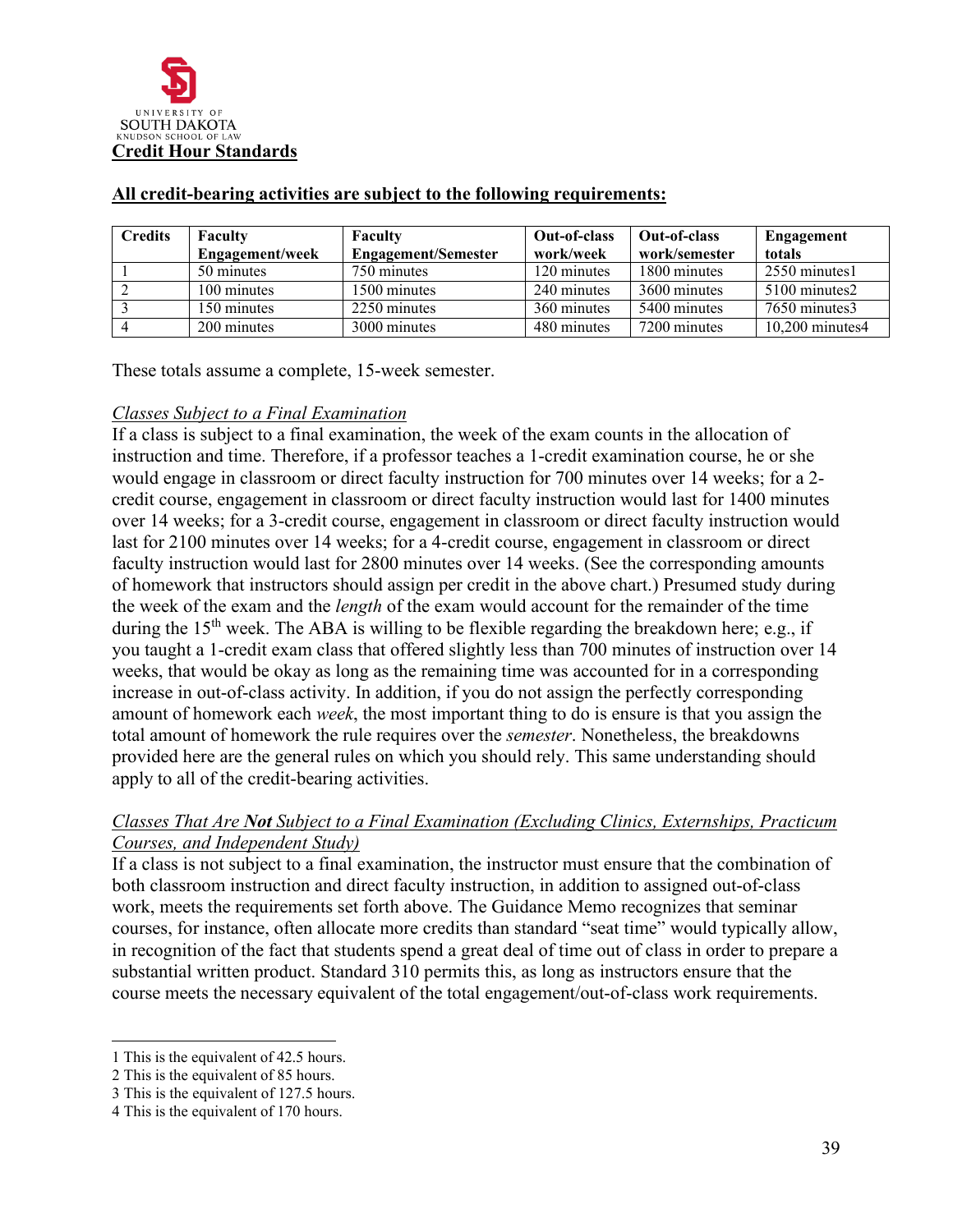UNIVERSITY OF SOUTH DAKOTA
KNUDSON SCHOOL OF LAW

# Credit Hour Standards

**All credit-bearing activities are subject to the following requirements:**

| Credits | Faculty Engagement/week | Faculty Engagement/Semester | Out-of-class work/week | Out-of-class work/semester | Engagement totals |
|---|---|---|---|---|---|
| 1 | 50 minutes | 750 minutes | 120 minutes | 1800 minutes | 2550 minutes[1] |
| 2 | 100 minutes | 1500 minutes | 240 minutes | 3600 minutes | 5100 minutes[2] |
| 3 | 150 minutes | 2250 minutes | 360 minutes | 5400 minutes | 7650 minutes[3] |
| 4 | 200 minutes | 3000 minutes | 480 minutes | 7200 minutes | 10,200 minutes[4] |

These totals assume a complete, 15-week semester.

*Classes Subject to a Final Examination*

If a class is subject to a final examination, the week of the exam counts in the allocation of instruction and time. Therefore, if a professor teaches a 1-credit examination course, he or she would engage in classroom or direct faculty instruction for 700 minutes over 14 weeks; for a 2-credit course, engagement in classroom or direct faculty instruction would last for 1400 minutes over 14 weeks; for a 3-credit course, engagement in classroom or direct faculty instruction would last for 2100 minutes over 14 weeks; for a 4-credit course, engagement in classroom or direct faculty instruction would last for 2800 minutes over 14 weeks. (See the corresponding amounts of homework that instructors should assign per credit in the above chart.) Presumed study during the week of the exam and the *length* of the exam would account for the remainder of the time during the 15th week. The ABA is willing to be flexible regarding the breakdown here; e.g., if you taught a 1-credit exam class that offered slightly less than 700 minutes of instruction over 14 weeks, that would be okay as long as the remaining time was accounted for in a corresponding increase in out-of-class activity. In addition, if you do not assign the perfectly corresponding amount of homework each *week*, the most important thing to do is ensure is that you assign the total amount of homework the rule requires over the *semester*. Nonetheless, the breakdowns provided here are the general rules on which you should rely. This same understanding should apply to all of the credit-bearing activities.

*Classes That Are **Not** Subject to a Final Examination (Excluding Clinics, Externships, Practicum Courses, and Independent Study)*

If a class is not subject to a final examination, the instructor must ensure that the combination of both classroom instruction and direct faculty instruction, in addition to assigned out-of-class work, meets the requirements set forth above. The Guidance Memo recognizes that seminar courses, for instance, often allocate more credits than standard "seat time" would typically allow, in recognition of the fact that students spend a great deal of time out of class in order to prepare a substantial written product. Standard 310 permits this, as long as instructors ensure that the course meets the necessary equivalent of the total engagement/out-of-class work requirements.

---

1 This is the equivalent of 42.5 hours.
2 This is the equivalent of 85 hours.
3 This is the equivalent of 127.5 hours.
4 This is the equivalent of 170 hours.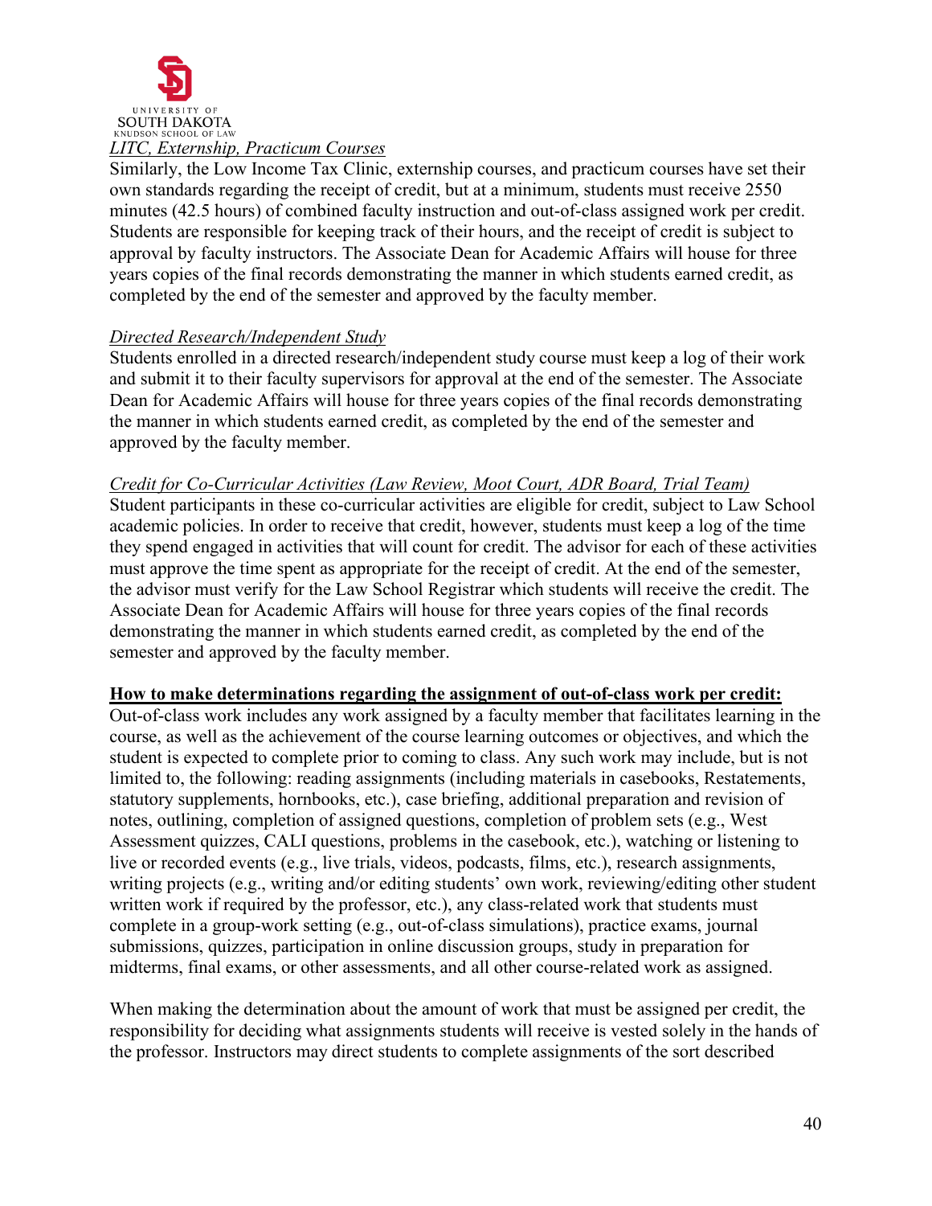*LITC, Externship, Practicum Courses*

Similarly, the Low Income Tax Clinic, externship courses, and practicum courses have set their own standards regarding the receipt of credit, but at a minimum, students must receive 2550 minutes (42.5 hours) of combined faculty instruction and out-of-class assigned work per credit. Students are responsible for keeping track of their hours, and the receipt of credit is subject to approval by faculty instructors. The Associate Dean for Academic Affairs will house for three years copies of the final records demonstrating the manner in which students earned credit, as completed by the end of the semester and approved by the faculty member.

*Directed Research/Independent Study*

Students enrolled in a directed research/independent study course must keep a log of their work and submit it to their faculty supervisors for approval at the end of the semester. The Associate Dean for Academic Affairs will house for three years copies of the final records demonstrating the manner in which students earned credit, as completed by the end of the semester and approved by the faculty member.

*Credit for Co-Curricular Activities (Law Review, Moot Court, ADR Board, Trial Team)*

Student participants in these co-curricular activities are eligible for credit, subject to Law School academic policies. In order to receive that credit, however, students must keep a log of the time they spend engaged in activities that will count for credit. The advisor for each of these activities must approve the time spent as appropriate for the receipt of credit. At the end of the semester, the advisor must verify for the Law School Registrar which students will receive the credit. The Associate Dean for Academic Affairs will house for three years copies of the final records demonstrating the manner in which students earned credit, as completed by the end of the semester and approved by the faculty member.

**How to make determinations regarding the assignment of out-of-class work per credit:**

Out-of-class work includes any work assigned by a faculty member that facilitates learning in the course, as well as the achievement of the course learning outcomes or objectives, and which the student is expected to complete prior to coming to class. Any such work may include, but is not limited to, the following: reading assignments (including materials in casebooks, Restatements, statutory supplements, hornbooks, etc.), case briefing, additional preparation and revision of notes, outlining, completion of assigned questions, completion of problem sets (e.g., West Assessment quizzes, CALI questions, problems in the casebook, etc.), watching or listening to live or recorded events (e.g., live trials, videos, podcasts, films, etc.), research assignments, writing projects (e.g., writing and/or editing students' own work, reviewing/editing other student written work if required by the professor, etc.), any class-related work that students must complete in a group-work setting (e.g., out-of-class simulations), practice exams, journal submissions, quizzes, participation in online discussion groups, study in preparation for midterms, final exams, or other assessments, and all other course-related work as assigned.

When making the determination about the amount of work that must be assigned per credit, the responsibility for deciding what assignments students will receive is vested solely in the hands of the professor. Instructors may direct students to complete assignments of the sort described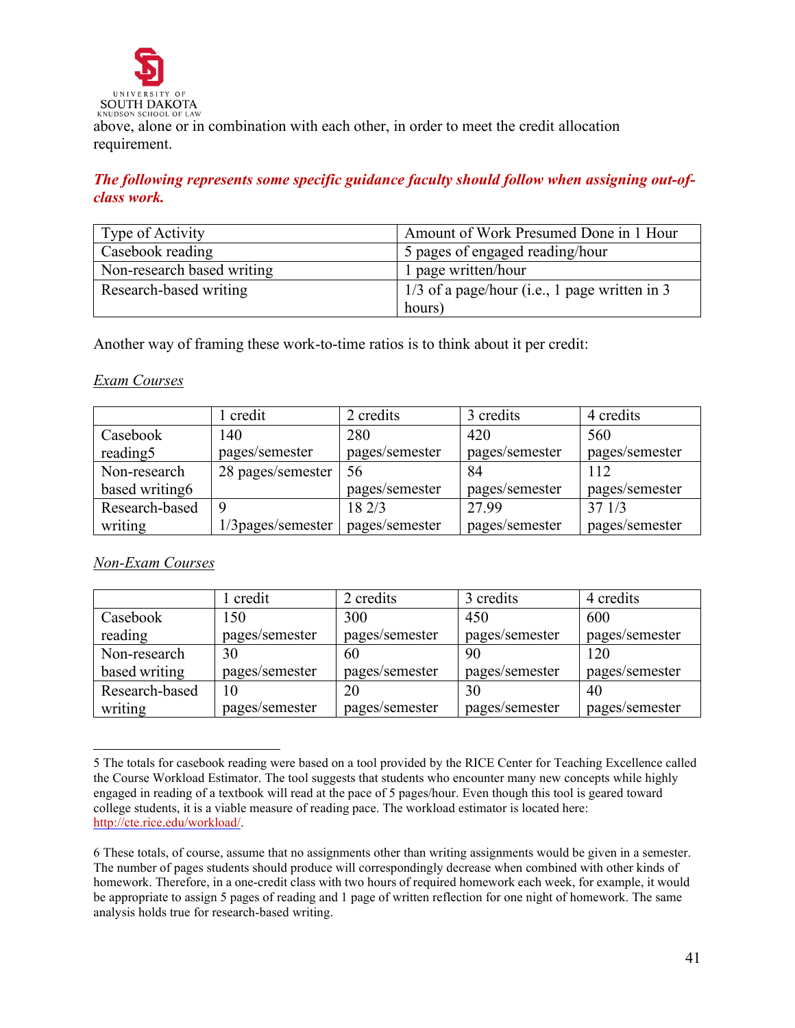above, alone or in combination with each other, in order to meet the credit allocation requirement.

***The following represents some specific guidance faculty should follow when assigning out-of-class work.***

| Type of Activity | Amount of Work Presumed Done in 1 Hour |
|---|---|
| Casebook reading | 5 pages of engaged reading/hour |
| Non-research based writing | 1 page written/hour |
| Research-based writing | 1/3 of a page/hour (i.e., 1 page written in 3 hours) |

Another way of framing these work-to-time ratios is to think about it per credit:

*Exam Courses*

| | 1 credit | 2 credits | 3 credits | 4 credits |
|---|---|---|---|---|
| Casebook reading[5] | 140 pages/semester | 280 pages/semester | 420 pages/semester | 560 pages/semester |
| Non-research based writing[6] | 28 pages/semester | 56 pages/semester | 84 pages/semester | 112 pages/semester |
| Research-based writing | 9 1/3pages/semester | 18 2/3 pages/semester | 27.99 pages/semester | 37 1/3 pages/semester |

*Non-Exam Courses*

| | 1 credit | 2 credits | 3 credits | 4 credits |
|---|---|---|---|---|
| Casebook reading | 150 pages/semester | 300 pages/semester | 450 pages/semester | 600 pages/semester |
| Non-research based writing | 30 pages/semester | 60 pages/semester | 90 pages/semester | 120 pages/semester |
| Research-based writing | 10 pages/semester | 20 pages/semester | 30 pages/semester | 40 pages/semester |

---

5 The totals for casebook reading were based on a tool provided by the RICE Center for Teaching Excellence called the Course Workload Estimator. The tool suggests that students who encounter many new concepts while highly engaged in reading of a textbook will read at the pace of 5 pages/hour. Even though this tool is geared toward college students, it is a viable measure of reading pace. The workload estimator is located here: http://cte.rice.edu/workload/.

6 These totals, of course, assume that no assignments other than writing assignments would be given in a semester. The number of pages students should produce will correspondingly decrease when combined with other kinds of homework. Therefore, in a one-credit class with two hours of required homework each week, for example, it would be appropriate to assign 5 pages of reading and 1 page of written reflection for one night of homework. The same analysis holds true for research-based writing.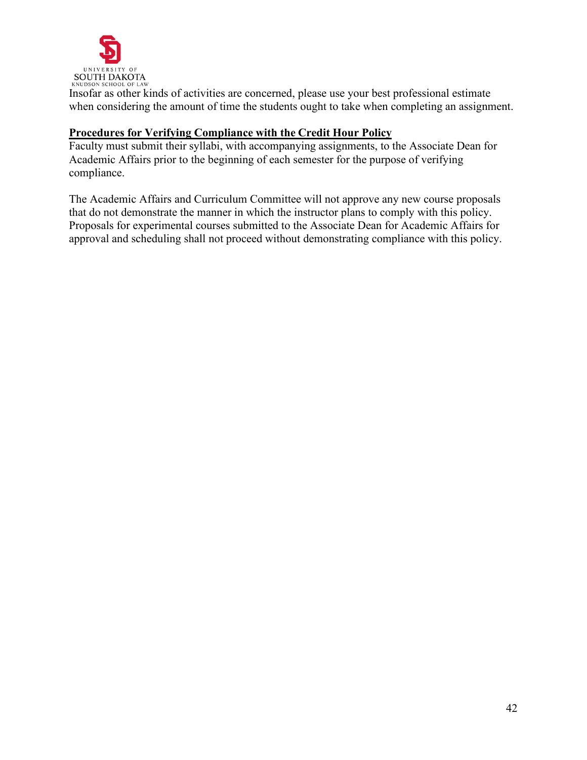Insofar as other kinds of activities are concerned, please use your best professional estimate when considering the amount of time the students ought to take when completing an assignment.

**Procedures for Verifying Compliance with the Credit Hour Policy**

Faculty must submit their syllabi, with accompanying assignments, to the Associate Dean for Academic Affairs prior to the beginning of each semester for the purpose of verifying compliance.

The Academic Affairs and Curriculum Committee will not approve any new course proposals that do not demonstrate the manner in which the instructor plans to comply with this policy. Proposals for experimental courses submitted to the Associate Dean for Academic Affairs for approval and scheduling shall not proceed without demonstrating compliance with this policy.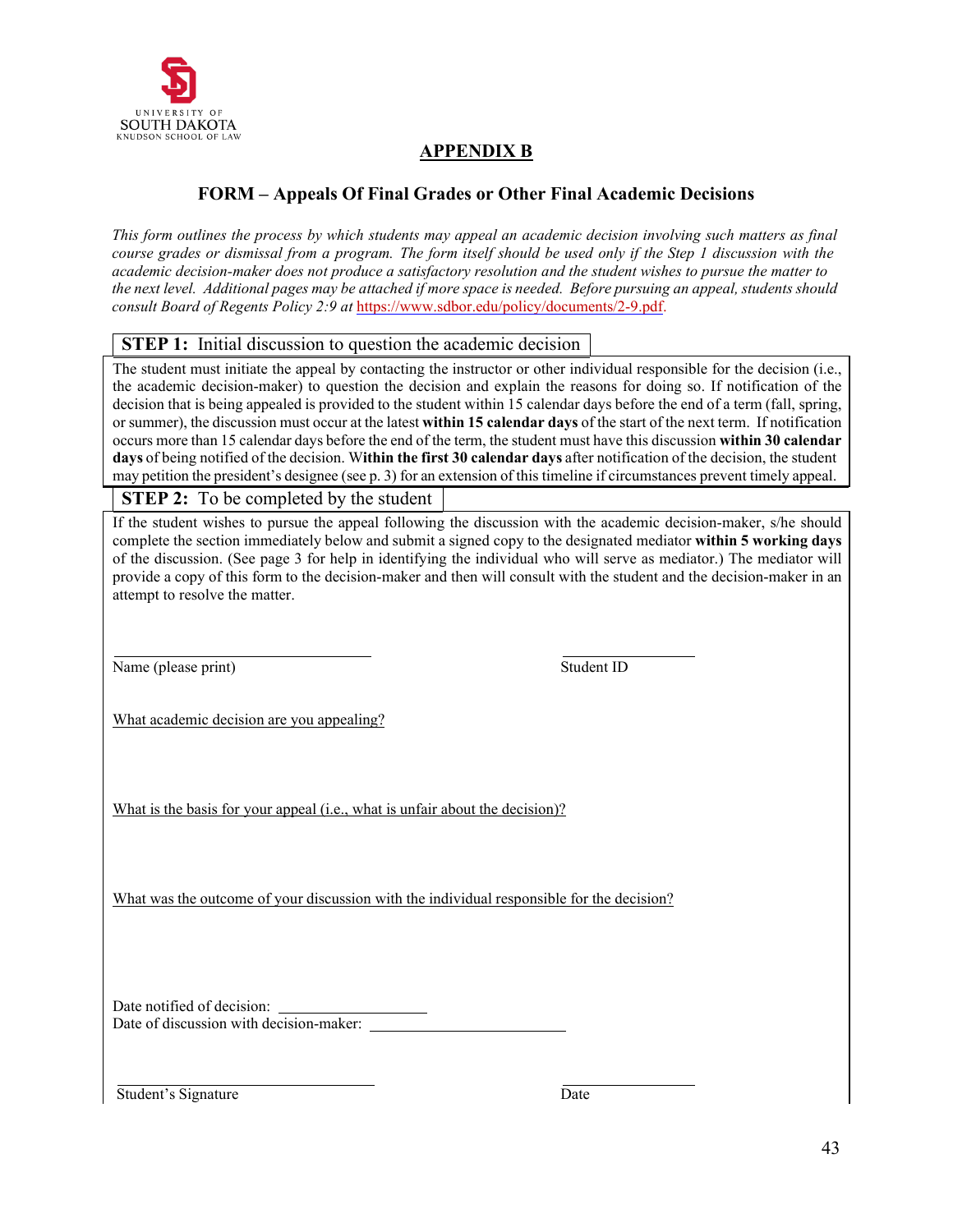UNIVERSITY OF SOUTH DAKOTA
KNUDSON SCHOOL OF LAW

# APPENDIX B

## FORM – Appeals Of Final Grades or Other Final Academic Decisions

*This form outlines the process by which students may appeal an academic decision involving such matters as final course grades or dismissal from a program. The form itself should be used only if the Step 1 discussion with the academic decision-maker does not produce a satisfactory resolution and the student wishes to pursue the matter to the next level. Additional pages may be attached if more space is needed. Before pursuing an appeal, students should consult Board of Regents Policy 2:9 at* https://www.sdbor.edu/policy/documents/2-9.pdf.

### STEP 1: Initial discussion to question the academic decision

The student must initiate the appeal by contacting the instructor or other individual responsible for the decision (i.e., the academic decision-maker) to question the decision and explain the reasons for doing so. If notification of the decision that is being appealed is provided to the student within 15 calendar days before the end of a term (fall, spring, or summer), the discussion must occur at the latest **within 15 calendar days** of the start of the next term. If notification occurs more than 15 calendar days before the end of the term, the student must have this discussion **within 30 calendar days** of being notified of the decision. **Within the first 30 calendar days** after notification of the decision, the student may petition the president's designee (see p. 3) for an extension of this timeline if circumstances prevent timely appeal.

### STEP 2: To be completed by the student

If the student wishes to pursue the appeal following the discussion with the academic decision-maker, s/he should complete the section immediately below and submit a signed copy to the designated mediator **within 5 working days** of the discussion. (See page 3 for help in identifying the individual who will serve as mediator.) The mediator will provide a copy of this form to the decision-maker and then will consult with the student and the decision-maker in an attempt to resolve the matter.

______________________________ Name (please print)

______________ Student ID

What academic decision are you appealing?

What is the basis for your appeal (i.e., what is unfair about the decision)?

What was the outcome of your discussion with the individual responsible for the decision?

Date notified of decision: ________________

Date of discussion with decision-maker: ______________________

______________________________ Student's Signature

______________ Date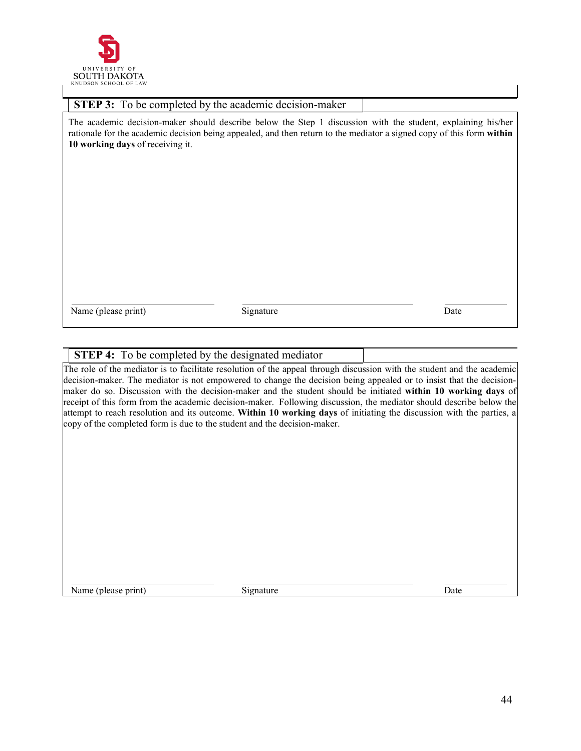UNIVERSITY OF
SOUTH DAKOTA
KNUDSON SCHOOL OF LAW

## STEP 3: To be completed by the academic decision-maker

The academic decision-maker should describe below the Step 1 discussion with the student, explaining his/her rationale for the academic decision being appealed, and then return to the mediator a signed copy of this form **within 10 working days** of receiving it.

Name (please print) ____________________ Signature ____________________ Date __________

## STEP 4: To be completed by the designated mediator

The role of the mediator is to facilitate resolution of the appeal through discussion with the student and the academic decision-maker. The mediator is not empowered to change the decision being appealed or to insist that the decision-maker do so. Discussion with the decision-maker and the student should be initiated **within 10 working days** of receipt of this form from the academic decision-maker. Following discussion, the mediator should describe below the attempt to reach resolution and its outcome. **Within 10 working days** of initiating the discussion with the parties, a copy of the completed form is due to the student and the decision-maker.

Name (please print) ____________________ Signature ____________________ Date __________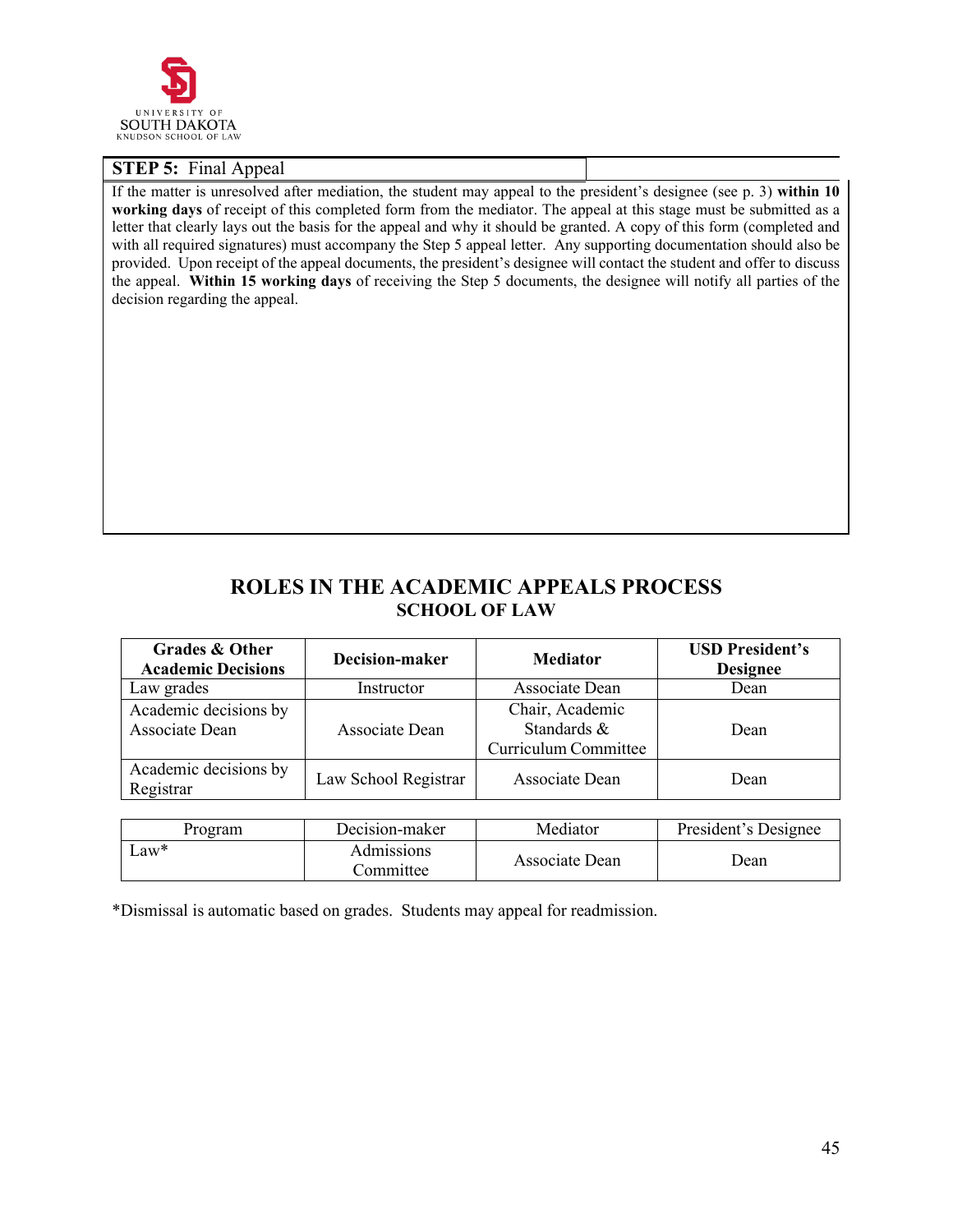UNIVERSITY OF SOUTH DAKOTA
KNUDSON SCHOOL OF LAW

**STEP 5:** Final Appeal

If the matter is unresolved after mediation, the student may appeal to the president's designee (see p. 3) **within 10 working days** of receipt of this completed form from the mediator. The appeal at this stage must be submitted as a letter that clearly lays out the basis for the appeal and why it should be granted. A copy of this form (completed and with all required signatures) must accompany the Step 5 appeal letter. Any supporting documentation should also be provided. Upon receipt of the appeal documents, the president's designee will contact the student and offer to discuss the appeal. **Within 15 working days** of receiving the Step 5 documents, the designee will notify all parties of the decision regarding the appeal.

## ROLES IN THE ACADEMIC APPEALS PROCESS
### SCHOOL OF LAW

| Grades & Other Academic Decisions | Decision-maker | Mediator | USD President's Designee |
|---|---|---|---|
| Law grades | Instructor | Associate Dean | Dean |
| Academic decisions by Associate Dean | Associate Dean | Chair, Academic Standards & Curriculum Committee | Dean |
| Academic decisions by Registrar | Law School Registrar | Associate Dean | Dean |

| Program | Decision-maker | Mediator | President's Designee |
|---|---|---|---|
| Law* | Admissions Committee | Associate Dean | Dean |

*Dismissal is automatic based on grades. Students may appeal for readmission.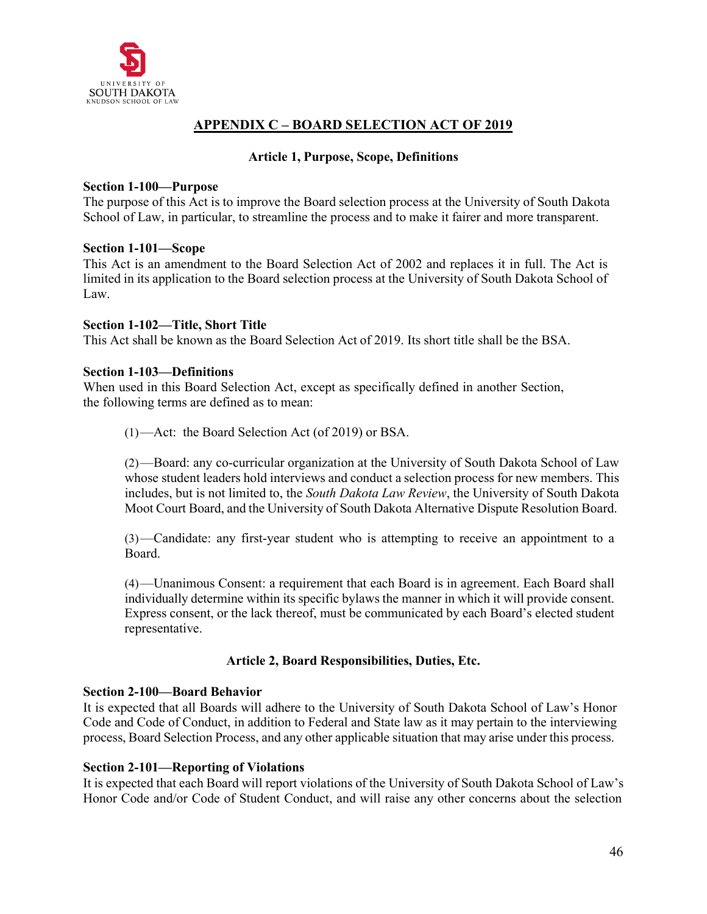## APPENDIX C – BOARD SELECTION ACT OF 2019

### Article 1, Purpose, Scope, Definitions

**Section 1-100—Purpose**
The purpose of this Act is to improve the Board selection process at the University of South Dakota School of Law, in particular, to streamline the process and to make it fairer and more transparent.

**Section 1-101—Scope**
This Act is an amendment to the Board Selection Act of 2002 and replaces it in full. The Act is limited in its application to the Board selection process at the University of South Dakota School of Law.

**Section 1-102—Title, Short Title**
This Act shall be known as the Board Selection Act of 2019. Its short title shall be the BSA.

**Section 1-103—Definitions**
When used in this Board Selection Act, except as specifically defined in another Section, the following terms are defined as to mean:

(1)—Act: the Board Selection Act (of 2019) or BSA.

(2)—Board: any co-curricular organization at the University of South Dakota School of Law whose student leaders hold interviews and conduct a selection process for new members. This includes, but is not limited to, the *South Dakota Law Review*, the University of South Dakota Moot Court Board, and the University of South Dakota Alternative Dispute Resolution Board.

(3)—Candidate: any first-year student who is attempting to receive an appointment to a Board.

(4)—Unanimous Consent: a requirement that each Board is in agreement. Each Board shall individually determine within its specific bylaws the manner in which it will provide consent. Express consent, or the lack thereof, must be communicated by each Board's elected student representative.

### Article 2, Board Responsibilities, Duties, Etc.

**Section 2-100—Board Behavior**
It is expected that all Boards will adhere to the University of South Dakota School of Law's Honor Code and Code of Conduct, in addition to Federal and State law as it may pertain to the interviewing process, Board Selection Process, and any other applicable situation that may arise under this process.

**Section 2-101—Reporting of Violations**
It is expected that each Board will report violations of the University of South Dakota School of Law's Honor Code and/or Code of Student Conduct, and will raise any other concerns about the selection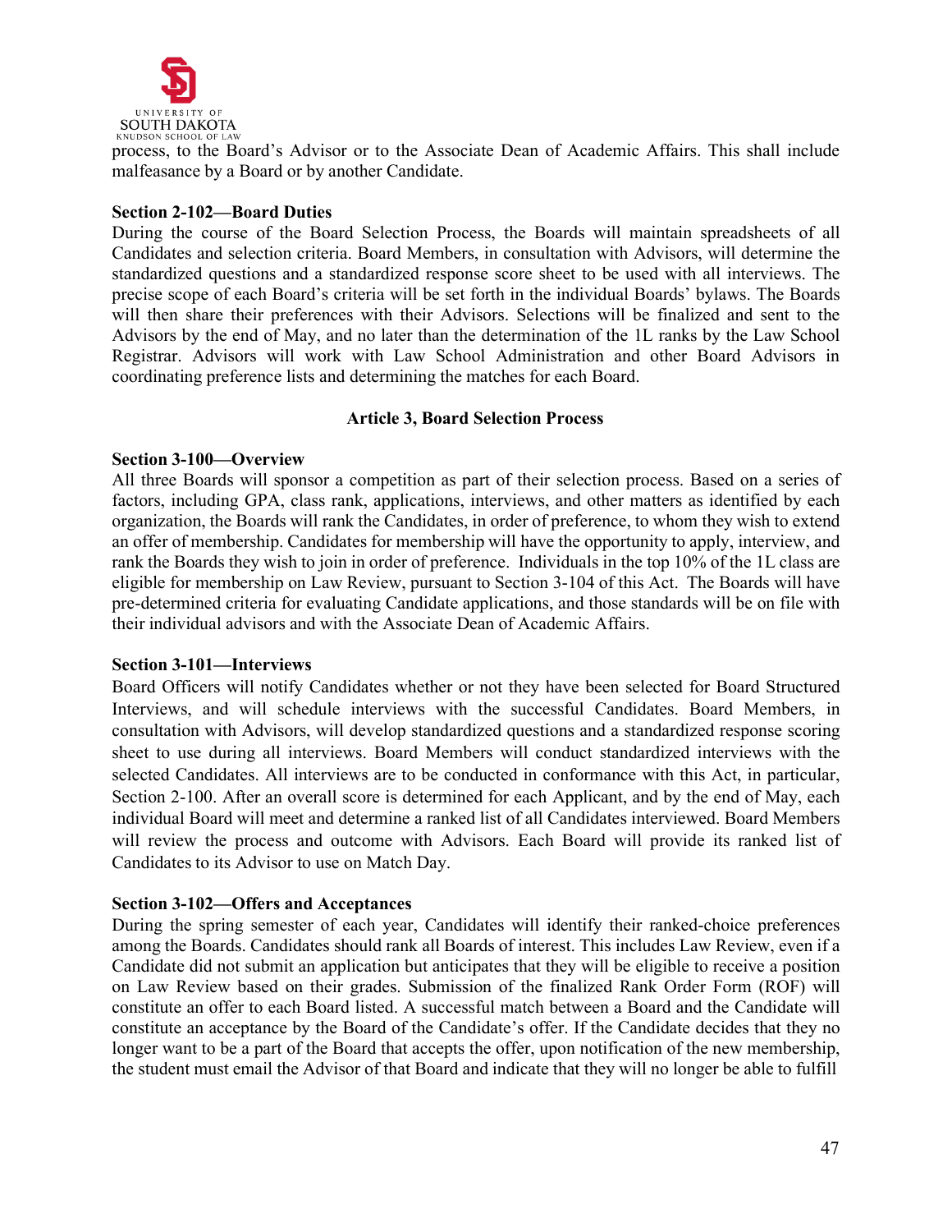process, to the Board's Advisor or to the Associate Dean of Academic Affairs. This shall include malfeasance by a Board or by another Candidate.

**Section 2-102—Board Duties**

During the course of the Board Selection Process, the Boards will maintain spreadsheets of all Candidates and selection criteria. Board Members, in consultation with Advisors, will determine the standardized questions and a standardized response score sheet to be used with all interviews. The precise scope of each Board's criteria will be set forth in the individual Boards' bylaws. The Boards will then share their preferences with their Advisors. Selections will be finalized and sent to the Advisors by the end of May, and no later than the determination of the 1L ranks by the Law School Registrar. Advisors will work with Law School Administration and other Board Advisors in coordinating preference lists and determining the matches for each Board.

## Article 3, Board Selection Process

**Section 3-100—Overview**

All three Boards will sponsor a competition as part of their selection process. Based on a series of factors, including GPA, class rank, applications, interviews, and other matters as identified by each organization, the Boards will rank the Candidates, in order of preference, to whom they wish to extend an offer of membership. Candidates for membership will have the opportunity to apply, interview, and rank the Boards they wish to join in order of preference. Individuals in the top 10% of the 1L class are eligible for membership on Law Review, pursuant to Section 3-104 of this Act. The Boards will have pre-determined criteria for evaluating Candidate applications, and those standards will be on file with their individual advisors and with the Associate Dean of Academic Affairs.

**Section 3-101—Interviews**

Board Officers will notify Candidates whether or not they have been selected for Board Structured Interviews, and will schedule interviews with the successful Candidates. Board Members, in consultation with Advisors, will develop standardized questions and a standardized response scoring sheet to use during all interviews. Board Members will conduct standardized interviews with the selected Candidates. All interviews are to be conducted in conformance with this Act, in particular, Section 2-100. After an overall score is determined for each Applicant, and by the end of May, each individual Board will meet and determine a ranked list of all Candidates interviewed. Board Members will review the process and outcome with Advisors. Each Board will provide its ranked list of Candidates to its Advisor to use on Match Day.

**Section 3-102—Offers and Acceptances**

During the spring semester of each year, Candidates will identify their ranked-choice preferences among the Boards. Candidates should rank all Boards of interest. This includes Law Review, even if a Candidate did not submit an application but anticipates that they will be eligible to receive a position on Law Review based on their grades. Submission of the finalized Rank Order Form (ROF) will constitute an offer to each Board listed. A successful match between a Board and the Candidate will constitute an acceptance by the Board of the Candidate's offer. If the Candidate decides that they no longer want to be a part of the Board that accepts the offer, upon notification of the new membership, the student must email the Advisor of that Board and indicate that they will no longer be able to fulfill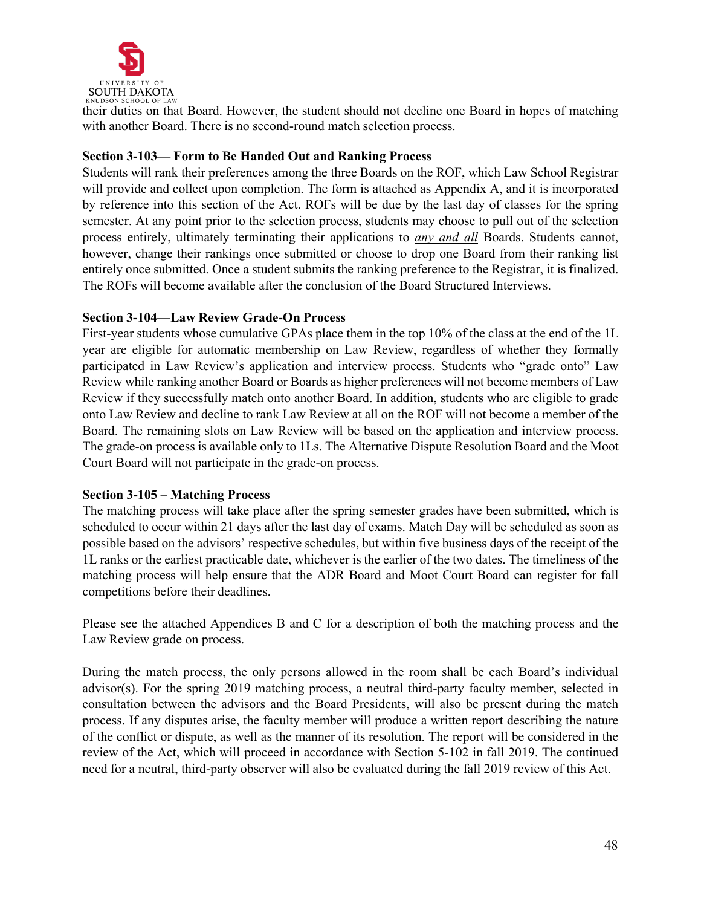their duties on that Board. However, the student should not decline one Board in hopes of matching with another Board. There is no second-round match selection process.

**Section 3-103— Form to Be Handed Out and Ranking Process**

Students will rank their preferences among the three Boards on the ROF, which Law School Registrar will provide and collect upon completion. The form is attached as Appendix A, and it is incorporated by reference into this section of the Act. ROFs will be due by the last day of classes for the spring semester. At any point prior to the selection process, students may choose to pull out of the selection process entirely, ultimately terminating their applications to *any and all* Boards. Students cannot, however, change their rankings once submitted or choose to drop one Board from their ranking list entirely once submitted. Once a student submits the ranking preference to the Registrar, it is finalized. The ROFs will become available after the conclusion of the Board Structured Interviews.

**Section 3-104—Law Review Grade-On Process**

First-year students whose cumulative GPAs place them in the top 10% of the class at the end of the 1L year are eligible for automatic membership on Law Review, regardless of whether they formally participated in Law Review's application and interview process. Students who "grade onto" Law Review while ranking another Board or Boards as higher preferences will not become members of Law Review if they successfully match onto another Board. In addition, students who are eligible to grade onto Law Review and decline to rank Law Review at all on the ROF will not become a member of the Board. The remaining slots on Law Review will be based on the application and interview process. The grade-on process is available only to 1Ls. The Alternative Dispute Resolution Board and the Moot Court Board will not participate in the grade-on process.

**Section 3-105 – Matching Process**

The matching process will take place after the spring semester grades have been submitted, which is scheduled to occur within 21 days after the last day of exams. Match Day will be scheduled as soon as possible based on the advisors' respective schedules, but within five business days of the receipt of the 1L ranks or the earliest practicable date, whichever is the earlier of the two dates. The timeliness of the matching process will help ensure that the ADR Board and Moot Court Board can register for fall competitions before their deadlines.

Please see the attached Appendices B and C for a description of both the matching process and the Law Review grade on process.

During the match process, the only persons allowed in the room shall be each Board's individual advisor(s). For the spring 2019 matching process, a neutral third-party faculty member, selected in consultation between the advisors and the Board Presidents, will also be present during the match process. If any disputes arise, the faculty member will produce a written report describing the nature of the conflict or dispute, as well as the manner of its resolution. The report will be considered in the review of the Act, which will proceed in accordance with Section 5-102 in fall 2019. The continued need for a neutral, third-party observer will also be evaluated during the fall 2019 review of this Act.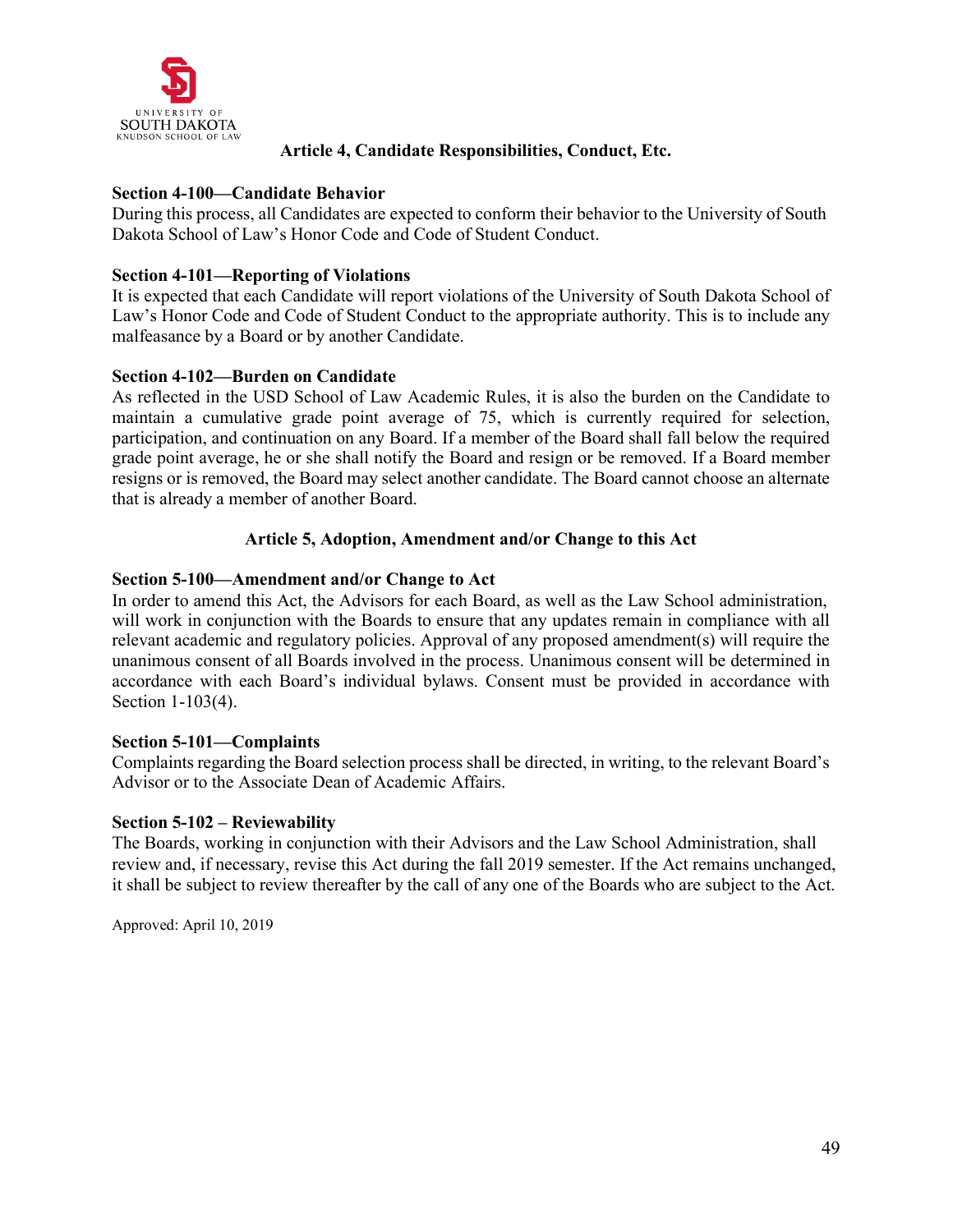## Article 4, Candidate Responsibilities, Conduct, Etc.

**Section 4-100—Candidate Behavior**
During this process, all Candidates are expected to conform their behavior to the University of South Dakota School of Law's Honor Code and Code of Student Conduct.

**Section 4-101—Reporting of Violations**
It is expected that each Candidate will report violations of the University of South Dakota School of Law's Honor Code and Code of Student Conduct to the appropriate authority. This is to include any malfeasance by a Board or by another Candidate.

**Section 4-102—Burden on Candidate**
As reflected in the USD School of Law Academic Rules, it is also the burden on the Candidate to maintain a cumulative grade point average of 75, which is currently required for selection, participation, and continuation on any Board. If a member of the Board shall fall below the required grade point average, he or she shall notify the Board and resign or be removed. If a Board member resigns or is removed, the Board may select another candidate. The Board cannot choose an alternate that is already a member of another Board.

## Article 5, Adoption, Amendment and/or Change to this Act

**Section 5-100—Amendment and/or Change to Act**
In order to amend this Act, the Advisors for each Board, as well as the Law School administration, will work in conjunction with the Boards to ensure that any updates remain in compliance with all relevant academic and regulatory policies. Approval of any proposed amendment(s) will require the unanimous consent of all Boards involved in the process. Unanimous consent will be determined in accordance with each Board's individual bylaws. Consent must be provided in accordance with Section 1-103(4).

**Section 5-101—Complaints**
Complaints regarding the Board selection process shall be directed, in writing, to the relevant Board's Advisor or to the Associate Dean of Academic Affairs.

**Section 5-102 – Reviewability**
The Boards, working in conjunction with their Advisors and the Law School Administration, shall review and, if necessary, revise this Act during the fall 2019 semester. If the Act remains unchanged, it shall be subject to review thereafter by the call of any one of the Boards who are subject to the Act.

Approved: April 10, 2019